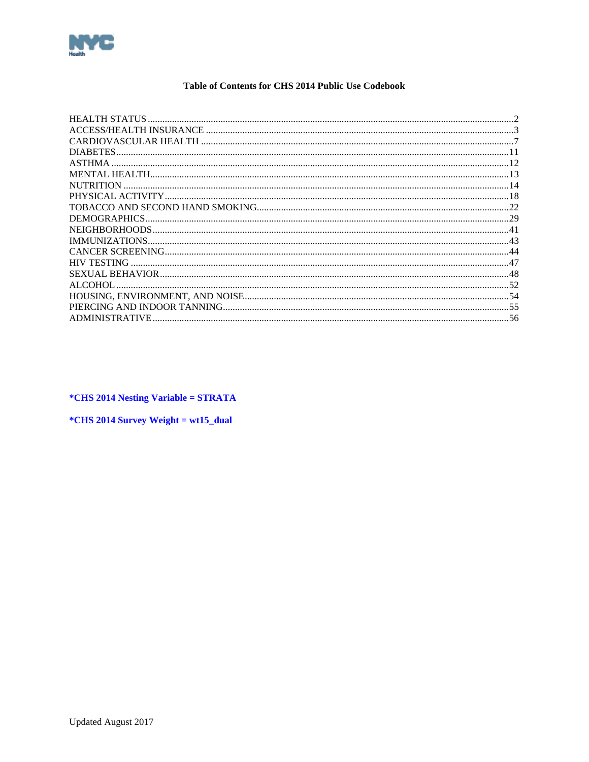# Table of Contents for CHS 2014 Public Use Codebook

| Section | Page |
|---|---|
| HEALTH STATUS | 2 |
| ACCESS/HEALTH INSURANCE | 3 |
| CARDIOVASCULAR HEALTH | 7 |
| DIABETES | 11 |
| ASTHMA | 12 |
| MENTAL HEALTH | 13 |
| NUTRITION | 14 |
| PHYSICAL ACTIVITY | 18 |
| TOBACCO AND SECOND HAND SMOKING | 22 |
| DEMOGRAPHICS | 29 |
| NEIGHBORHOODS | 41 |
| IMMUNIZATIONS | 43 |
| CANCER SCREENING | 44 |
| HIV TESTING | 47 |
| SEXUAL BEHAVIOR | 48 |
| ALCOHOL | 52 |
| HOUSING, ENVIRONMENT, AND NOISE | 54 |
| PIERCING AND INDOOR TANNING | 55 |
| ADMINISTRATIVE | 56 |

**\*CHS 2014 Nesting Variable = STRATA**

**\*CHS 2014 Survey Weight = wt15_dual**

Updated August 2017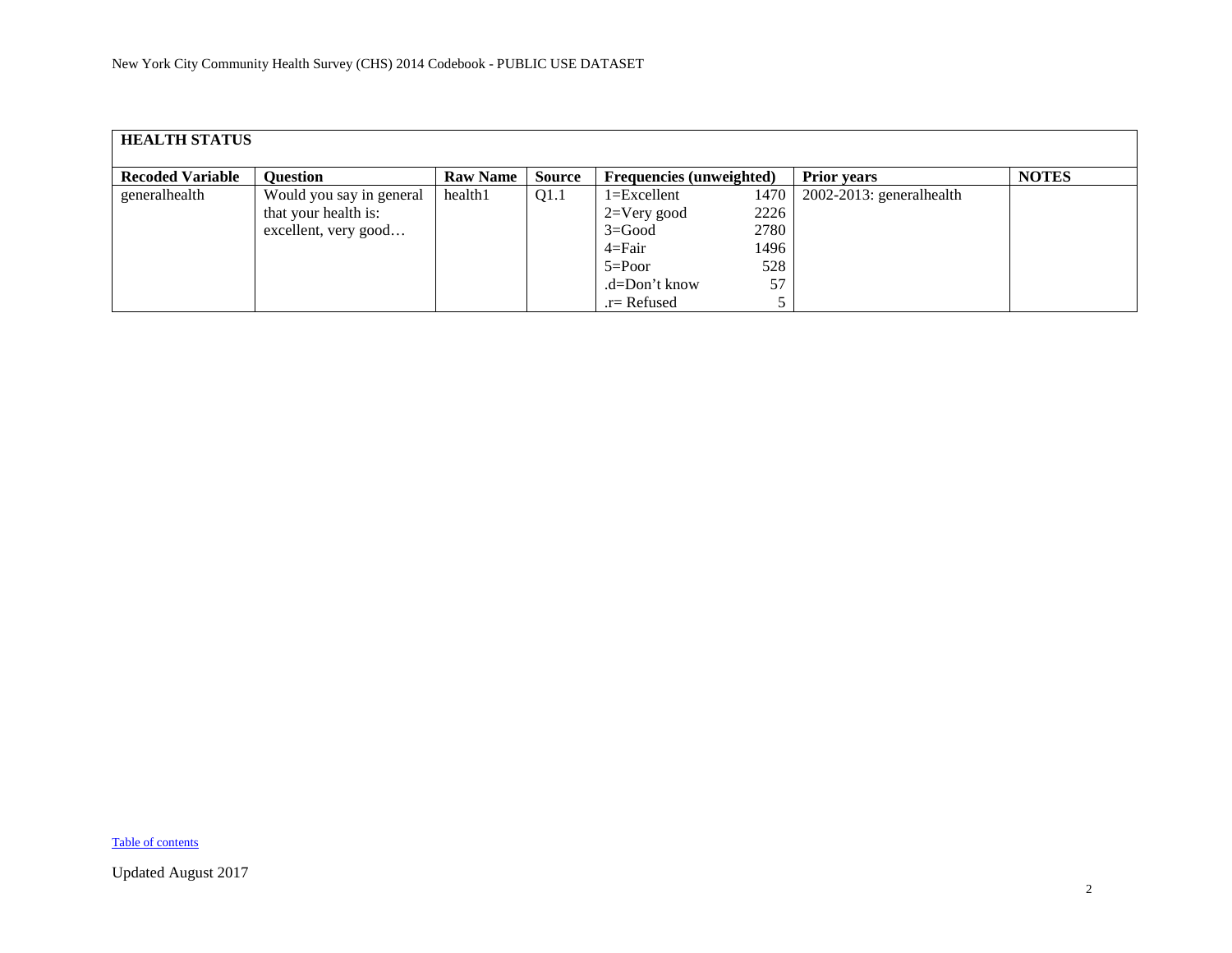| HEALTH STATUS | | | | | | | |
|---|---|---|---|---|---|---|---|
| **Recoded Variable** | **Question** | **Raw Name** | **Source** | **Frequencies (unweighted)** | | **Prior years** | **NOTES** |
| generalhealth | Would you say in general that your health is: excellent, very good… | health1 | Q1.1 | 1=Excellent | 1470 | 2002-2013: generalhealth | |
| | | | | 2=Very good | 2226 | | |
| | | | | 3=Good | 2780 | | |
| | | | | 4=Fair | 1496 | | |
| | | | | 5=Poor | 528 | | |
| | | | | .d=Don't know | 57 | | |
| | | | | .r= Refused | 5 | | |

Table of contents

Updated August 2017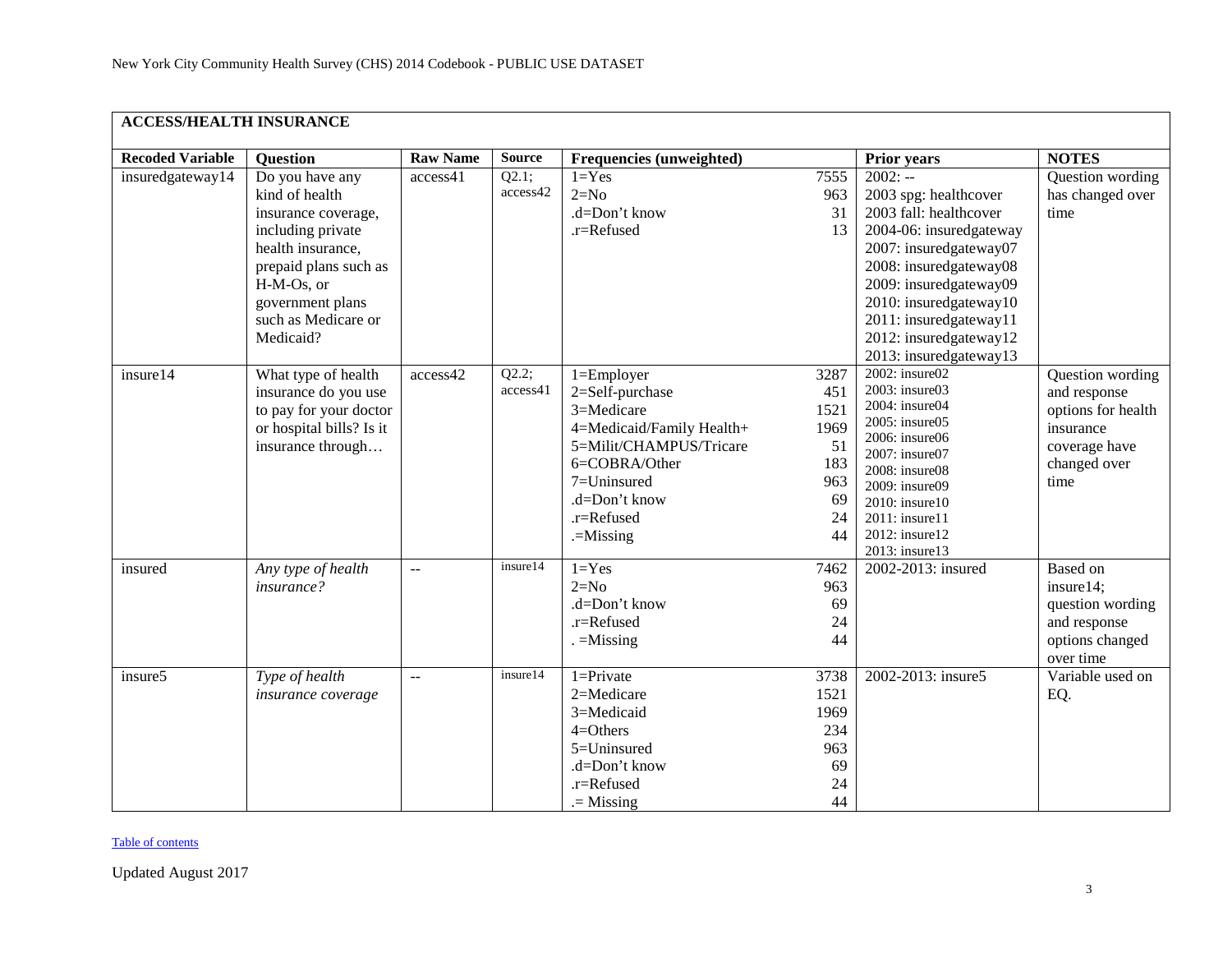## ACCESS/HEALTH INSURANCE

| Recoded Variable | Question | Raw Name | Source | Frequencies (unweighted) | | Prior years | NOTES |
|---|---|---|---|---|---|---|---|
| insuredgateway14 | Do you have any kind of health insurance coverage, including private health insurance, prepaid plans such as H-M-Os, or government plans such as Medicare or Medicaid? | access41 | Q2.1; access42 | 1=Yes<br>2=No<br>.d=Don't know<br>.r=Refused | 7555<br>963<br>31<br>13 | 2002: --<br>2003 spg: healthcover<br>2003 fall: healthcover<br>2004-06: insuredgateway<br>2007: insuredgateway07<br>2008: insuredgateway08<br>2009: insuredgateway09<br>2010: insuredgateway10<br>2011: insuredgateway11<br>2012: insuredgateway12<br>2013: insuredgateway13 | Question wording has changed over time |
| insure14 | What type of health insurance do you use to pay for your doctor or hospital bills? Is it insurance through… | access42 | Q2.2; access41 | 1=Employer<br>2=Self-purchase<br>3=Medicare<br>4=Medicaid/Family Health+<br>5=Milit/CHAMPUS/Tricare<br>6=COBRA/Other<br>7=Uninsured<br>.d=Don't know<br>.r=Refused<br>.=Missing | 3287<br>451<br>1521<br>1969<br>51<br>183<br>963<br>69<br>24<br>44 | 2002: insure02<br>2003: insure03<br>2004: insure04<br>2005: insure05<br>2006: insure06<br>2007: insure07<br>2008: insure08<br>2009: insure09<br>2010: insure10<br>2011: insure11<br>2012: insure12<br>2013: insure13 | Question wording and response options for health insurance coverage have changed over time |
| insured | *Any type of health insurance?* | -- | insure14 | 1=Yes<br>2=No<br>.d=Don't know<br>.r=Refused<br>. =Missing | 7462<br>963<br>69<br>24<br>44 | 2002-2013: insured | Based on insure14; question wording and response options changed over time |
| insure5 | *Type of health insurance coverage* | -- | insure14 | 1=Private<br>2=Medicare<br>3=Medicaid<br>4=Others<br>5=Uninsured<br>.d=Don't know<br>.r=Refused<br>.= Missing | 3738<br>1521<br>1969<br>234<br>963<br>69<br>24<br>44 | 2002-2013: insure5 | Variable used on EQ. |

Table of contents

Updated August 2017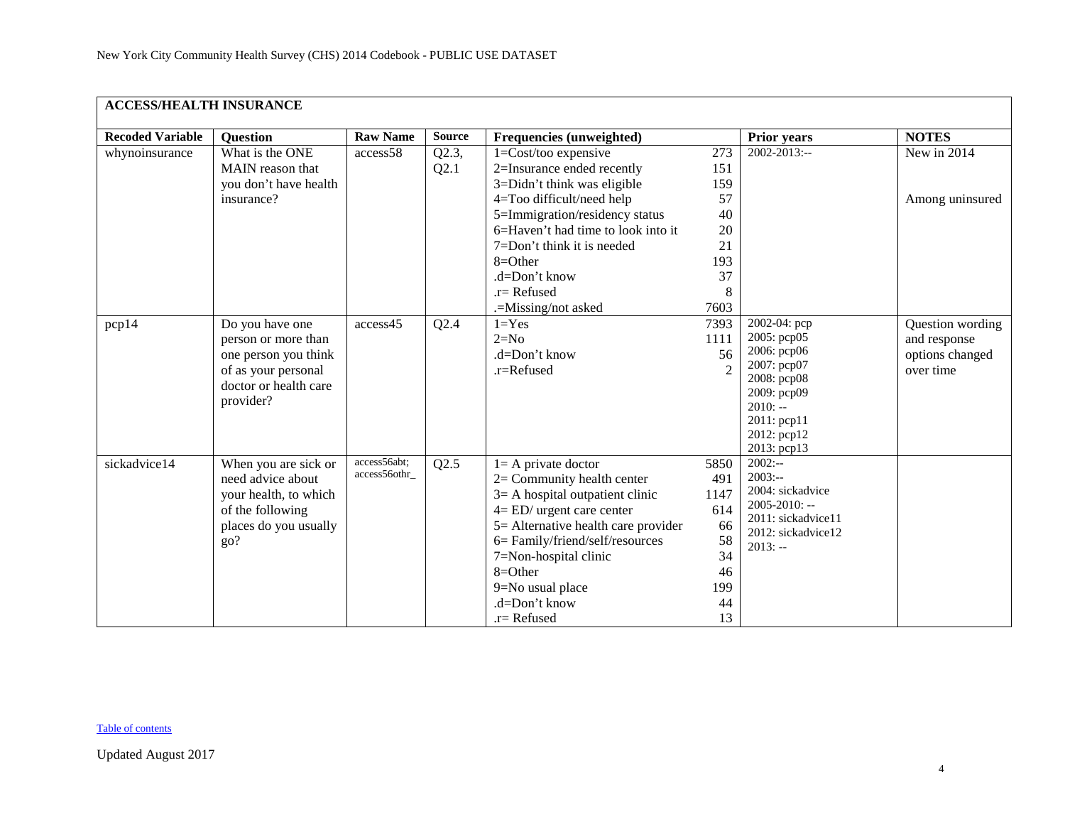| ACCESS/HEALTH INSURANCE | | | | | | | |
|---|---|---|---|---|---|---|---|
| **Recoded Variable** | **Question** | **Raw Name** | **Source** | **Frequencies (unweighted)** | | **Prior years** | **NOTES** |
| whynoinsurance | What is the ONE MAIN reason that you don't have health insurance? | access58 | Q2.3, Q2.1 | 1=Cost/too expensive<br>2=Insurance ended recently<br>3=Didn't think was eligible<br>4=Too difficult/need help<br>5=Immigration/residency status<br>6=Haven't had time to look into it<br>7=Don't think it is needed<br>8=Other<br>.d=Don't know<br>.r= Refused<br>.=Missing/not asked | 273<br>151<br>159<br>57<br>40<br>20<br>21<br>193<br>37<br>8<br>7603 | 2002-2013:-- | New in 2014<br><br>Among uninsured |
| pcp14 | Do you have one person or more than one person you think of as your personal doctor or health care provider? | access45 | Q2.4 | 1=Yes<br>2=No<br>.d=Don't know<br>.r=Refused | 7393<br>1111<br>56<br>2 | 2002-04: pcp<br>2005: pcp05<br>2006: pcp06<br>2007: pcp07<br>2008: pcp08<br>2009: pcp09<br>2010: --<br>2011: pcp11<br>2012: pcp12<br>2013: pcp13 | Question wording and response options changed over time |
| sickadvice14 | When you are sick or need advice about your health, to which of the following places do you usually go? | access56abt; access56othr_ | Q2.5 | 1= A private doctor<br>2= Community health center<br>3= A hospital outpatient clinic<br>4= ED/ urgent care center<br>5= Alternative health care provider<br>6= Family/friend/self/resources<br>7=Non-hospital clinic<br>8=Other<br>9=No usual place<br>.d=Don't know<br>.r= Refused | 5850<br>491<br>1147<br>614<br>66<br>58<br>34<br>46<br>199<br>44<br>13 | 2002:--<br>2003:--<br>2004: sickadvice<br>2005-2010: --<br>2011: sickadvice11<br>2012: sickadvice12<br>2013: -- | |

Table of contents

Updated August 2017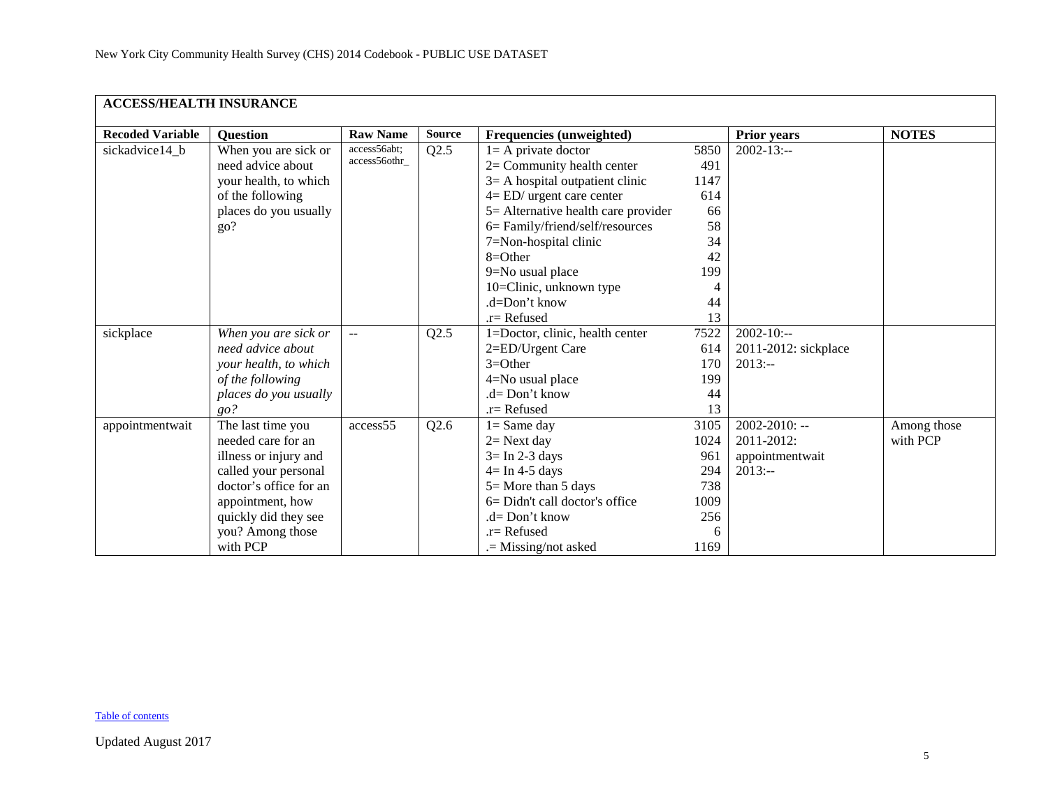| ACCESS/HEALTH INSURANCE | | | | | | | |
|---|---|---|---|---|---|---|---|
| **Recoded Variable** | **Question** | **Raw Name** | **Source** | **Frequencies (unweighted)** | | **Prior years** | **NOTES** |
| sickadvice14_b | When you are sick or need advice about your health, to which of the following places do you usually go? | access56abt; access56othr_ | Q2.5 | 1= A private doctor<br>2= Community health center<br>3= A hospital outpatient clinic<br>4= ED/ urgent care center<br>5= Alternative health care provider<br>6= Family/friend/self/resources<br>7=Non-hospital clinic<br>8=Other<br>9=No usual place<br>10=Clinic, unknown type<br>.d=Don't know<br>.r= Refused | 5850<br>491<br>1147<br>614<br>66<br>58<br>34<br>42<br>199<br>4<br>44<br>13 | 2002-13:-- | |
| sickplace | *When you are sick or need advice about your health, to which of the following places do you usually go?* | -- | Q2.5 | 1=Doctor, clinic, health center<br>2=ED/Urgent Care<br>3=Other<br>4=No usual place<br>.d= Don't know<br>.r= Refused | 7522<br>614<br>170<br>199<br>44<br>13 | 2002-10:--<br>2011-2012: sickplace<br>2013:-- | |
| appointmentwait | The last time you needed care for an illness or injury and called your personal doctor's office for an appointment, how quickly did they see you? Among those with PCP | access55 | Q2.6 | 1= Same day<br>2= Next day<br>3= In 2-3 days<br>4= In 4-5 days<br>5= More than 5 days<br>6= Didn't call doctor's office<br>.d= Don't know<br>.r= Refused<br>.= Missing/not asked | 3105<br>1024<br>961<br>294<br>738<br>1009<br>256<br>6<br>1169 | 2002-2010: --<br>2011-2012: appointmentwait<br>2013:-- | Among those with PCP |

Table of contents

Updated August 2017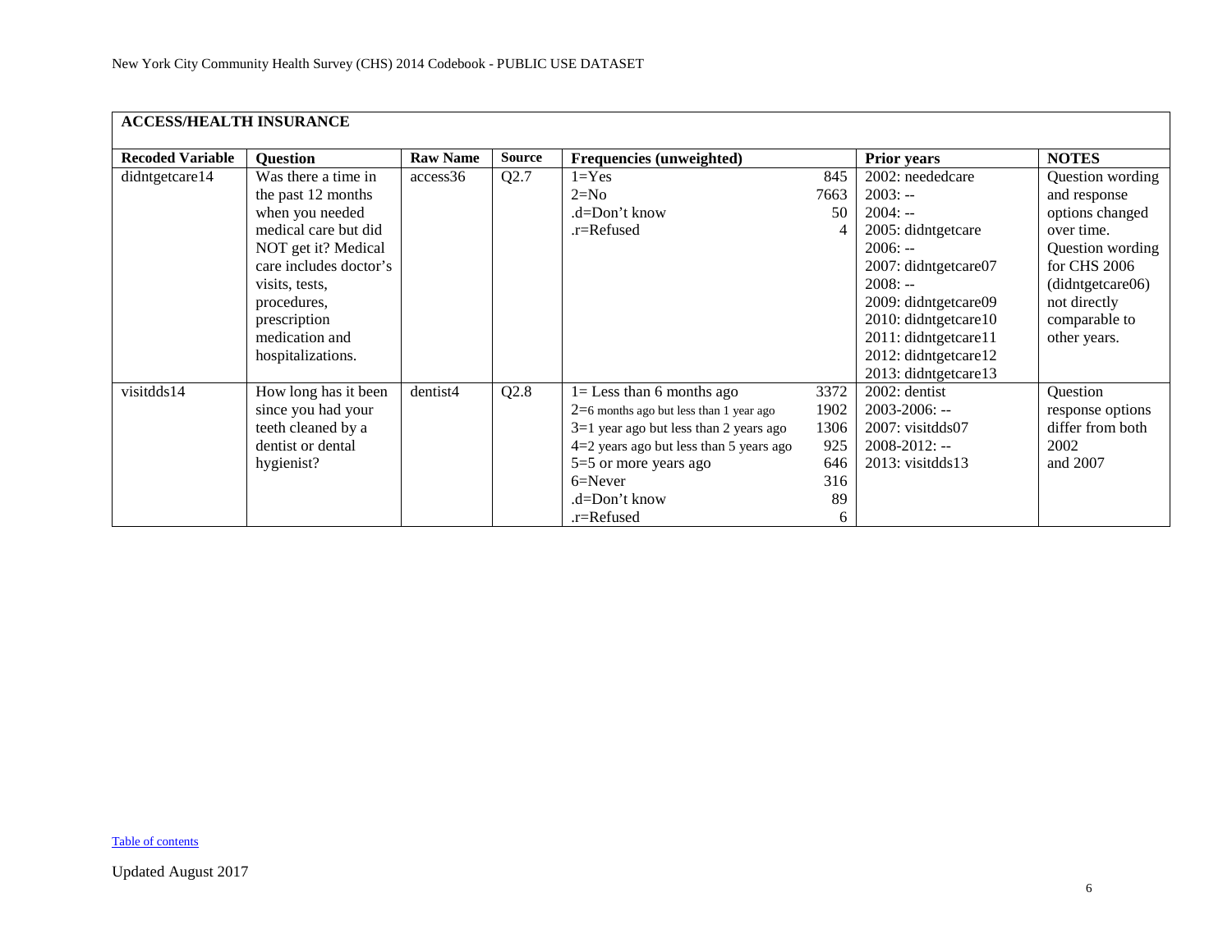## ACCESS/HEALTH INSURANCE

| Recoded Variable | Question | Raw Name | Source | Frequencies (unweighted) | | Prior years | NOTES |
|---|---|---|---|---|---|---|---|
| didntgetcare14 | Was there a time in the past 12 months when you needed medical care but did NOT get it? Medical care includes doctor's visits, tests, procedures, prescription medication and hospitalizations. | access36 | Q2.7 | 1=Yes<br>2=No<br>.d=Don't know<br>.r=Refused | 845<br>7663<br>50<br>4 | 2002: neededcare<br>2003: --<br>2004: --<br>2005: didntgetcare<br>2006: --<br>2007: didntgetcare07<br>2008: --<br>2009: didntgetcare09<br>2010: didntgetcare10<br>2011: didntgetcare11<br>2012: didntgetcare12<br>2013: didntgetcare13 | Question wording and response options changed over time. Question wording for CHS 2006 (didntgetcare06) not directly comparable to other years. |
| visitdds14 | How long has it been since you had your teeth cleaned by a dentist or dental hygienist? | dentist4 | Q2.8 | 1= Less than 6 months ago<br>2=6 months ago but less than 1 year ago<br>3=1 year ago but less than 2 years ago<br>4=2 years ago but less than 5 years ago<br>5=5 or more years ago<br>6=Never<br>.d=Don't know<br>.r=Refused | 3372<br>1902<br>1306<br>925<br>646<br>316<br>89<br>6 | 2002: dentist<br>2003-2006: --<br>2007: visitdds07<br>2008-2012: --<br>2013: visitdds13 | Question response options differ from both 2002 and 2007 |

Table of contents

Updated August 2017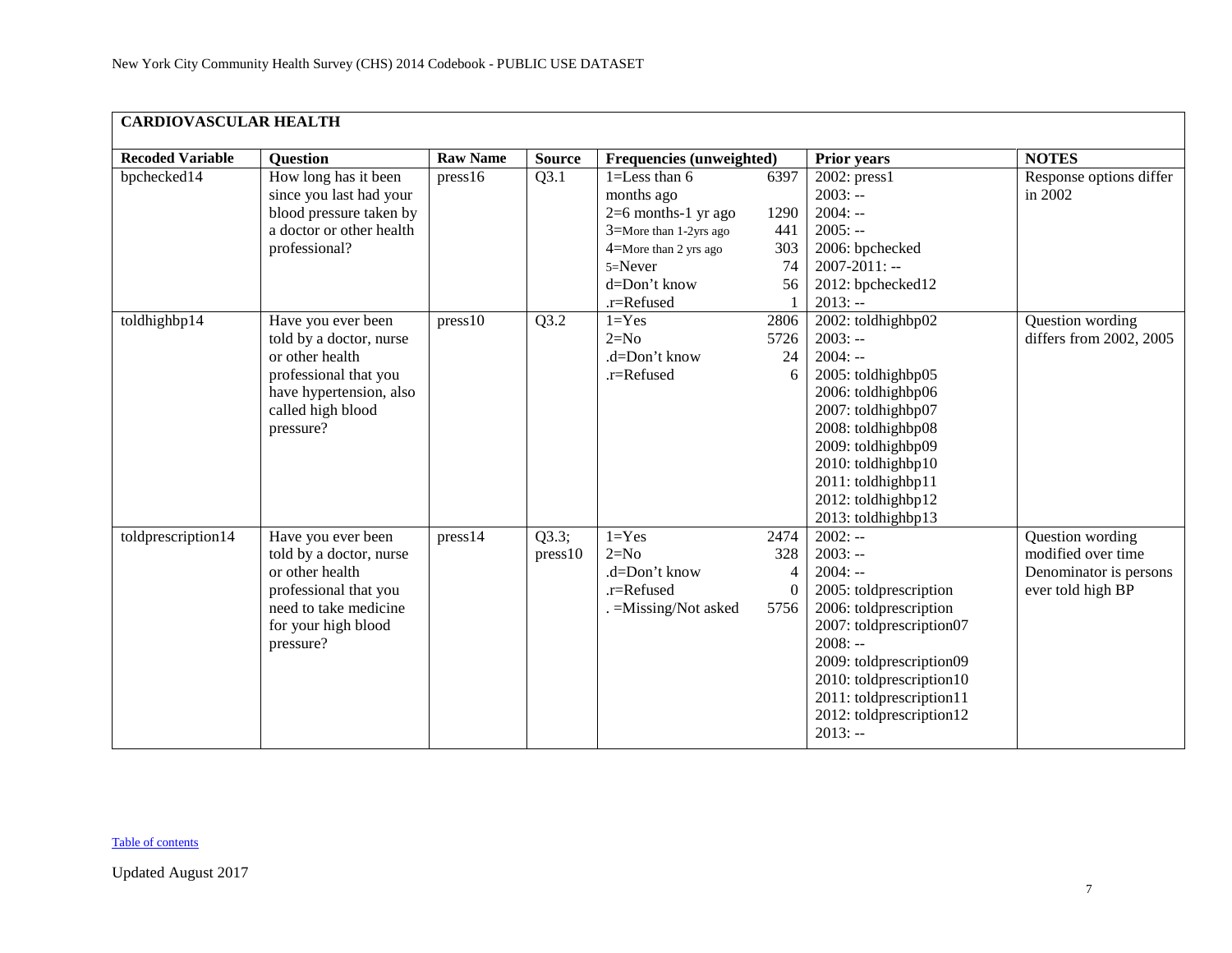## CARDIOVASCULAR HEALTH

| Recoded Variable | Question | Raw Name | Source | Frequencies (unweighted) | | Prior years | NOTES |
|---|---|---|---|---|---|---|---|
| bpchecked14 | How long has it been since you last had your blood pressure taken by a doctor or other health professional? | press16 | Q3.1 | 1=Less than 6 months ago<br>2=6 months-1 yr ago<br>3=More than 1-2yrs ago<br>4=More than 2 yrs ago<br>5=Never<br>d=Don't know<br>.r=Refused | 6397<br>1290<br>441<br>303<br>74<br>56<br>1 | 2002: press1<br>2003: --<br>2004: --<br>2005: --<br>2006: bpchecked<br>2007-2011: --<br>2012: bpchecked12<br>2013: -- | Response options differ in 2002 |
| toldhighbp14 | Have you ever been told by a doctor, nurse or other health professional that you have hypertension, also called high blood pressure? | press10 | Q3.2 | 1=Yes<br>2=No<br>.d=Don't know<br>.r=Refused | 2806<br>5726<br>24<br>6 | 2002: toldhighbp02<br>2003: --<br>2004: --<br>2005: toldhighbp05<br>2006: toldhighbp06<br>2007: toldhighbp07<br>2008: toldhighbp08<br>2009: toldhighbp09<br>2010: toldhighbp10<br>2011: toldhighbp11<br>2012: toldhighbp12<br>2013: toldhighbp13 | Question wording differs from 2002, 2005 |
| toldprescription14 | Have you ever been told by a doctor, nurse or other health professional that you need to take medicine for your high blood pressure? | press14 | Q3.3; press10 | 1=Yes<br>2=No<br>.d=Don't know<br>.r=Refused<br>. =Missing/Not asked | 2474<br>328<br>4<br>0<br>5756 | 2002: --<br>2003: --<br>2004: --<br>2005: toldprescription<br>2006: toldprescription<br>2007: toldprescription07<br>2008: --<br>2009: toldprescription09<br>2010: toldprescription10<br>2011: toldprescription11<br>2012: toldprescription12<br>2013: -- | Question wording modified over time<br>Denominator is persons ever told high BP |

Table of contents

Updated August 2017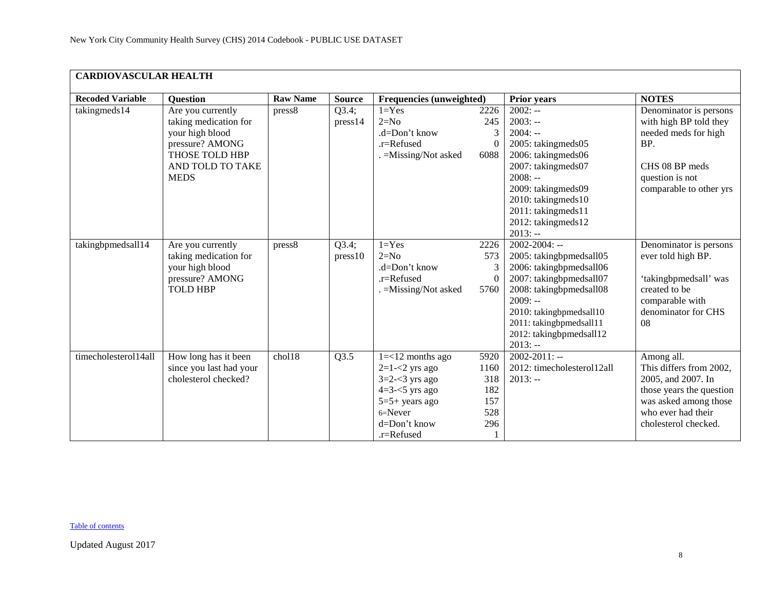## CARDIOVASCULAR HEALTH

| Recoded Variable | Question | Raw Name | Source | Frequencies (unweighted) | Prior years | NOTES |
|---|---|---|---|---|---|---|
| takingmeds14 | Are you currently taking medication for your high blood pressure? AMONG THOSE TOLD HBP AND TOLD TO TAKE MEDS | press8 | Q3.4; press14 | 1=Yes 2226<br>2=No 245<br>.d=Don't know 3<br>.r=Refused 0<br>. =Missing/Not asked 6088 | 2002: --<br>2003: --<br>2004: --<br>2005: takingmeds05<br>2006: takingmeds06<br>2007: takingmeds07<br>2008: --<br>2009: takingmeds09<br>2010: takingmeds10<br>2011: takingmeds11<br>2012: takingmeds12<br>2013: -- | Denominator is persons with high BP told they needed meds for high BP.<br><br>CHS 08 BP meds question is not comparable to other yrs |
| takingbpmedsall14 | Are you currently taking medication for your high blood pressure? AMONG TOLD HBP | press8 | Q3.4; press10 | 1=Yes 2226<br>2=No 573<br>.d=Don't know 3<br>.r=Refused 0<br>. =Missing/Not asked 5760 | 2002-2004: --<br>2005: takingbpmedsall05<br>2006: takingbpmedsall06<br>2007: takingbpmedsall07<br>2008: takingbpmedsall08<br>2009: --<br>2010: takingbpmedsall10<br>2011: takingbpmedsall11<br>2012: takingbpmedsall12<br>2013: -- | Denominator is persons ever told high BP.<br><br>'takingbpmedsall' was created to be comparable with denominator for CHS 08 |
| timecholesterol14all | How long has it been since you last had your cholesterol checked? | chol18 | Q3.5 | 1=<12 months ago 5920<br>2=1-<2 yrs ago 1160<br>3=2-<3 yrs ago 318<br>4=3-<5 yrs ago 182<br>5=5+ years ago 157<br>6=Never 528<br>d=Don't know 296<br>.r=Refused 1 | 2002-2011: --<br>2012: timecholesterol12all<br>2013: -- | Among all.<br>This differs from 2002, 2005, and 2007. In those years the question was asked among those who ever had their cholesterol checked. |

Table of contents

Updated August 2017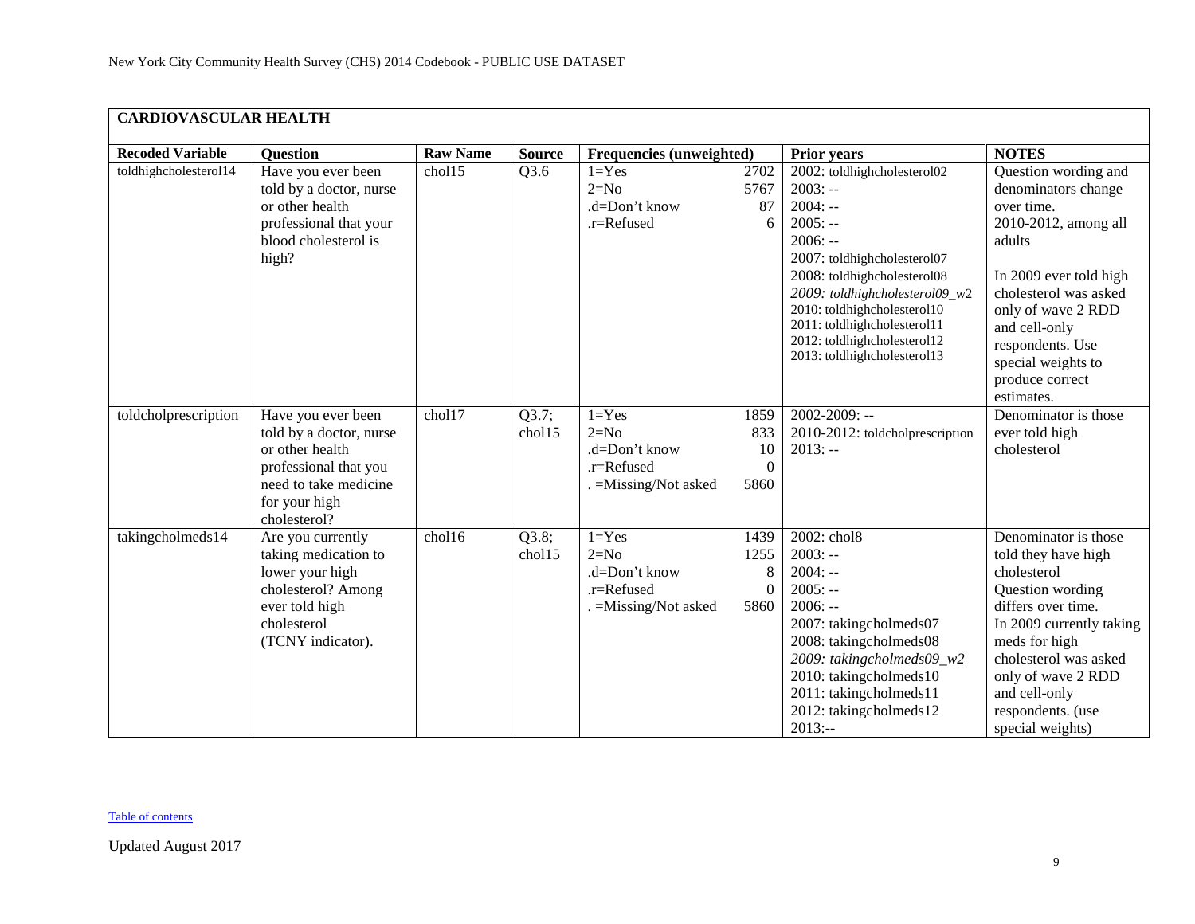| CARDIOVASCULAR HEALTH | | | | | | |
|---|---|---|---|---|---|---|
| **Recoded Variable** | **Question** | **Raw Name** | **Source** | **Frequencies (unweighted)** | **Prior years** | **NOTES** |
| toldhighcholesterol14 | Have you ever been told by a doctor, nurse or other health professional that your blood cholesterol is high? | chol15 | Q3.6 | 1=Yes 2702<br>2=No 5767<br>.d=Don't know 87<br>.r=Refused 6 | 2002: toldhighcholesterol02<br>2003: --<br>2004: --<br>2005: --<br>2006: --<br>2007: toldhighcholesterol07<br>2008: toldhighcholesterol08<br>*2009: toldhighcholesterol09_w2*<br>2010: toldhighcholesterol10<br>2011: toldhighcholesterol11<br>2012: toldhighcholesterol12<br>2013: toldhighcholesterol13 | Question wording and denominators change over time.<br>2010-2012, among all adults<br><br>In 2009 ever told high cholesterol was asked only of wave 2 RDD and cell-only respondents. Use special weights to produce correct estimates. |
| toldcholprescription | Have you ever been told by a doctor, nurse or other health professional that you need to take medicine for your high cholesterol? | chol17 | Q3.7; chol15 | 1=Yes 1859<br>2=No 833<br>.d=Don't know 10<br>.r=Refused 0<br>. =Missing/Not asked 5860 | 2002-2009: --<br>2010-2012: toldcholprescription<br>2013: -- | Denominator is those ever told high cholesterol |
| takingcholmeds14 | Are you currently taking medication to lower your high cholesterol? Among ever told high cholesterol (TCNY indicator). | chol16 | Q3.8; chol15 | 1=Yes 1439<br>2=No 1255<br>.d=Don't know 8<br>.r=Refused 0<br>. =Missing/Not asked 5860 | 2002: chol8<br>2003: --<br>2004: --<br>2005: --<br>2006: --<br>2007: takingcholmeds07<br>2008: takingcholmeds08<br>*2009: takingcholmeds09_w2*<br>2010: takingcholmeds10<br>2011: takingcholmeds11<br>2012: takingcholmeds12<br>2013:-- | Denominator is those told they have high cholesterol<br>Question wording differs over time.<br>In 2009 currently taking meds for high cholesterol was asked only of wave 2 RDD and cell-only respondents. (use special weights) |

Table of contents

Updated August 2017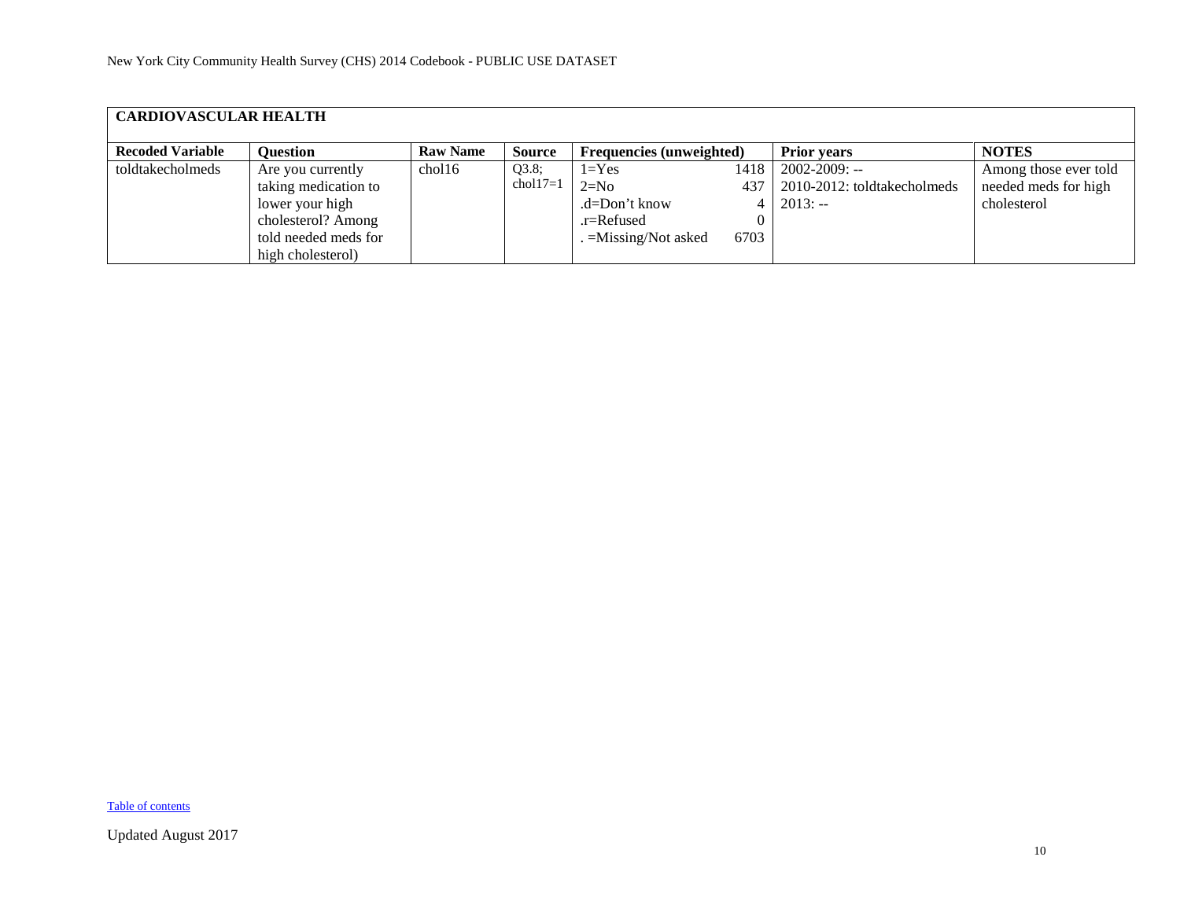| CARDIOVASCULAR HEALTH | | | | | | |
|---|---|---|---|---|---|---|
| **Recoded Variable** | **Question** | **Raw Name** | **Source** | **Frequencies (unweighted)** | **Prior years** | **NOTES** |
| toldtakecholmeds | Are you currently taking medication to lower your high cholesterol? Among told needed meds for high cholesterol) | chol16 | Q3.8; chol17=1 | 1=Yes 1418<br>2=No 437<br>.d=Don't know 4<br>.r=Refused 0<br>. =Missing/Not asked 6703 | 2002-2009: --<br>2010-2012: toldtakecholmeds<br>2013: -- | Among those ever told needed meds for high cholesterol |

Table of contents

Updated August 2017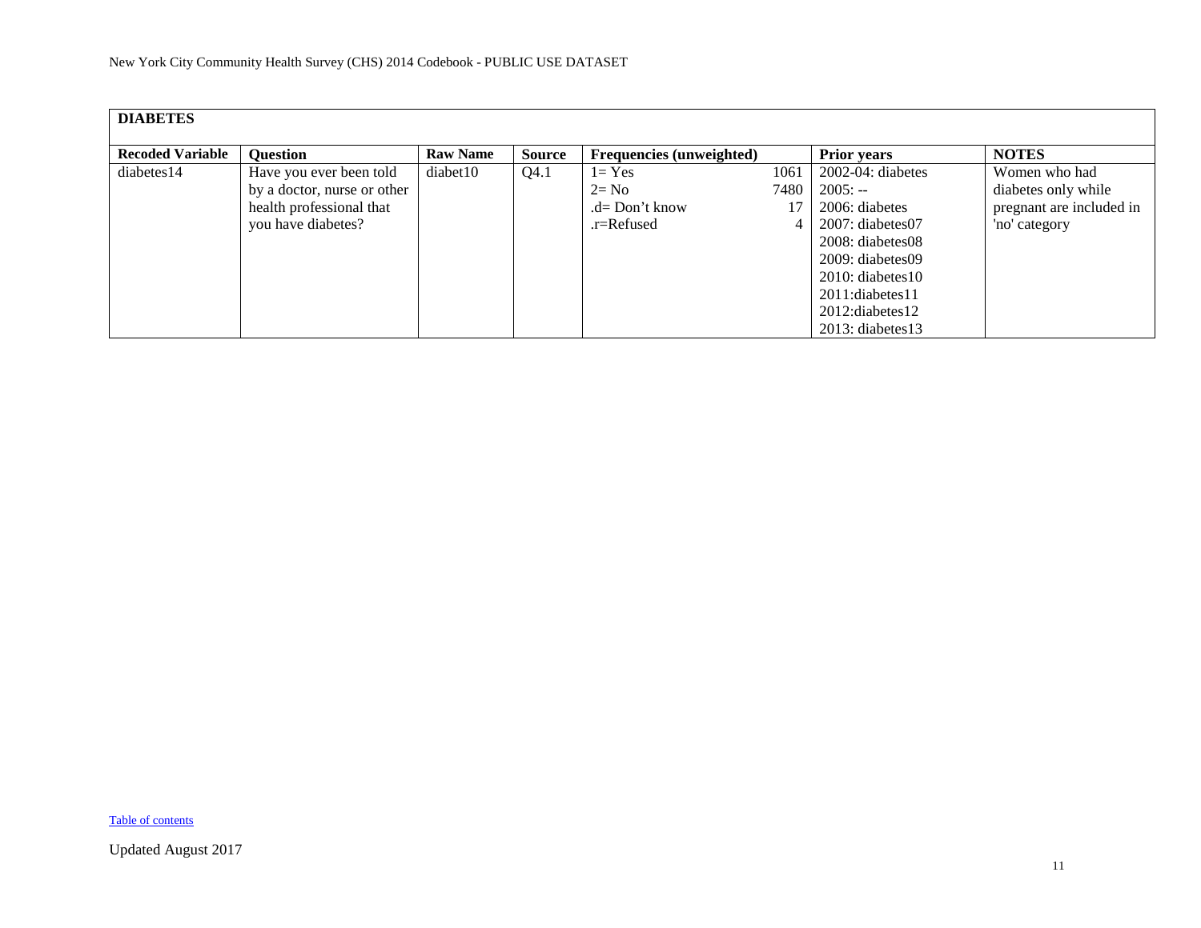| **DIABETES** | | | | | | |
|---|---|---|---|---|---|---|
| **Recoded Variable** | **Question** | **Raw Name** | **Source** | **Frequencies (unweighted)** | **Prior years** | **NOTES** |
| diabetes14 | Have you ever been told by a doctor, nurse or other health professional that you have diabetes? | diabet10 | Q4.1 | 1= Yes 1061<br>2= No 7480<br>.d= Don't know 17<br>.r=Refused 4 | 2002-04: diabetes<br>2005: --<br>2006: diabetes<br>2007: diabetes07<br>2008: diabetes08<br>2009: diabetes09<br>2010: diabetes10<br>2011:diabetes11<br>2012:diabetes12<br>2013: diabetes13 | Women who had diabetes only while pregnant are included in 'no' category |

Table of contents

Updated August 2017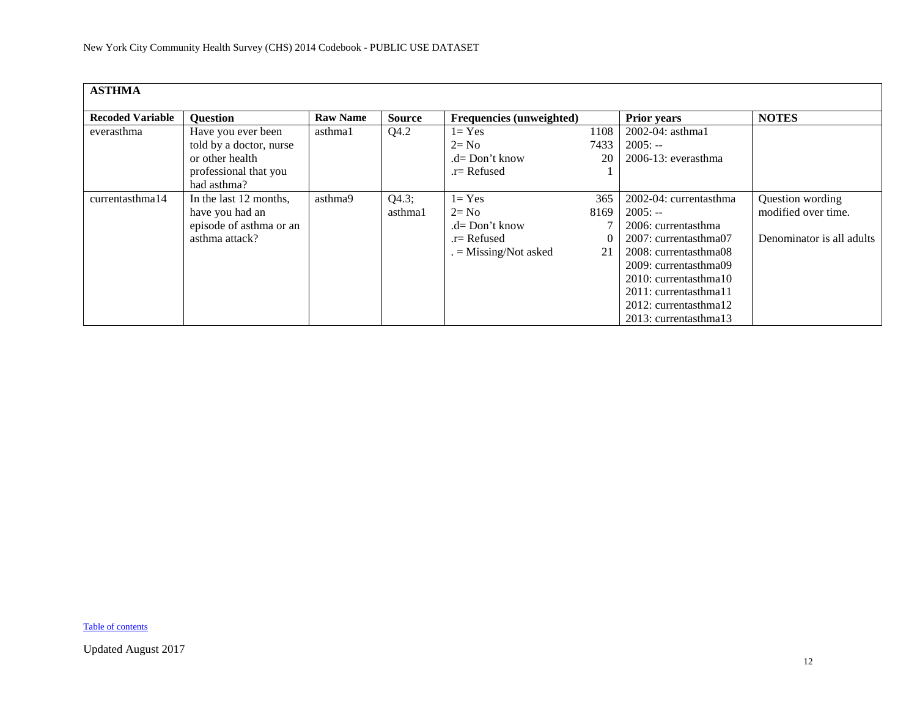## ASTHMA

| Recoded Variable | Question | Raw Name | Source | Frequencies (unweighted) | | Prior years | NOTES |
|---|---|---|---|---|---|---|---|
| everasthma | Have you ever been told by a doctor, nurse or other health professional that you had asthma? | asthma1 | Q4.2 | 1= Yes<br>2= No<br>.d= Don't know<br>.r= Refused | 1108<br>7433<br>20<br>1 | 2002-04: asthma1<br>2005: --<br>2006-13: everasthma | |
| currentasthma14 | In the last 12 months, have you had an episode of asthma or an asthma attack? | asthma9 | Q4.3; asthma1 | 1= Yes<br>2= No<br>.d= Don't know<br>.r= Refused<br>. = Missing/Not asked | 365<br>8169<br>7<br>0<br>21 | 2002-04: currentasthma<br>2005: --<br>2006: currentasthma<br>2007: currentasthma07<br>2008: currentasthma08<br>2009: currentasthma09<br>2010: currentasthma10<br>2011: currentasthma11<br>2012: currentasthma12<br>2013: currentasthma13 | Question wording modified over time.<br><br>Denominator is all adults |

Table of contents

Updated August 2017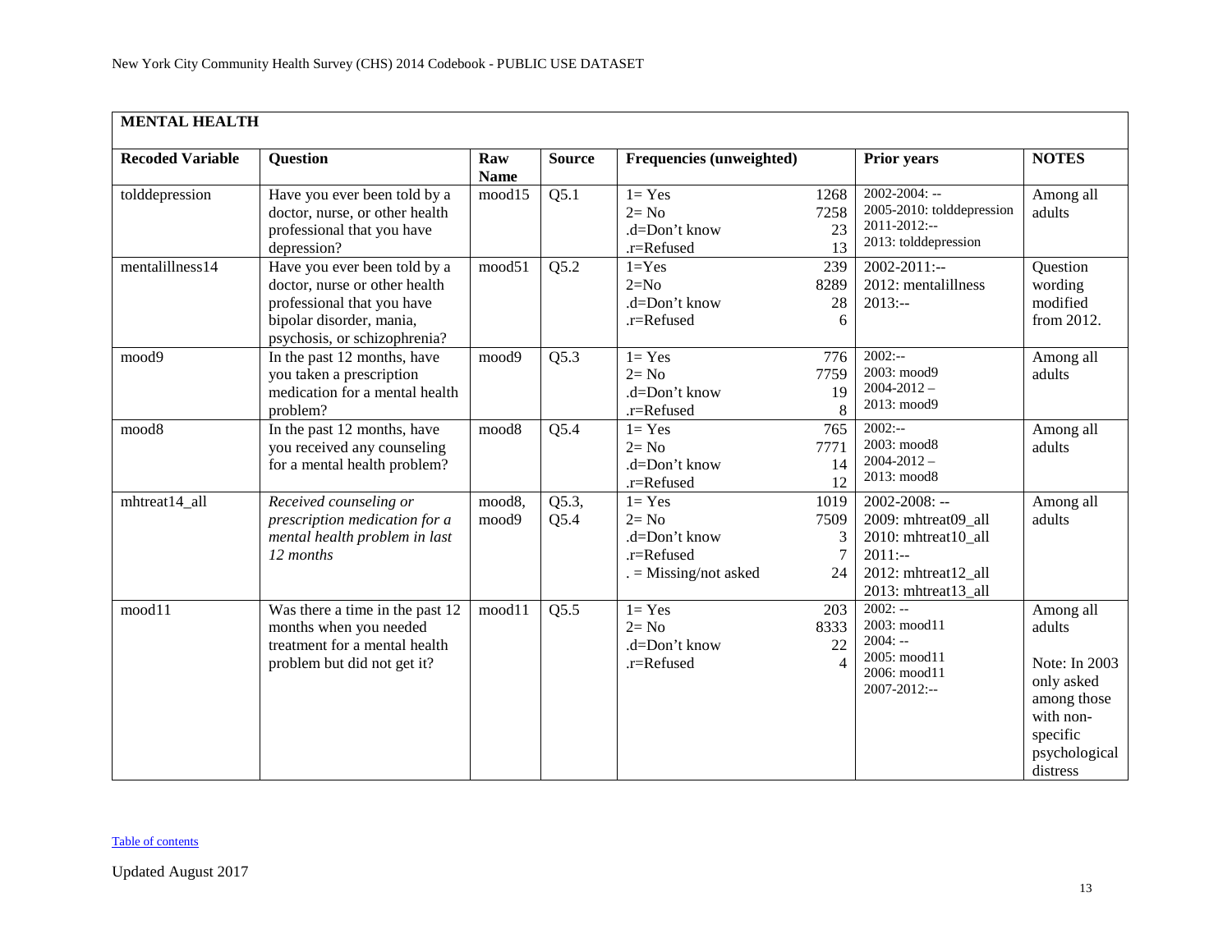| MENTAL HEALTH | | | | | | |
|---|---|---|---|---|---|---|
| **Recoded Variable** | **Question** | **Raw Name** | **Source** | **Frequencies (unweighted)** | **Prior years** | **NOTES** |
| tolddepression | Have you ever been told by a doctor, nurse, or other health professional that you have depression? | mood15 | Q5.1 | 1= Yes 1268<br>2= No 7258<br>.d=Don't know 23<br>.r=Refused 13 | 2002-2004: --<br>2005-2010: tolddepression<br>2011-2012:--<br>2013: tolddepression | Among all adults |
| mentalillness14 | Have you ever been told by a doctor, nurse or other health professional that you have bipolar disorder, mania, psychosis, or schizophrenia? | mood51 | Q5.2 | 1=Yes 239<br>2=No 8289<br>.d=Don't know 28<br>.r=Refused 6 | 2002-2011:--<br>2012: mentalillness<br>2013:-- | Question wording modified from 2012. |
| mood9 | In the past 12 months, have you taken a prescription medication for a mental health problem? | mood9 | Q5.3 | 1= Yes 776<br>2= No 7759<br>.d=Don't know 19<br>.r=Refused 8 | 2002:--<br>2003: mood9<br>2004-2012 –<br>2013: mood9 | Among all adults |
| mood8 | In the past 12 months, have you received any counseling for a mental health problem? | mood8 | Q5.4 | 1= Yes 765<br>2= No 7771<br>.d=Don't know 14<br>.r=Refused 12 | 2002:--<br>2003: mood8<br>2004-2012 –<br>2013: mood8 | Among all adults |
| mhtreat14_all | *Received counseling or prescription medication for a mental health problem in last 12 months* | mood8, mood9 | Q5.3, Q5.4 | 1= Yes 1019<br>2= No 7509<br>.d=Don't know 3<br>.r=Refused 7<br>. = Missing/not asked 24 | 2002-2008: --<br>2009: mhtreat09_all<br>2010: mhtreat10_all<br>2011:--<br>2012: mhtreat12_all<br>2013: mhtreat13_all | Among all adults |
| mood11 | Was there a time in the past 12 months when you needed treatment for a mental health problem but did not get it? | mood11 | Q5.5 | 1= Yes 203<br>2= No 8333<br>.d=Don't know 22<br>.r=Refused 4 | 2002: --<br>2003: mood11<br>2004: --<br>2005: mood11<br>2006: mood11<br>2007-2012:-- | Among all adults<br><br>Note: In 2003 only asked among those with non-specific psychological distress |

Table of contents

Updated August 2017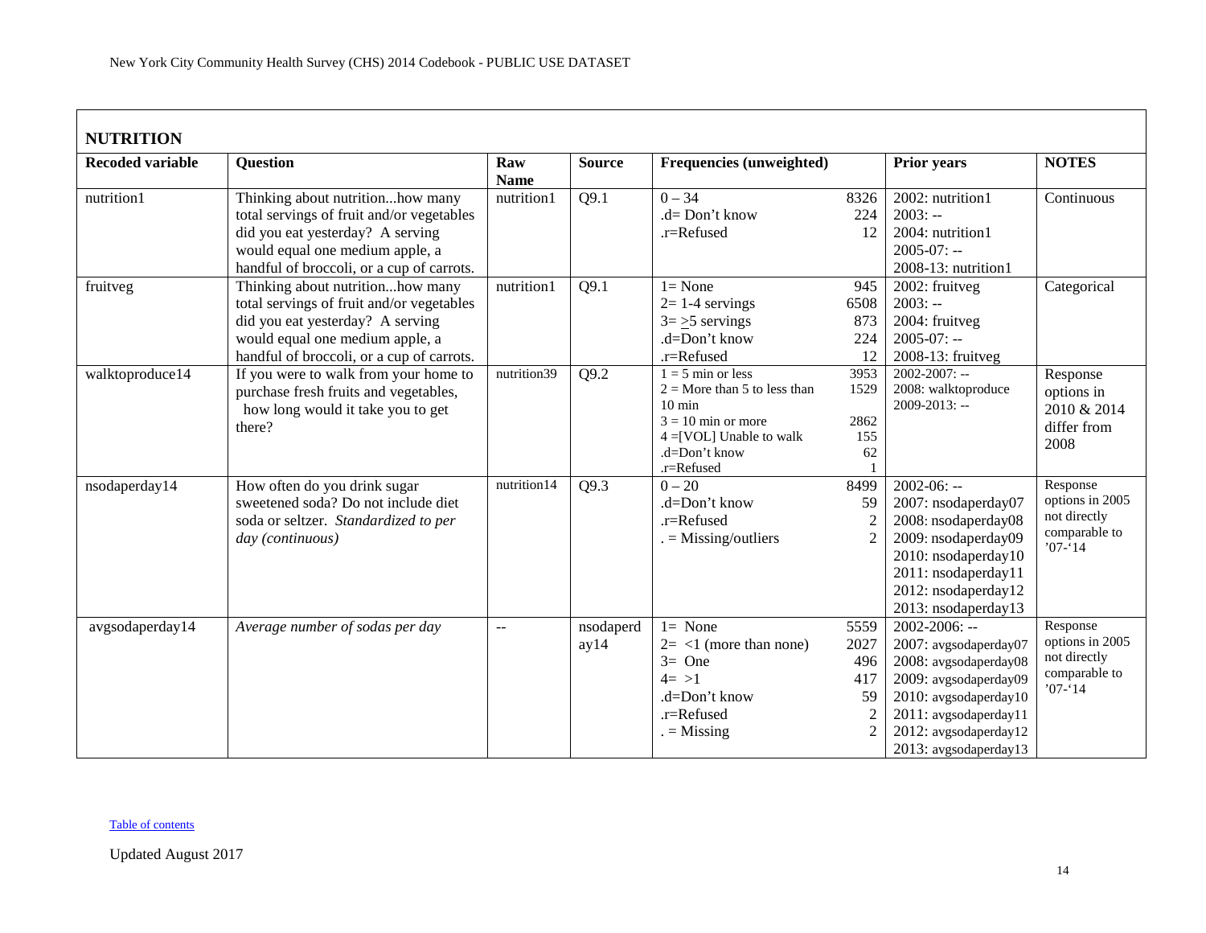## NUTRITION

| Recoded variable | Question | Raw Name | Source | Frequencies (unweighted) | | Prior years | NOTES |
|---|---|---|---|---|---|---|---|
| nutrition1 | Thinking about nutrition...how many total servings of fruit and/or vegetables did you eat yesterday? A serving would equal one medium apple, a handful of broccoli, or a cup of carrots. | nutrition1 | Q9.1 | 0 – 34<br>.d= Don't know<br>.r=Refused | 8326<br>224<br>12 | 2002: nutrition1<br>2003: --<br>2004: nutrition1<br>2005-07: --<br>2008-13: nutrition1 | Continuous |
| fruitveg | Thinking about nutrition...how many total servings of fruit and/or vegetables did you eat yesterday? A serving would equal one medium apple, a handful of broccoli, or a cup of carrots. | nutrition1 | Q9.1 | 1= None<br>2= 1-4 servings<br>3= ≥5 servings<br>.d=Don't know<br>.r=Refused | 945<br>6508<br>873<br>224<br>12 | 2002: fruitveg<br>2003: --<br>2004: fruitveg<br>2005-07: --<br>2008-13: fruitveg | Categorical |
| walktoproduce14 | If you were to walk from your home to purchase fresh fruits and vegetables, how long would it take you to get there? | nutrition39 | Q9.2 | 1 = 5 min or less<br>2 = More than 5 to less than 10 min<br>3 = 10 min or more<br>4 =[VOL] Unable to walk<br>.d=Don't know<br>.r=Refused | 3953<br>1529<br>2862<br>155<br>62<br>1 | 2002-2007: --<br>2008: walktoproduce<br>2009-2013: -- | Response options in 2010 & 2014 differ from 2008 |
| nsodaperday14 | How often do you drink sugar sweetened soda? Do not include diet soda or seltzer. *Standardized to per day (continuous)* | nutrition14 | Q9.3 | 0 – 20<br>.d=Don't know<br>.r=Refused<br>. = Missing/outliers | 8499<br>59<br>2<br>2 | 2002-06: --<br>2007: nsodaperday07<br>2008: nsodaperday08<br>2009: nsodaperday09<br>2010: nsodaperday10<br>2011: nsodaperday11<br>2012: nsodaperday12<br>2013: nsodaperday13 | Response options in 2005 not directly comparable to '07-'14 |
| avgsodaperday14 | *Average number of sodas per day* | -- | nsodaperday14 | 1= None<br>2= <1 (more than none)<br>3= One<br>4= >1<br>.d=Don't know<br>.r=Refused<br>. = Missing | 5559<br>2027<br>496<br>417<br>59<br>2<br>2 | 2002-2006: --<br>2007: avgsodaperday07<br>2008: avgsodaperday08<br>2009: avgsodaperday09<br>2010: avgsodaperday10<br>2011: avgsodaperday11<br>2012: avgsodaperday12<br>2013: avgsodaperday13 | Response options in 2005 not directly comparable to '07-'14 |

Table of contents

Updated August 2017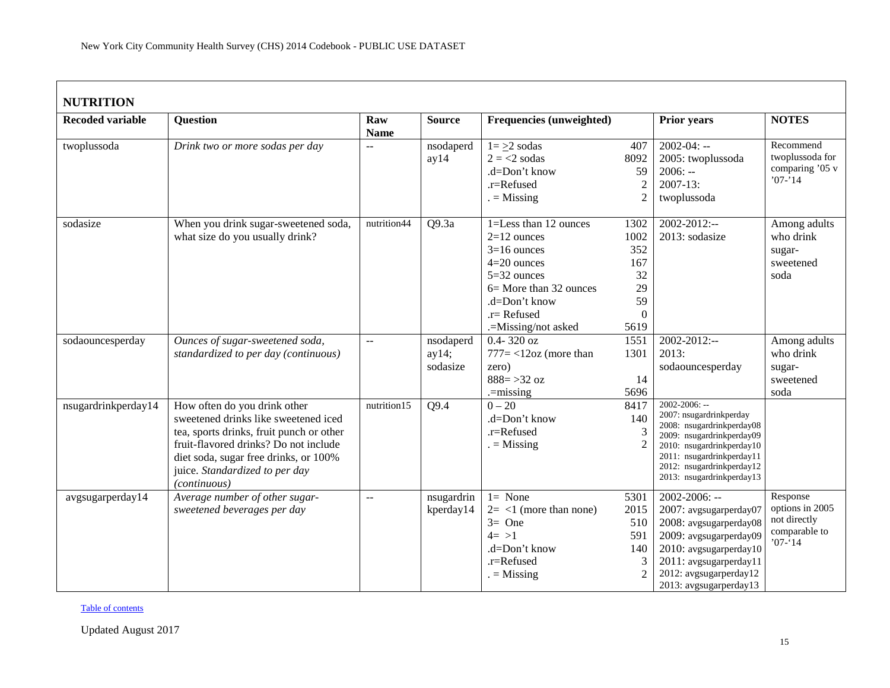## NUTRITION

| Recoded variable | Question | Raw Name | Source | Frequencies (unweighted) | | Prior years | NOTES |
|---|---|---|---|---|---|---|---|
| twoplussoda | *Drink two or more sodas per day* | -- | nsodaperday14 | 1= ≥2 sodas<br>2 = <2 sodas<br>.d=Don't know<br>.r=Refused<br>. = Missing | 407<br>8092<br>59<br>2<br>2 | 2002-04: --<br>2005: twoplussoda<br>2006: --<br>2007-13: twoplussoda | Recommend twoplussoda for comparing '05 v '07-'14 |
| sodasize | When you drink sugar-sweetened soda, what size do you usually drink? | nutrition44 | Q9.3a | 1=Less than 12 ounces<br>2=12 ounces<br>3=16 ounces<br>4=20 ounces<br>5=32 ounces<br>6= More than 32 ounces<br>.d=Don't know<br>.r= Refused<br>.=Missing/not asked | 1302<br>1002<br>352<br>167<br>32<br>29<br>59<br>0<br>5619 | 2002-2012:--<br>2013: sodasize | Among adults who drink sugar-sweetened soda |
| sodaouncesperday | *Ounces of sugar-sweetened soda, standardized to per day (continuous)* | -- | nsodaperday14; sodasize | 0.4- 320 oz<br>777= <12oz (more than zero)<br>888= >32 oz<br>.=missing | 1551<br>1301<br><br>14<br>5696 | 2002-2012:--<br>2013: sodaouncesperday | Among adults who drink sugar-sweetened soda |
| nsugardrinkperday14 | How often do you drink other sweetened drinks like sweetened iced tea, sports drinks, fruit punch or other fruit-flavored drinks? Do not include diet soda, sugar free drinks, or 100% juice. *Standardized to per day (continuous)* | nutrition15 | Q9.4 | 0 – 20<br>.d=Don't know<br>.r=Refused<br>. = Missing | 8417<br>140<br>3<br>2 | 2002-2006: --<br>2007: nsugardrinkperday<br>2008: nsugardrinkperday08<br>2009: nsugardrinkperday09<br>2010: nsugardrinkperday10<br>2011: nsugardrinkperday11<br>2012: nsugardrinkperday12<br>2013: nsugardrinkperday13 | |
| avgsugarperday14 | *Average number of other sugar-sweetened beverages per day* | -- | nsugardrinkperday14 | 1= None<br>2= <1 (more than none)<br>3= One<br>4= >1<br>.d=Don't know<br>.r=Refused<br>. = Missing | 5301<br>2015<br>510<br>591<br>140<br>3<br>2 | 2002-2006: --<br>2007: avgsugarperday07<br>2008: avgsugarperday08<br>2009: avgsugarperday09<br>2010: avgsugarperday10<br>2011: avgsugarperday11<br>2012: avgsugarperday12<br>2013: avgsugarperday13 | Response options in 2005 not directly comparable to '07-'14 |

Table of contents

Updated August 2017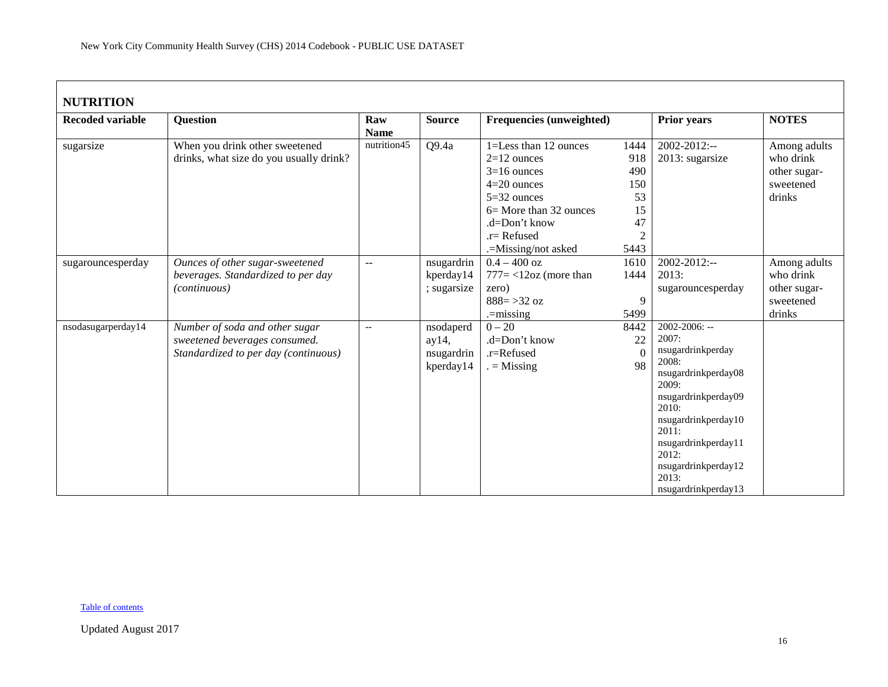## NUTRITION

| Recoded variable | Question | Raw Name | Source | Frequencies (unweighted) | | Prior years | NOTES |
|---|---|---|---|---|---|---|---|
| sugarsize | When you drink other sweetened drinks, what size do you usually drink? | nutrition45 | Q9.4a | 1=Less than 12 ounces<br>2=12 ounces<br>3=16 ounces<br>4=20 ounces<br>5=32 ounces<br>6= More than 32 ounces<br>.d=Don't know<br>.r= Refused<br>.=Missing/not asked | 1444<br>918<br>490<br>150<br>53<br>15<br>47<br>2<br>5443 | 2002-2012:--<br>2013: sugarsize | Among adults who drink other sugar-sweetened drinks |
| sugarouncesperday | *Ounces of other sugar-sweetened beverages. Standardized to per day (continuous)* | -- | nsugardrinkperday14; sugarsize | 0.4 – 400 oz<br>777= <12oz (more than zero)<br>888= >32 oz<br>.=missing | 1610<br>1444<br>9<br>5499 | 2002-2012:--<br>2013: sugarouncesperday | Among adults who drink other sugar-sweetened drinks |
| nsodasugarperday14 | *Number of soda and other sugar sweetened beverages consumed. Standardized to per day (continuous)* | -- | nsodaperday14, nsugardrinkperday14 | 0 – 20<br>.d=Don't know<br>.r=Refused<br>. = Missing | 8442<br>22<br>0<br>98 | 2002-2006: --<br>2007: nsugardrinkperday<br>2008: nsugardrinkperday08<br>2009: nsugardrinkperday09<br>2010: nsugardrinkperday10<br>2011: nsugardrinkperday11<br>2012: nsugardrinkperday12<br>2013: nsugardrinkperday13 | |

Table of contents

Updated August 2017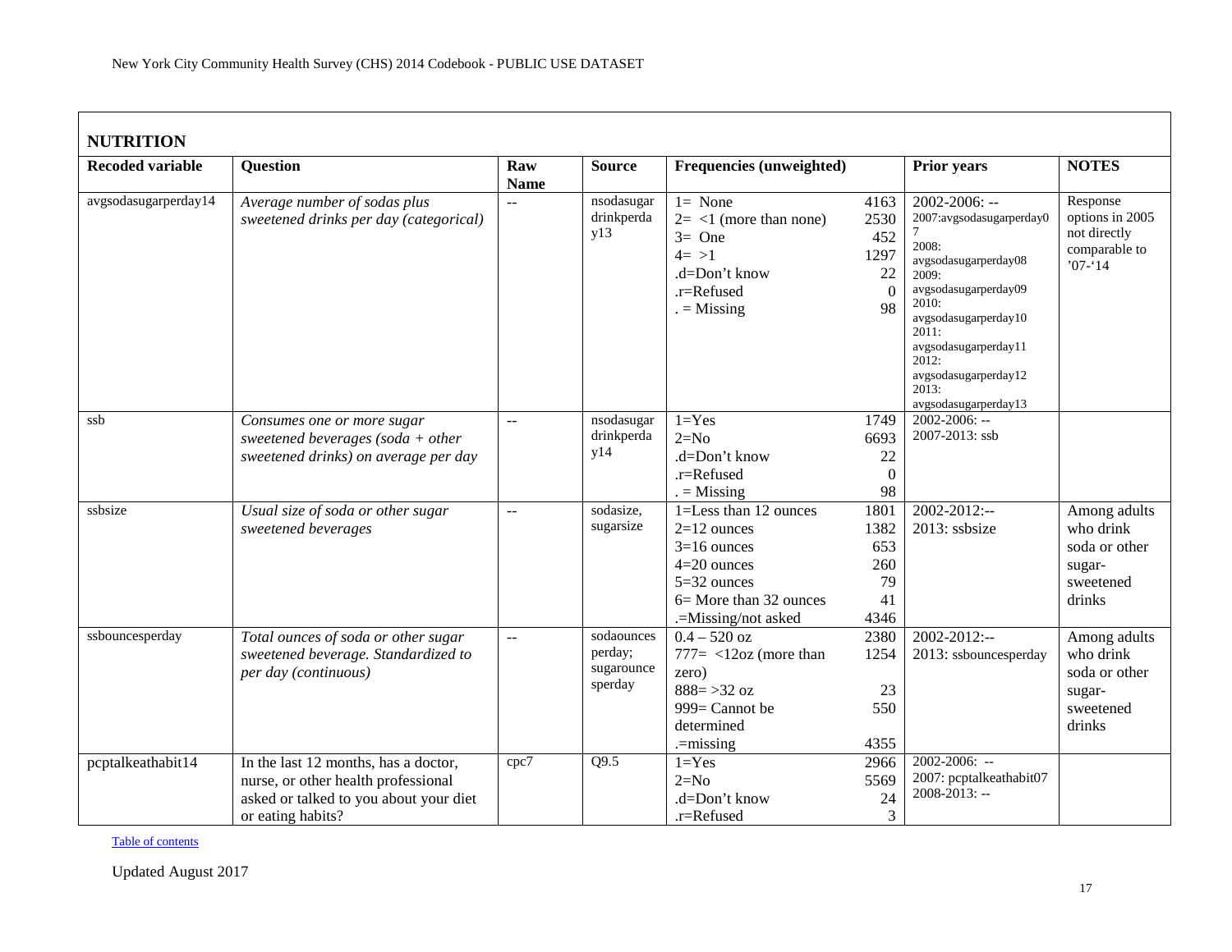## NUTRITION

| Recoded variable | Question | Raw Name | Source | Frequencies (unweighted) | | Prior years | NOTES |
|---|---|---|---|---|---|---|---|
| avgsodasugarperday14 | *Average number of sodas plus sweetened drinks per day (categorical)* | -- | nsodasugardrinkperday13 | 1= None<br>2= <1 (more than none)<br>3= One<br>4= >1<br>.d=Don't know<br>.r=Refused<br>. = Missing | 4163<br>2530<br>452<br>1297<br>22<br>0<br>98 | 2002-2006: --<br>2007:avgsodasugarperday07<br>2008: avgsodasugarperday08<br>2009: avgsodasugarperday09<br>2010: avgsodasugarperday10<br>2011: avgsodasugarperday11<br>2012: avgsodasugarperday12<br>2013: avgsodasugarperday13 | Response options in 2005 not directly comparable to '07-'14 |
| ssb | *Consumes one or more sugar sweetened beverages (soda + other sweetened drinks) on average per day* | -- | nsodasugardrinkperday14 | 1=Yes<br>2=No<br>.d=Don't know<br>.r=Refused<br>. = Missing | 1749<br>6693<br>22<br>0<br>98 | 2002-2006: --<br>2007-2013: ssb | |
| ssbsize | *Usual size of soda or other sugar sweetened beverages* | -- | sodasize, sugarsize | 1=Less than 12 ounces<br>2=12 ounces<br>3=16 ounces<br>4=20 ounces<br>5=32 ounces<br>6= More than 32 ounces<br>.=Missing/not asked | 1801<br>1382<br>653<br>260<br>79<br>41<br>4346 | 2002-2012:--<br>2013: ssbsize | Among adults who drink soda or other sugar-sweetened drinks |
| ssbouncesperday | *Total ounces of soda or other sugar sweetened beverage. Standardized to per day (continuous)* | -- | sodaouncesperday; sugarouncesperday | 0.4 – 520 oz<br>777= <12oz (more than zero)<br>888= >32 oz<br>999= Cannot be determined<br>.=missing | 2380<br>1254<br><br>23<br>550<br><br>4355 | 2002-2012:--<br>2013: ssbouncesperday | Among adults who drink soda or other sugar-sweetened drinks |
| pcptalkeathabit14 | In the last 12 months, has a doctor, nurse, or other health professional asked or talked to you about your diet or eating habits? | cpc7 | Q9.5 | 1=Yes<br>2=No<br>.d=Don't know<br>.r=Refused | 2966<br>5569<br>24<br>3 | 2002-2006: --<br>2007: pcptalkeathabit07<br>2008-2013: -- | |

Table of contents

Updated August 2017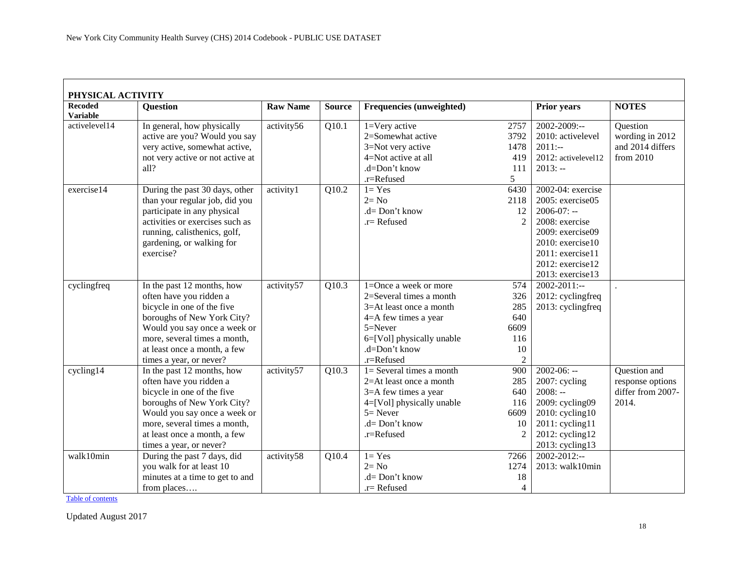## PHYSICAL ACTIVITY

| Recoded Variable | Question | Raw Name | Source | Frequencies (unweighted) | | Prior years | NOTES |
|---|---|---|---|---|---|---|---|
| activelevel14 | In general, how physically active are you? Would you say very active, somewhat active, not very active or not active at all? | activity56 | Q10.1 | 1=Very active<br>2=Somewhat active<br>3=Not very active<br>4=Not active at all<br>.d=Don't know<br>.r=Refused | 2757<br>3792<br>1478<br>419<br>111<br>5 | 2002-2009:--<br>2010: activelevel<br>2011:--<br>2012: activelevel12<br>2013: -- | Question wording in 2012 and 2014 differs from 2010 |
| exercise14 | During the past 30 days, other than your regular job, did you participate in any physical activities or exercises such as running, calisthenics, golf, gardening, or walking for exercise? | activity1 | Q10.2 | 1= Yes<br>2= No<br>.d= Don't know<br>.r= Refused | 6430<br>2118<br>12<br>2 | 2002-04: exercise<br>2005: exercise05<br>2006-07: --<br>2008: exercise<br>2009: exercise09<br>2010: exercise10<br>2011: exercise11<br>2012: exercise12<br>2013: exercise13 | |
| cyclingfreq | In the past 12 months, how often have you ridden a bicycle in one of the five boroughs of New York City? Would you say once a week or more, several times a month, at least once a month, a few times a year, or never? | activity57 | Q10.3 | 1=Once a week or more<br>2=Several times a month<br>3=At least once a month<br>4=A few times a year<br>5=Never<br>6=[Vol] physically unable<br>.d=Don't know<br>.r=Refused | 574<br>326<br>285<br>640<br>6609<br>116<br>10<br>2 | 2002-2011:--<br>2012: cyclingfreq<br>2013: cyclingfreq | . |
| cycling14 | In the past 12 months, how often have you ridden a bicycle in one of the five boroughs of New York City? Would you say once a week or more, several times a month, at least once a month, a few times a year, or never? | activity57 | Q10.3 | 1= Several times a month<br>2=At least once a month<br>3=A few times a year<br>4=[Vol] physically unable<br>5= Never<br>.d= Don't know<br>.r=Refused | 900<br>285<br>640<br>116<br>6609<br>10<br>2 | 2002-06: --<br>2007: cycling<br>2008: --<br>2009: cycling09<br>2010: cycling10<br>2011: cycling11<br>2012: cycling12<br>2013: cycling13 | Question and response options differ from 2007-2014. |
| walk10min | During the past 7 days, did you walk for at least 10 minutes at a time to get to and from places…. | activity58 | Q10.4 | 1= Yes<br>2= No<br>.d= Don't know<br>.r= Refused | 7266<br>1274<br>18<br>4 | 2002-2012:--<br>2013: walk10min | |

Table of contents

Updated August 2017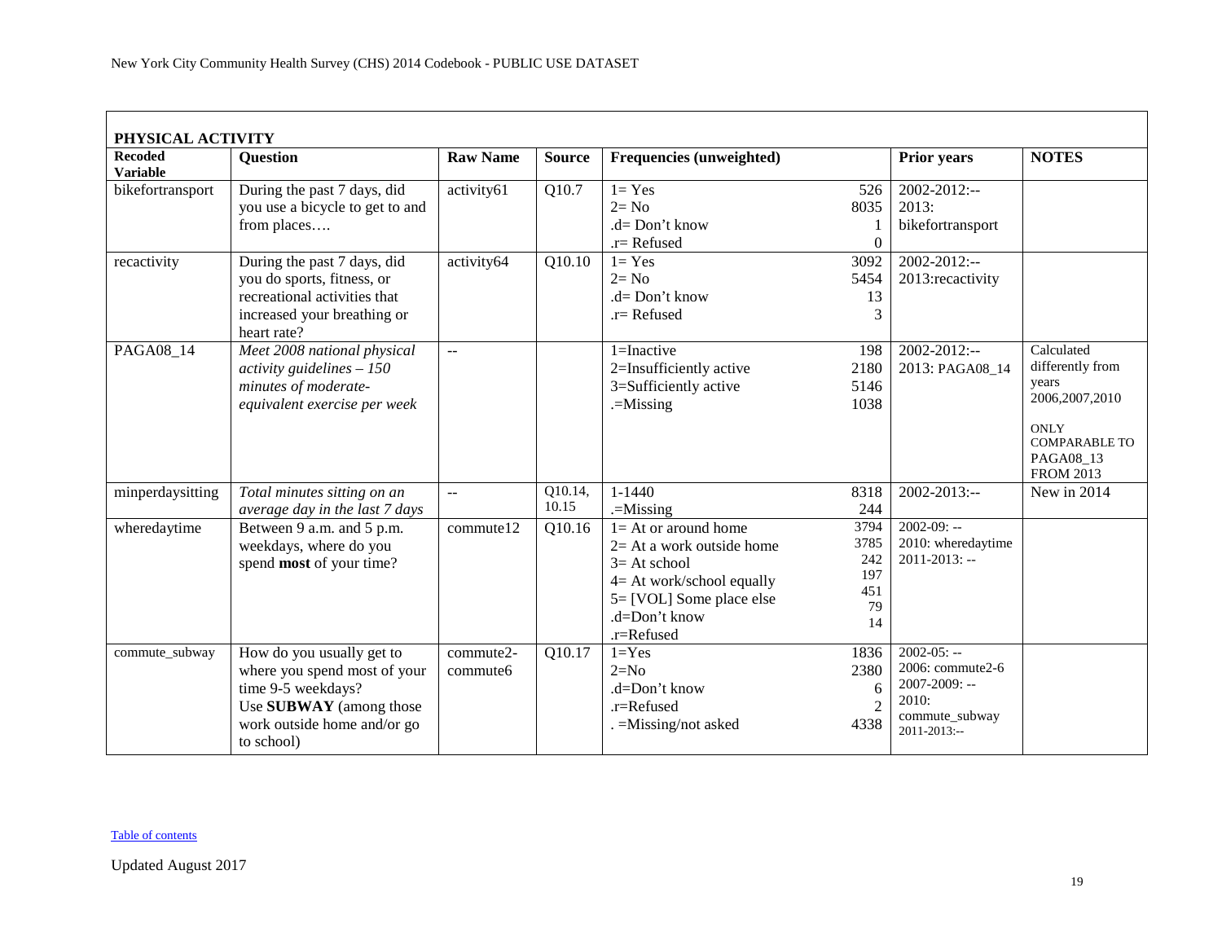## PHYSICAL ACTIVITY

| Recoded Variable | Question | Raw Name | Source | Frequencies (unweighted) | | Prior years | NOTES |
|---|---|---|---|---|---|---|---|
| bikefortransport | During the past 7 days, did you use a bicycle to get to and from places…. | activity61 | Q10.7 | 1= Yes<br>2= No<br>.d= Don't know<br>.r= Refused | 526<br>8035<br>1<br>0 | 2002-2012:--<br>2013: bikefortransport | |
| recactivity | During the past 7 days, did you do sports, fitness, or recreational activities that increased your breathing or heart rate? | activity64 | Q10.10 | 1= Yes<br>2= No<br>.d= Don't know<br>.r= Refused | 3092<br>5454<br>13<br>3 | 2002-2012:--<br>2013:recactivity | |
| PAGA08_14 | *Meet 2008 national physical activity guidelines – 150 minutes of moderate-equivalent exercise per week* | -- | | 1=Inactive<br>2=Insufficiently active<br>3=Sufficiently active<br>.=Missing | 198<br>2180<br>5146<br>1038 | 2002-2012:--<br>2013: PAGA08_14 | Calculated differently from years 2006,2007,2010<br><br>ONLY COMPARABLE TO PAGA08_13 FROM 2013 |
| minperdaysitting | *Total minutes sitting on an average day in the last 7 days* | -- | Q10.14, 10.15 | 1-1440<br>.=Missing | 8318<br>244 | 2002-2013:-- | New in 2014 |
| wheredaytime | Between 9 a.m. and 5 p.m. weekdays, where do you spend **most** of your time? | commute12 | Q10.16 | 1= At or around home<br>2= At a work outside home<br>3= At school<br>4= At work/school equally<br>5= [VOL] Some place else<br>.d=Don't know<br>.r=Refused | 3794<br>3785<br>242<br>197<br>451<br>79<br>14 | 2002-09: --<br>2010: wheredaytime<br>2011-2013: -- | |
| commute_subway | How do you usually get to where you spend most of your time 9-5 weekdays? Use **SUBWAY** (among those work outside home and/or go to school) | commute2-commute6 | Q10.17 | 1=Yes<br>2=No<br>.d=Don't know<br>.r=Refused<br>. =Missing/not asked | 1836<br>2380<br>6<br>2<br>4338 | 2002-05: --<br>2006: commute2-6<br>2007-2009: --<br>2010: commute_subway<br>2011-2013:-- | |

Table of contents

Updated August 2017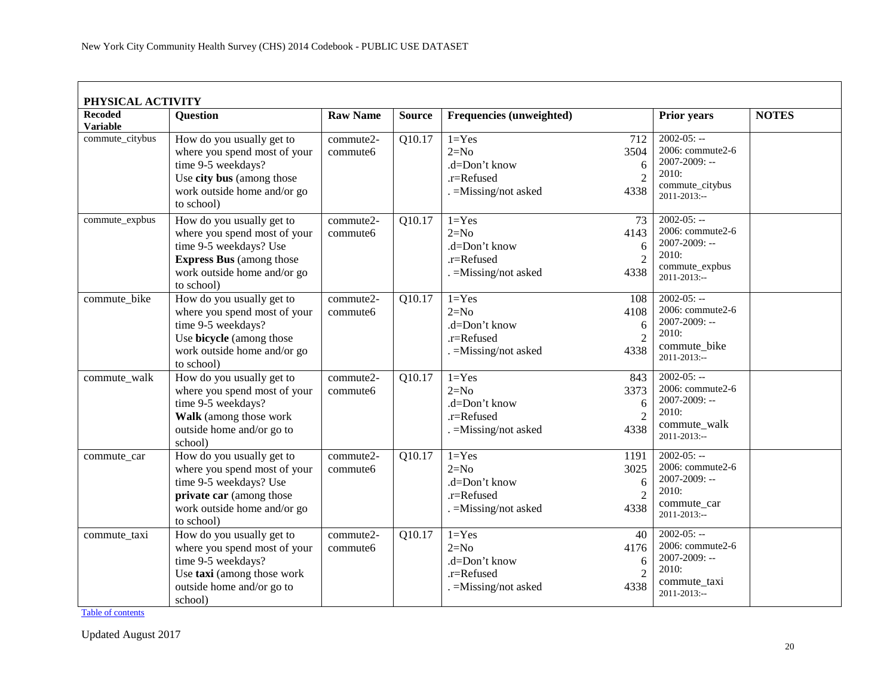## PHYSICAL ACTIVITY

| Recoded Variable | Question | Raw Name | Source | Frequencies (unweighted) | | Prior years | NOTES |
|---|---|---|---|---|---|---|---|
| commute_citybus | How do you usually get to where you spend most of your time 9-5 weekdays? Use **city bus** (among those work outside home and/or go to school) | commute2-commute6 | Q10.17 | 1=Yes<br>2=No<br>.d=Don't know<br>.r=Refused<br>. =Missing/not asked | 712<br>3504<br>6<br>2<br>4338 | 2002-05: --<br>2006: commute2-6<br>2007-2009: --<br>2010: commute_citybus<br>2011-2013:-- | |
| commute_expbus | How do you usually get to where you spend most of your time 9-5 weekdays? Use **Express Bus** (among those work outside home and/or go to school) | commute2-commute6 | Q10.17 | 1=Yes<br>2=No<br>.d=Don't know<br>.r=Refused<br>. =Missing/not asked | 73<br>4143<br>6<br>2<br>4338 | 2002-05: --<br>2006: commute2-6<br>2007-2009: --<br>2010: commute_expbus<br>2011-2013:-- | |
| commute_bike | How do you usually get to where you spend most of your time 9-5 weekdays? Use **bicycle** (among those work outside home and/or go to school) | commute2-commute6 | Q10.17 | 1=Yes<br>2=No<br>.d=Don't know<br>.r=Refused<br>. =Missing/not asked | 108<br>4108<br>6<br>2<br>4338 | 2002-05: --<br>2006: commute2-6<br>2007-2009: --<br>2010: commute_bike<br>2011-2013:-- | |
| commute_walk | How do you usually get to where you spend most of your time 9-5 weekdays? **Walk** (among those work outside home and/or go to school) | commute2-commute6 | Q10.17 | 1=Yes<br>2=No<br>.d=Don't know<br>.r=Refused<br>. =Missing/not asked | 843<br>3373<br>6<br>2<br>4338 | 2002-05: --<br>2006: commute2-6<br>2007-2009: --<br>2010: commute_walk<br>2011-2013:-- | |
| commute_car | How do you usually get to where you spend most of your time 9-5 weekdays? Use **private car** (among those work outside home and/or go to school) | commute2-commute6 | Q10.17 | 1=Yes<br>2=No<br>.d=Don't know<br>.r=Refused<br>. =Missing/not asked | 1191<br>3025<br>6<br>2<br>4338 | 2002-05: --<br>2006: commute2-6<br>2007-2009: --<br>2010: commute_car<br>2011-2013:-- | |
| commute_taxi | How do you usually get to where you spend most of your time 9-5 weekdays? Use **taxi** (among those work outside home and/or go to school) | commute2-commute6 | Q10.17 | 1=Yes<br>2=No<br>.d=Don't know<br>.r=Refused<br>. =Missing/not asked | 40<br>4176<br>6<br>2<br>4338 | 2002-05: --<br>2006: commute2-6<br>2007-2009: --<br>2010: commute_taxi<br>2011-2013:-- | |

Table of contents

Updated August 2017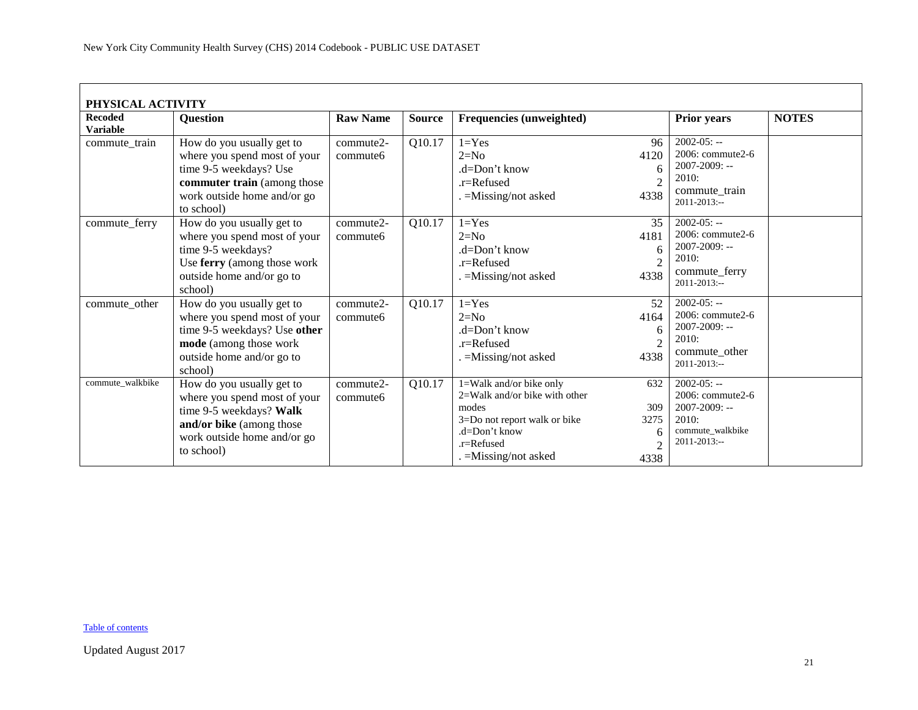| PHYSICAL ACTIVITY | | | | | | |
|---|---|---|---|---|---|---|
| **Recoded Variable** | **Question** | **Raw Name** | **Source** | **Frequencies (unweighted)** | **Prior years** | **NOTES** |
| commute_train | How do you usually get to where you spend most of your time 9-5 weekdays? Use **commuter train** (among those work outside home and/or go to school) | commute2-commute6 | Q10.17 | 1=Yes 96<br>2=No 4120<br>.d=Don't know 6<br>.r=Refused 2<br>. =Missing/not asked 4338 | 2002-05: --<br>2006: commute2-6<br>2007-2009: --<br>2010: commute_train<br>2011-2013:-- | |
| commute_ferry | How do you usually get to where you spend most of your time 9-5 weekdays? Use **ferry** (among those work outside home and/or go to school) | commute2-commute6 | Q10.17 | 1=Yes 35<br>2=No 4181<br>.d=Don't know 6<br>.r=Refused 2<br>. =Missing/not asked 4338 | 2002-05: --<br>2006: commute2-6<br>2007-2009: --<br>2010: commute_ferry<br>2011-2013:-- | |
| commute_other | How do you usually get to where you spend most of your time 9-5 weekdays? Use **other mode** (among those work outside home and/or go to school) | commute2-commute6 | Q10.17 | 1=Yes 52<br>2=No 4164<br>.d=Don't know 6<br>.r=Refused 2<br>. =Missing/not asked 4338 | 2002-05: --<br>2006: commute2-6<br>2007-2009: --<br>2010: commute_other<br>2011-2013:-- | |
| commute_walkbike | How do you usually get to where you spend most of your time 9-5 weekdays? **Walk and/or bike** (among those work outside home and/or go to school) | commute2-commute6 | Q10.17 | 1=Walk and/or bike only 632<br>2=Walk and/or bike with other modes 309<br>3=Do not report walk or bike 3275<br>.d=Don't know 6<br>.r=Refused 2<br>. =Missing/not asked 4338 | 2002-05: --<br>2006: commute2-6<br>2007-2009: --<br>2010: commute_walkbike<br>2011-2013:-- | |

Table of contents

Updated August 2017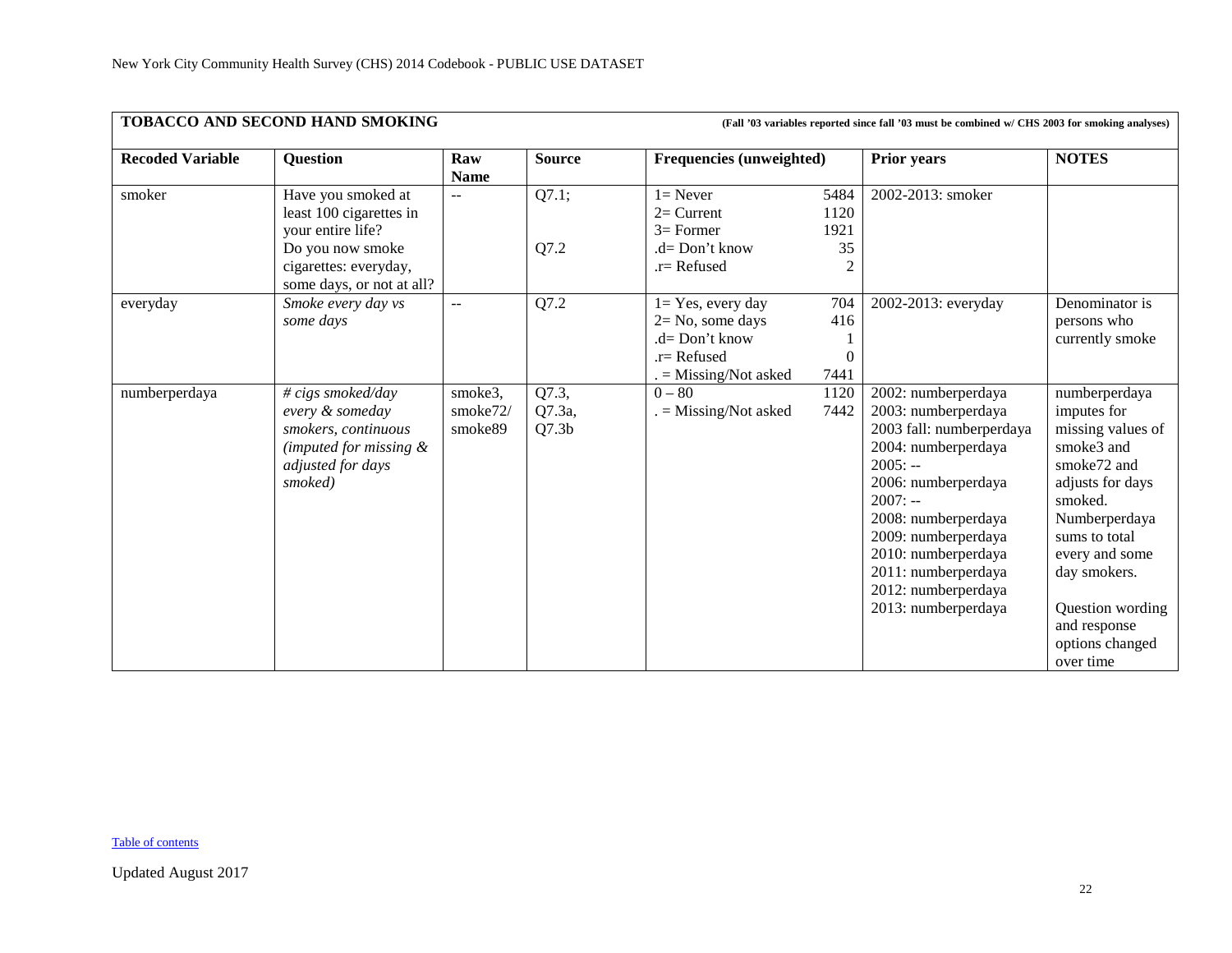**TOBACCO AND SECOND HAND SMOKING** **(Fall '03 variables reported since fall '03 must be combined w/ CHS 2003 for smoking analyses)**

| Recoded Variable | Question | Raw Name | Source | Frequencies (unweighted) | | Prior years | NOTES |
|---|---|---|---|---|---|---|---|
| smoker | Have you smoked at least 100 cigarettes in your entire life?<br>Do you now smoke cigarettes: everyday, some days, or not at all? | -- | Q7.1;<br><br><br>Q7.2 | 1= Never<br>2= Current<br>3= Former<br>.d= Don't know<br>.r= Refused | 5484<br>1120<br>1921<br>35<br>2 | 2002-2013: smoker | |
| everyday | *Smoke every day vs some days* | -- | Q7.2 | 1= Yes, every day<br>2= No, some days<br>.d= Don't know<br>.r= Refused<br>. = Missing/Not asked | 704<br>416<br>1<br>0<br>7441 | 2002-2013: everyday | Denominator is persons who currently smoke |
| numberperdaya | *# cigs smoked/day every & someday smokers, continuous (imputed for missing & adjusted for days smoked)* | smoke3, smoke72/ smoke89 | Q7.3, Q7.3a, Q7.3b | 0 – 80<br>. = Missing/Not asked | 1120<br>7442 | 2002: numberperdaya<br>2003: numberperdaya<br>2003 fall: numberperdaya<br>2004: numberperdaya<br>2005: --<br>2006: numberperdaya<br>2007: --<br>2008: numberperdaya<br>2009: numberperdaya<br>2010: numberperdaya<br>2011: numberperdaya<br>2012: numberperdaya<br>2013: numberperdaya | numberperdaya imputes for missing values of smoke3 and smoke72 and adjusts for days smoked. Numberperdaya sums to total every and some day smokers.<br><br>Question wording and response options changed over time |

Table of contents

Updated August 2017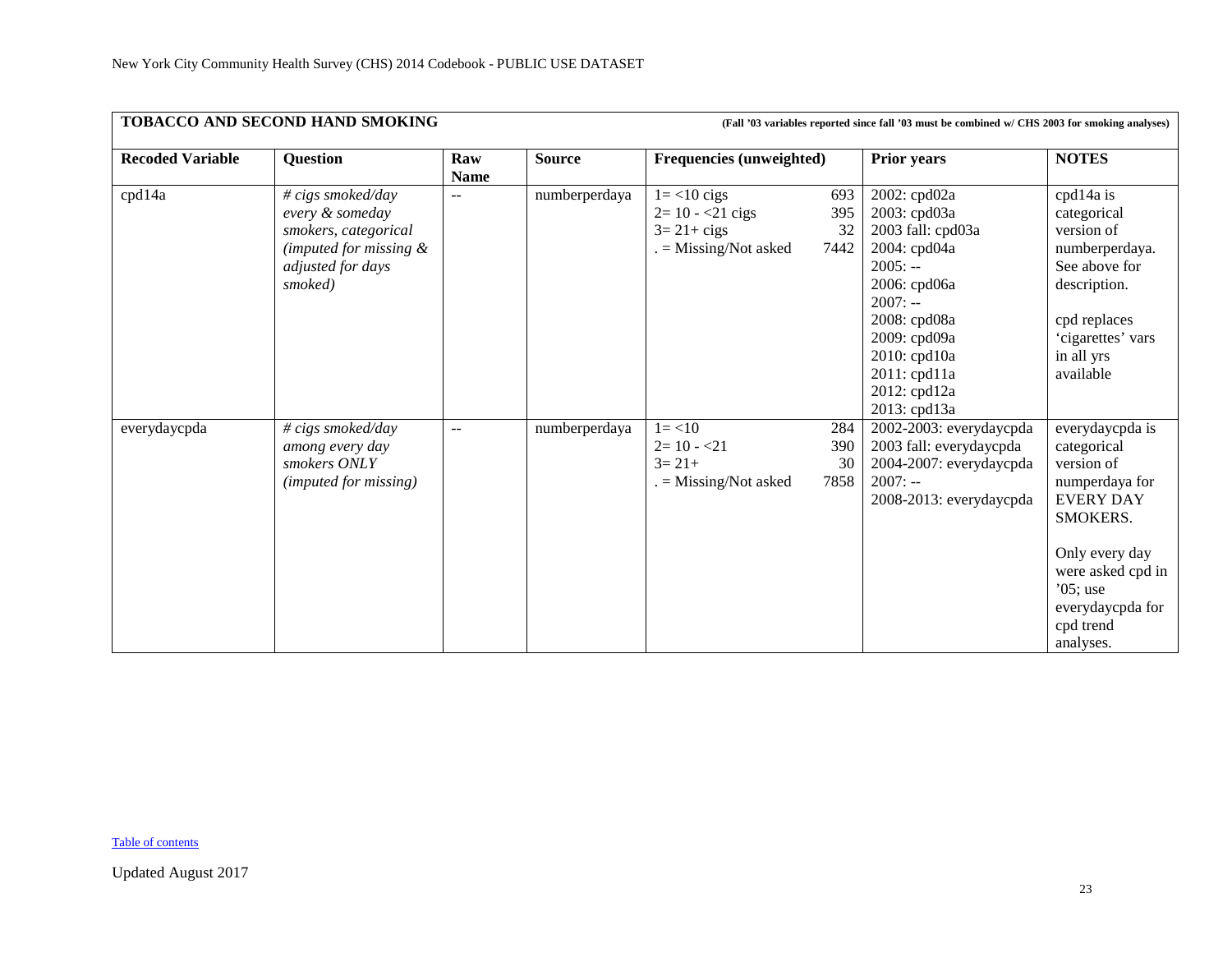**TOBACCO AND SECOND HAND SMOKING** **(Fall '03 variables reported since fall '03 must be combined w/ CHS 2003 for smoking analyses)**

| Recoded Variable | Question | Raw Name | Source | Frequencies (unweighted) | Prior years | NOTES |
|---|---|---|---|---|---|---|
| cpd14a | *# cigs smoked/day every & someday smokers, categorical (imputed for missing & adjusted for days smoked)* | -- | numberperdaya | 1= <10 cigs 693<br>2= 10 - <21 cigs 395<br>3= 21+ cigs 32<br>. = Missing/Not asked 7442 | 2002: cpd02a<br>2003: cpd03a<br>2003 fall: cpd03a<br>2004: cpd04a<br>2005: --<br>2006: cpd06a<br>2007: --<br>2008: cpd08a<br>2009: cpd09a<br>2010: cpd10a<br>2011: cpd11a<br>2012: cpd12a<br>2013: cpd13a | cpd14a is categorical version of numberperdaya. See above for description.<br><br>cpd replaces 'cigarettes' vars in all yrs available |
| everydaycpda | *# cigs smoked/day among every day smokers ONLY (imputed for missing)* | -- | numberperdaya | 1= <10 284<br>2= 10 - <21 390<br>3= 21+ 30<br>. = Missing/Not asked 7858 | 2002-2003: everydaycpda<br>2003 fall: everydaycpda<br>2004-2007: everydaycpda<br>2007: --<br>2008-2013: everydaycpda | everydaycpda is categorical version of numperdaya for EVERY DAY SMOKERS.<br><br>Only every day were asked cpd in '05; use everydaycpda for cpd trend analyses. |

Table of contents

Updated August 2017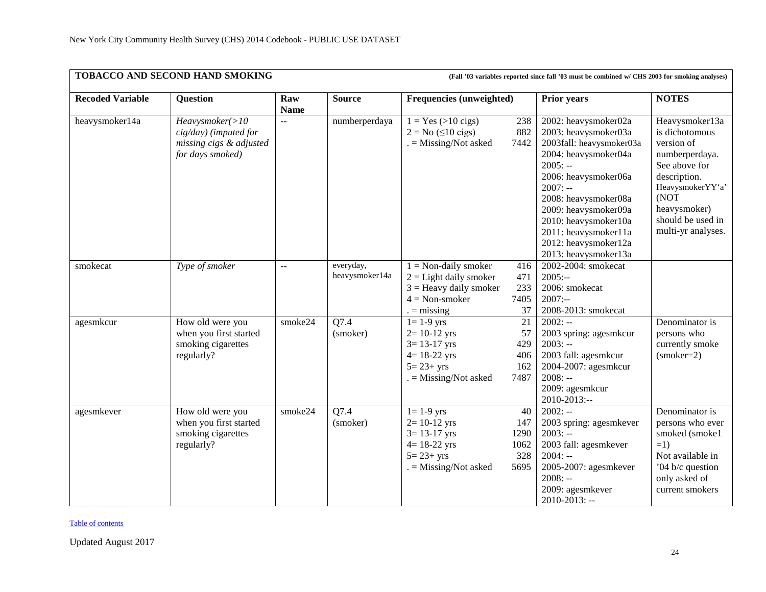**TOBACCO AND SECOND HAND SMOKING** **(Fall '03 variables reported since fall '03 must be combined w/ CHS 2003 for smoking analyses)**

| Recoded Variable | Question | Raw Name | Source | Frequencies (unweighted) | Prior years | NOTES |
|---|---|---|---|---|---|---|
| heavysmoker14a | *Heavysmoker(>10 cig/day) (imputed for missing cigs & adjusted for days smoked)* | -- | numberperdaya | 1 = Yes (>10 cigs) 238<br>2 = No (≤10 cigs) 882<br>. = Missing/Not asked 7442 | 2002: heavysmoker02a<br>2003: heavysmoker03a<br>2003fall: heavysmoker03a<br>2004: heavysmoker04a<br>2005: --<br>2006: heavysmoker06a<br>2007: --<br>2008: heavysmoker08a<br>2009: heavysmoker09a<br>2010: heavysmoker10a<br>2011: heavysmoker11a<br>2012: heavysmoker12a<br>2013: heavysmoker13a | Heavysmoker13a is dichotomous version of numberperdaya. See above for description. HeavysmokerYY'a' (NOT heavysmoker) should be used in multi-yr analyses. |
| smokecat | *Type of smoker* | -- | everyday, heavysmoker14a | 1 = Non-daily smoker 416<br>2 = Light daily smoker 471<br>3 = Heavy daily smoker 233<br>4 = Non-smoker 7405<br>. = missing 37 | 2002-2004: smokecat<br>2005:--<br>2006: smokecat<br>2007:--<br>2008-2013: smokecat | |
| agesmkcur | How old were you when you first started smoking cigarettes regularly? | smoke24 | Q7.4 (smoker) | 1= 1-9 yrs 21<br>2= 10-12 yrs 57<br>3= 13-17 yrs 429<br>4= 18-22 yrs 406<br>5= 23+ yrs 162<br>. = Missing/Not asked 7487 | 2002: --<br>2003 spring: agesmkcur<br>2003: --<br>2003 fall: agesmkcur<br>2004-2007: agesmkcur<br>2008: --<br>2009: agesmkcur<br>2010-2013:-- | Denominator is persons who currently smoke (smoker=2) |
| agesmkever | How old were you when you first started smoking cigarettes regularly? | smoke24 | Q7.4 (smoker) | 1= 1-9 yrs 40<br>2= 10-12 yrs 147<br>3= 13-17 yrs 1290<br>4= 18-22 yrs 1062<br>5= 23+ yrs 328<br>. = Missing/Not asked 5695 | 2002: --<br>2003 spring: agesmkever<br>2003: --<br>2003 fall: agesmkever<br>2004: --<br>2005-2007: agesmkever<br>2008: --<br>2009: agesmkever<br>2010-2013: -- | Denominator is persons who ever smoked (smoke1 =1)<br>Not available in '04 b/c question only asked of current smokers |

Table of contents

Updated August 2017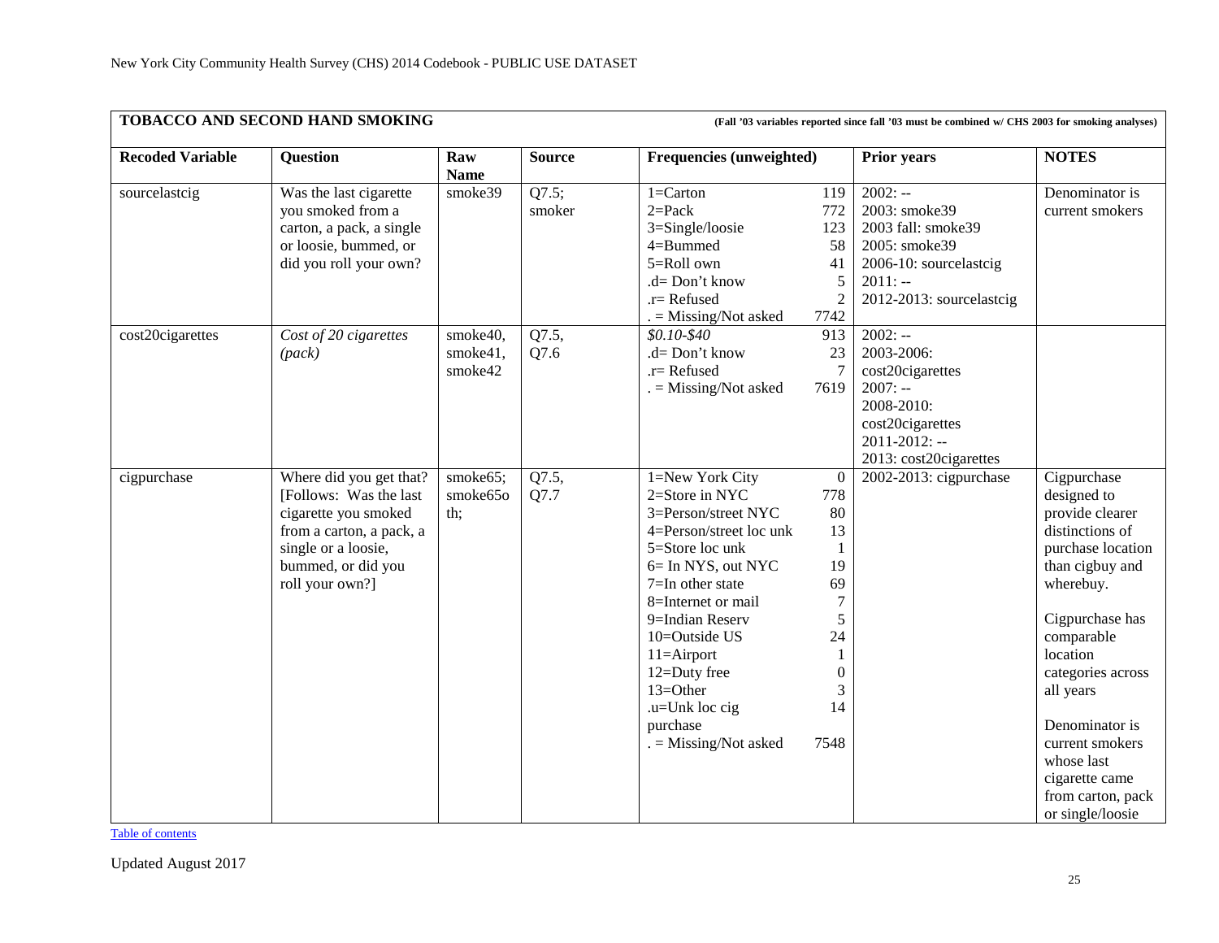## TOBACCO AND SECOND HAND SMOKING

**(Fall '03 variables reported since fall '03 must be combined w/ CHS 2003 for smoking analyses)**

| Recoded Variable | Question | Raw Name | Source | Frequencies (unweighted) | | Prior years | NOTES |
|---|---|---|---|---|---|---|---|
| sourcelastcig | Was the last cigarette you smoked from a carton, a pack, a single or loosie, bummed, or did you roll your own? | smoke39 | Q7.5; smoker | 1=Carton<br>2=Pack<br>3=Single/loosie<br>4=Bummed<br>5=Roll own<br>.d= Don't know<br>.r= Refused<br>. = Missing/Not asked | 119<br>772<br>123<br>58<br>41<br>5<br>2<br>7742 | 2002: --<br>2003: smoke39<br>2003 fall: smoke39<br>2005: smoke39<br>2006-10: sourcelastcig<br>2011: --<br>2012-2013: sourcelastcig | Denominator is current smokers |
| cost20cigarettes | *Cost of 20 cigarettes (pack)* | smoke40, smoke41, smoke42 | Q7.5, Q7.6 | *$0.10-$40*<br>.d= Don't know<br>.r= Refused<br>. = Missing/Not asked | 913<br>23<br>7<br>7619 | 2002: --<br>2003-2006: cost20cigarettes<br>2007: --<br>2008-2010: cost20cigarettes<br>2011-2012: --<br>2013: cost20cigarettes | |
| cigpurchase | Where did you get that? [Follows: Was the last cigarette you smoked from a carton, a pack, a single or a loosie, bummed, or did you roll your own?] | smoke65; smoke65oth; | Q7.5, Q7.7 | 1=New York City<br>2=Store in NYC<br>3=Person/street NYC<br>4=Person/street loc unk<br>5=Store loc unk<br>6= In NYS, out NYC<br>7=In other state<br>8=Internet or mail<br>9=Indian Reserv<br>10=Outside US<br>11=Airport<br>12=Duty free<br>13=Other<br>.u=Unk loc cig purchase<br>. = Missing/Not asked | 0<br>778<br>80<br>13<br>1<br>19<br>69<br>7<br>5<br>24<br>1<br>0<br>3<br>14<br><br>7548 | 2002-2013: cigpurchase | Cigpurchase designed to provide clearer distinctions of purchase location than cigbuy and wherebuy.<br><br>Cigpurchase has comparable location categories across all years<br><br>Denominator is current smokers whose last cigarette came from carton, pack or single/loosie |

Table of contents

Updated August 2017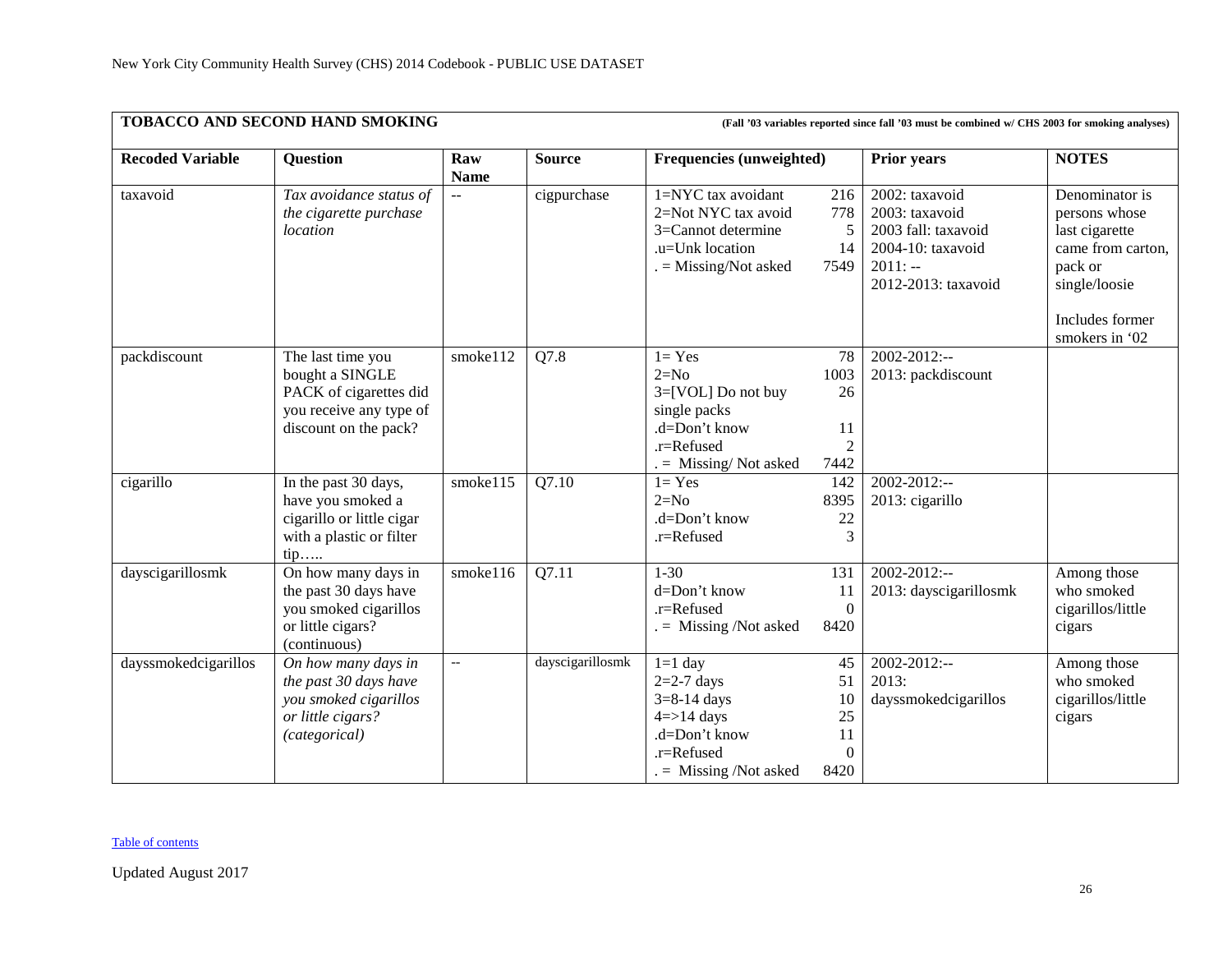New York City Community Health Survey (CHS) 2014 Codebook - PUBLIC USE DATASET

| **TOBACCO AND SECOND HAND SMOKING** | | | | | | **(Fall '03 variables reported since fall '03 must be combined w/ CHS 2003 for smoking analyses)** |
|---|---|---|---|---|---|---|
| **Recoded Variable** | **Question** | **Raw Name** | **Source** | **Frequencies (unweighted)** | **Prior years** | **NOTES** |
| taxavoid | *Tax avoidance status of the cigarette purchase location* | -- | cigpurchase | 1=NYC tax avoidant 216<br>2=Not NYC tax avoid 778<br>3=Cannot determine 5<br>.u=Unk location 14<br>. = Missing/Not asked 7549 | 2002: taxavoid<br>2003: taxavoid<br>2003 fall: taxavoid<br>2004-10: taxavoid<br>2011: --<br>2012-2013: taxavoid | Denominator is persons whose last cigarette came from carton, pack or single/loosie<br><br>Includes former smokers in '02 |
| packdiscount | The last time you bought a SINGLE PACK of cigarettes did you receive any type of discount on the pack? | smoke112 | Q7.8 | 1= Yes 78<br>2=No 1003<br>3=[VOL] Do not buy single packs 26<br>.d=Don't know 11<br>.r=Refused 2<br>. = Missing/ Not asked 7442 | 2002-2012:--<br>2013: packdiscount | |
| cigarillo | In the past 30 days, have you smoked a cigarillo or little cigar with a plastic or filter tip….. | smoke115 | Q7.10 | 1= Yes 142<br>2=No 8395<br>.d=Don't know 22<br>.r=Refused 3 | 2002-2012:--<br>2013: cigarillo | |
| dayscigarillosmk | On how many days in the past 30 days have you smoked cigarillos or little cigars? (continuous) | smoke116 | Q7.11 | 1-30 131<br>d=Don't know 11<br>.r=Refused 0<br>. = Missing /Not asked 8420 | 2002-2012:--<br>2013: dayscigarillosmk | Among those who smoked cigarillos/little cigars |
| dayssmokedcigarillos | *On how many days in the past 30 days have you smoked cigarillos or little cigars? (categorical)* | -- | dayscigarillosmk | 1=1 day 45<br>2=2-7 days 51<br>3=8-14 days 10<br>4=>14 days 25<br>.d=Don't know 11<br>.r=Refused 0<br>. = Missing /Not asked 8420 | 2002-2012:--<br>2013: dayssmokedcigarillos | Among those who smoked cigarillos/little cigars |

Table of contents

Updated August 2017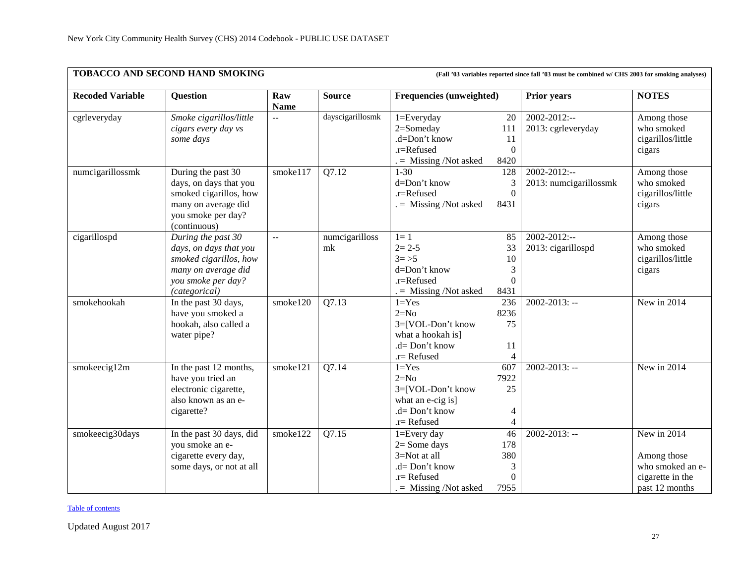**TOBACCO AND SECOND HAND SMOKING** **(Fall '03 variables reported since fall '03 must be combined w/ CHS 2003 for smoking analyses)**

| Recoded Variable | Question | Raw Name | Source | Frequencies (unweighted) | Prior years | NOTES |
|---|---|---|---|---|---|---|
| cgrleveryday | *Smoke cigarillos/little cigars every day vs some days* | -- | dayscigarillosmk | 1=Everyday 20<br>2=Someday 111<br>.d=Don't know 11<br>.r=Refused 0<br>. = Missing /Not asked 8420 | 2002-2012:--<br>2013: cgrleveryday | Among those who smoked cigarillos/little cigars |
| numcigarillossmk | During the past 30 days, on days that you smoked cigarillos, how many on average did you smoke per day? (continuous) | smoke117 | Q7.12 | 1-30 128<br>d=Don't know 3<br>.r=Refused 0<br>. = Missing /Not asked 8431 | 2002-2012:--<br>2013: numcigarillossmk | Among those who smoked cigarillos/little cigars |
| cigarillospd | *During the past 30 days, on days that you smoked cigarillos, how many on average did you smoke per day? (categorical)* | -- | numcigarillossmk | 1= 1 85<br>2= 2-5 33<br>3= >5 10<br>d=Don't know 3<br>.r=Refused 0<br>. = Missing /Not asked 8431 | 2002-2012:--<br>2013: cigarillospd | Among those who smoked cigarillos/little cigars |
| smokehookah | In the past 30 days, have you smoked a hookah, also called a water pipe? | smoke120 | Q7.13 | 1=Yes 236<br>2=No 8236<br>3=[VOL-Don't know what a hookah is] 75<br>.d= Don't know 11<br>.r= Refused 4 | 2002-2013: -- | New in 2014 |
| smokeecig12m | In the past 12 months, have you tried an electronic cigarette, also known as an e-cigarette? | smoke121 | Q7.14 | 1=Yes 607<br>2=No 7922<br>3=[VOL-Don't know what an e-cig is] 25<br>.d= Don't know 4<br>.r= Refused 4 | 2002-2013: -- | New in 2014 |
| smokeecig30days | In the past 30 days, did you smoke an e-cigarette every day, some days, or not at all | smoke122 | Q7.15 | 1=Every day 46<br>2= Some days 178<br>3=Not at all 380<br>.d= Don't know 3<br>.r= Refused 0<br>. = Missing /Not asked 7955 | 2002-2013: -- | New in 2014<br><br>Among those who smoked an e-cigarette in the past 12 months |

Table of contents

Updated August 2017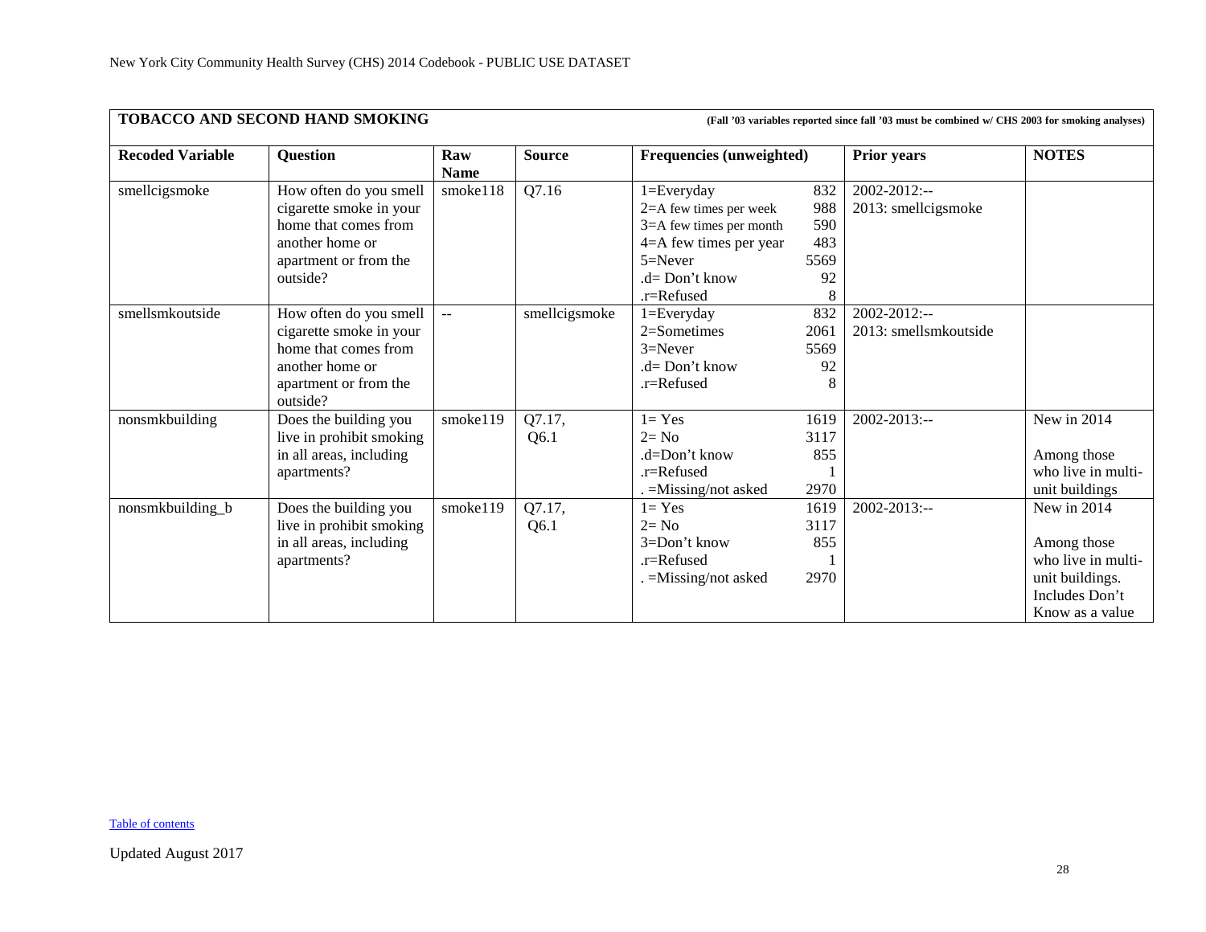New York City Community Health Survey (CHS) 2014 Codebook - PUBLIC USE DATASET

## TOBACCO AND SECOND HAND SMOKING

**(Fall '03 variables reported since fall '03 must be combined w/ CHS 2003 for smoking analyses)**

| Recoded Variable | Question | Raw Name | Source | Frequencies (unweighted) | Prior years | NOTES |
|---|---|---|---|---|---|---|
| smellcigsmoke | How often do you smell cigarette smoke in your home that comes from another home or apartment or from the outside? | smoke118 | Q7.16 | 1=Everyday 832<br>2=A few times per week 988<br>3=A few times per month 590<br>4=A few times per year 483<br>5=Never 5569<br>.d= Don't know 92<br>.r=Refused 8 | 2002-2012:--<br>2013: smellcigsmoke | |
| smellsmkoutside | How often do you smell cigarette smoke in your home that comes from another home or apartment or from the outside? | -- | smellcigsmoke | 1=Everyday 832<br>2=Sometimes 2061<br>3=Never 5569<br>.d= Don't know 92<br>.r=Refused 8 | 2002-2012:--<br>2013: smellsmkoutside | |
| nonsmkbuilding | Does the building you live in prohibit smoking in all areas, including apartments? | smoke119 | Q7.17, Q6.1 | 1= Yes 1619<br>2= No 3117<br>.d=Don't know 855<br>.r=Refused 1<br>. =Missing/not asked 2970 | 2002-2013:-- | New in 2014<br><br>Among those who live in multi-unit buildings |
| nonsmkbuilding_b | Does the building you live in prohibit smoking in all areas, including apartments? | smoke119 | Q7.17, Q6.1 | 1= Yes 1619<br>2= No 3117<br>3=Don't know 855<br>.r=Refused 1<br>. =Missing/not asked 2970 | 2002-2013:-- | New in 2014<br><br>Among those who live in multi-unit buildings. Includes Don't Know as a value |

Table of contents

Updated August 2017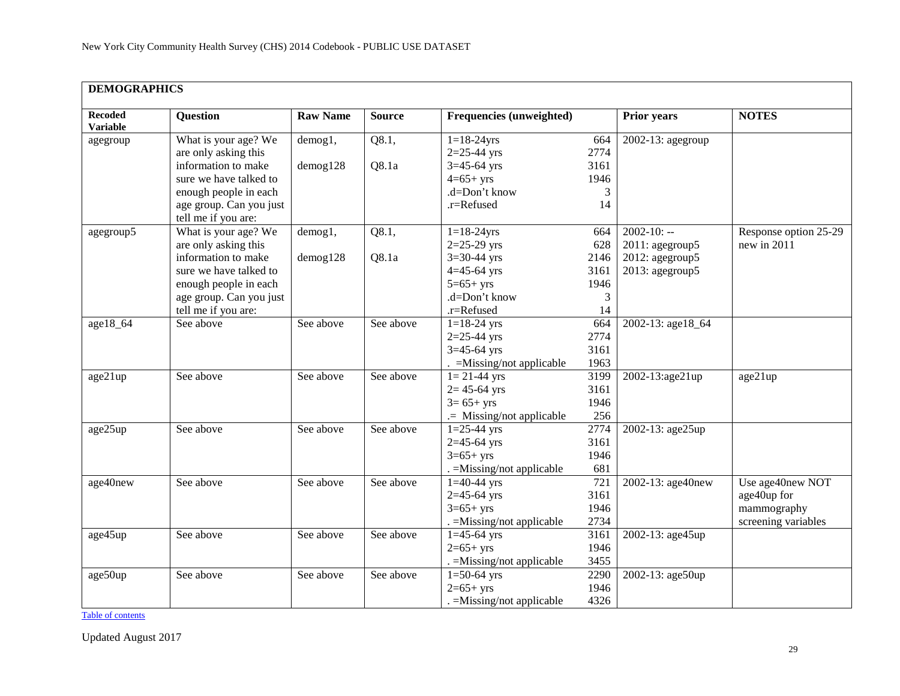## DEMOGRAPHICS

| Recoded Variable | Question | Raw Name | Source | Frequencies (unweighted) | | Prior years | NOTES |
|---|---|---|---|---|---|---|---|
| agegroup | What is your age? We are only asking this information to make sure we have talked to enough people in each age group. Can you just tell me if you are: | demog1, demog128 | Q8.1, Q8.1a | 1=18-24yrs<br>2=25-44 yrs<br>3=45-64 yrs<br>4=65+ yrs<br>.d=Don't know<br>.r=Refused | 664<br>2774<br>3161<br>1946<br>3<br>14 | 2002-13: agegroup | |
| agegroup5 | What is your age? We are only asking this information to make sure we have talked to enough people in each age group. Can you just tell me if you are: | demog1, demog128 | Q8.1, Q8.1a | 1=18-24yrs<br>2=25-29 yrs<br>3=30-44 yrs<br>4=45-64 yrs<br>5=65+ yrs<br>.d=Don't know<br>.r=Refused | 664<br>628<br>2146<br>3161<br>1946<br>3<br>14 | 2002-10: --<br>2011: agegroup5<br>2012: agegroup5<br>2013: agegroup5 | Response option 25-29 new in 2011 |
| age18_64 | See above | See above | See above | 1=18-24 yrs<br>2=25-44 yrs<br>3=45-64 yrs<br>. =Missing/not applicable | 664<br>2774<br>3161<br>1963 | 2002-13: age18_64 | |
| age21up | See above | See above | See above | 1= 21-44 yrs<br>2= 45-64 yrs<br>3= 65+ yrs<br>.= Missing/not applicable | 3199<br>3161<br>1946<br>256 | 2002-13:age21up | age21up |
| age25up | See above | See above | See above | 1=25-44 yrs<br>2=45-64 yrs<br>3=65+ yrs<br>. =Missing/not applicable | 2774<br>3161<br>1946<br>681 | 2002-13: age25up | |
| age40new | See above | See above | See above | 1=40-44 yrs<br>2=45-64 yrs<br>3=65+ yrs<br>. =Missing/not applicable | 721<br>3161<br>1946<br>2734 | 2002-13: age40new | Use age40new NOT age40up for mammography screening variables |
| age45up | See above | See above | See above | 1=45-64 yrs<br>2=65+ yrs<br>. =Missing/not applicable | 3161<br>1946<br>3455 | 2002-13: age45up | |
| age50up | See above | See above | See above | 1=50-64 yrs<br>2=65+ yrs<br>. =Missing/not applicable | 2290<br>1946<br>4326 | 2002-13: age50up | |

Table of contents

Updated August 2017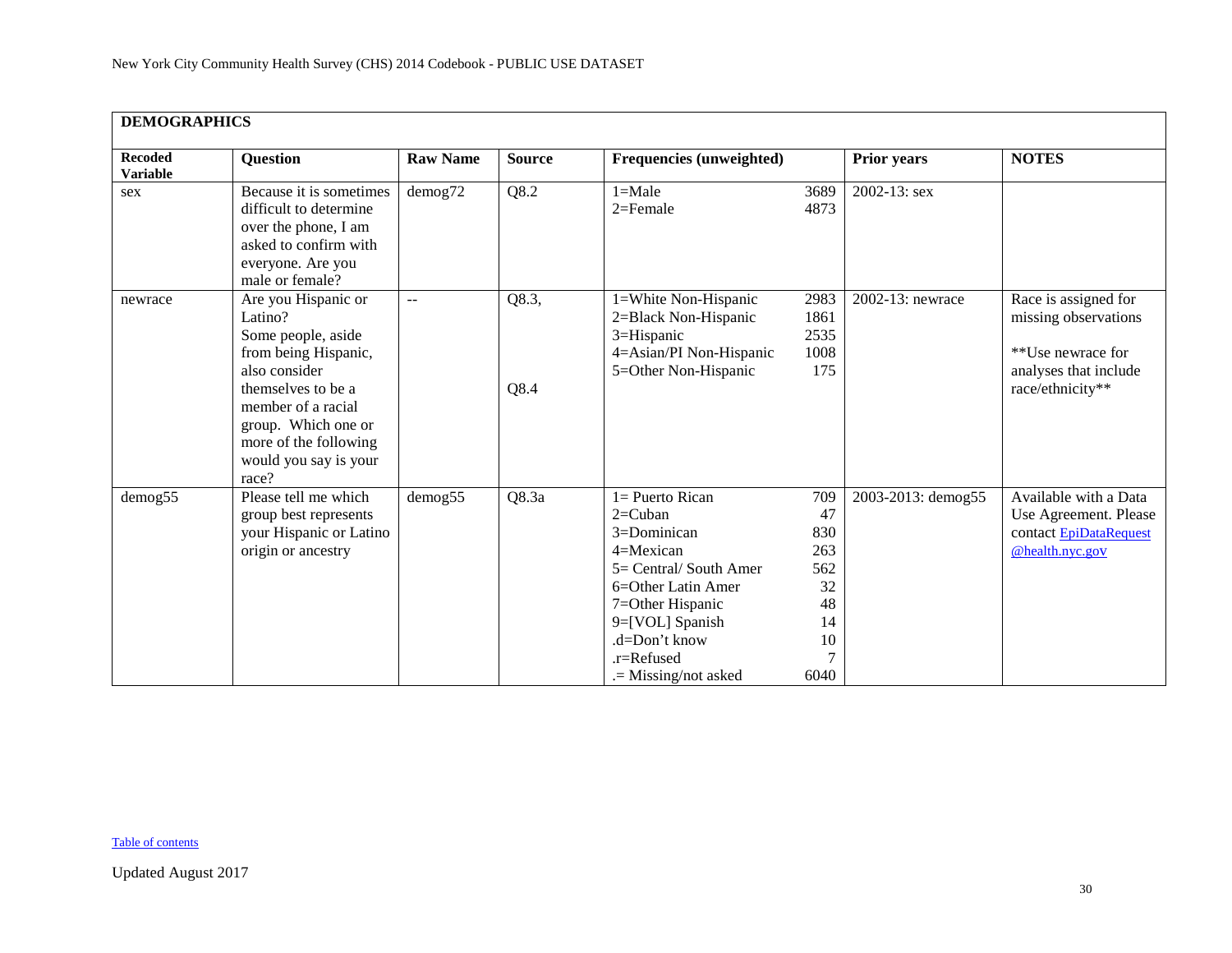| DEMOGRAPHICS | | | | | | |
|---|---|---|---|---|---|---|
| **Recoded Variable** | **Question** | **Raw Name** | **Source** | **Frequencies (unweighted)** | **Prior years** | **NOTES** |
| sex | Because it is sometimes difficult to determine over the phone, I am asked to confirm with everyone. Are you male or female? | demog72 | Q8.2 | 1=Male 3689<br>2=Female 4873 | 2002-13: sex | |
| newrace | Are you Hispanic or Latino?<br>Some people, aside from being Hispanic, also consider themselves to be a member of a racial group. Which one or more of the following would you say is your race? | -- | Q8.3,<br><br>Q8.4 | 1=White Non-Hispanic 2983<br>2=Black Non-Hispanic 1861<br>3=Hispanic 2535<br>4=Asian/PI Non-Hispanic 1008<br>5=Other Non-Hispanic 175 | 2002-13: newrace | Race is assigned for missing observations<br><br>**Use newrace for analyses that include race/ethnicity** |
| demog55 | Please tell me which group best represents your Hispanic or Latino origin or ancestry | demog55 | Q8.3a | 1= Puerto Rican 709<br>2=Cuban 47<br>3=Dominican 830<br>4=Mexican 263<br>5= Central/ South Amer 562<br>6=Other Latin Amer 32<br>7=Other Hispanic 48<br>9=[VOL] Spanish 14<br>.d=Don't know 10<br>.r=Refused 7<br>.= Missing/not asked 6040 | 2003-2013: demog55 | Available with a Data Use Agreement. Please contact EpiDataRequest @health.nyc.gov |

Table of contents

Updated August 2017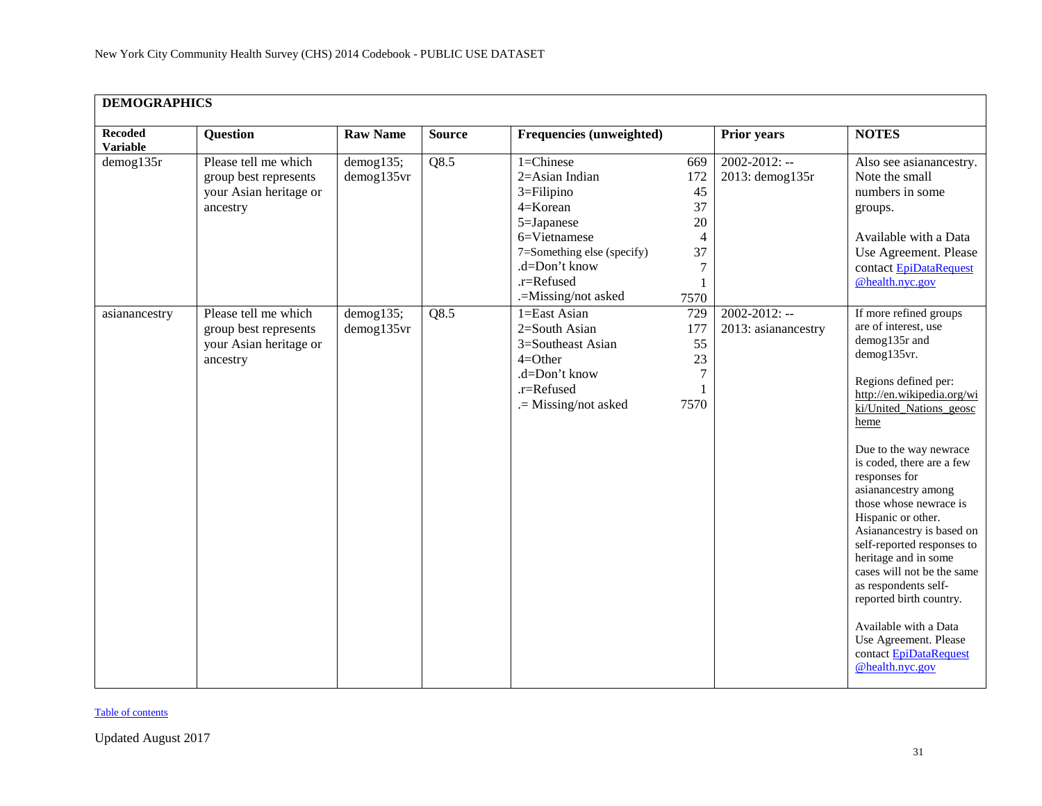New York City Community Health Survey (CHS) 2014 Codebook - PUBLIC USE DATASET

**DEMOGRAPHICS**

| Recoded Variable | Question | Raw Name | Source | Frequencies (unweighted) | | Prior years | NOTES |
|---|---|---|---|---|---|---|---|
| demog135r | Please tell me which group best represents your Asian heritage or ancestry | demog135; demog135vr | Q8.5 | 1=Chinese<br>2=Asian Indian<br>3=Filipino<br>4=Korean<br>5=Japanese<br>6=Vietnamese<br>7=Something else (specify)<br>.d=Don't know<br>.r=Refused<br>.=Missing/not asked | 669<br>172<br>45<br>37<br>20<br>4<br>37<br>7<br>1<br>7570 | 2002-2012: --<br>2013: demog135r | Also see asianancestry. Note the small numbers in some groups.<br><br>Available with a Data Use Agreement. Please contact [EpiDataRequest@health.nyc.gov](mailto:EpiDataRequest@health.nyc.gov) |
| asianancestry | Please tell me which group best represents your Asian heritage or ancestry | demog135; demog135vr | Q8.5 | 1=East Asian<br>2=South Asian<br>3=Southeast Asian<br>4=Other<br>.d=Don't know<br>.r=Refused<br>.= Missing/not asked | 729<br>177<br>55<br>23<br>7<br>1<br>7570 | 2002-2012: --<br>2013: asianancestry | If more refined groups are of interest, use demog135r and demog135vr.<br><br>Regions defined per: http://en.wikipedia.org/wiki/United_Nations_geoscheme<br><br>Due to the way newrace is coded, there are a few responses for asianancestry among those whose newrace is Hispanic or other. Asianancestry is based on self-reported responses to heritage and in some cases will not be the same as respondents self-reported birth country.<br><br>Available with a Data Use Agreement. Please contact [EpiDataRequest@health.nyc.gov](mailto:EpiDataRequest@health.nyc.gov) |

Table of contents

Updated August 2017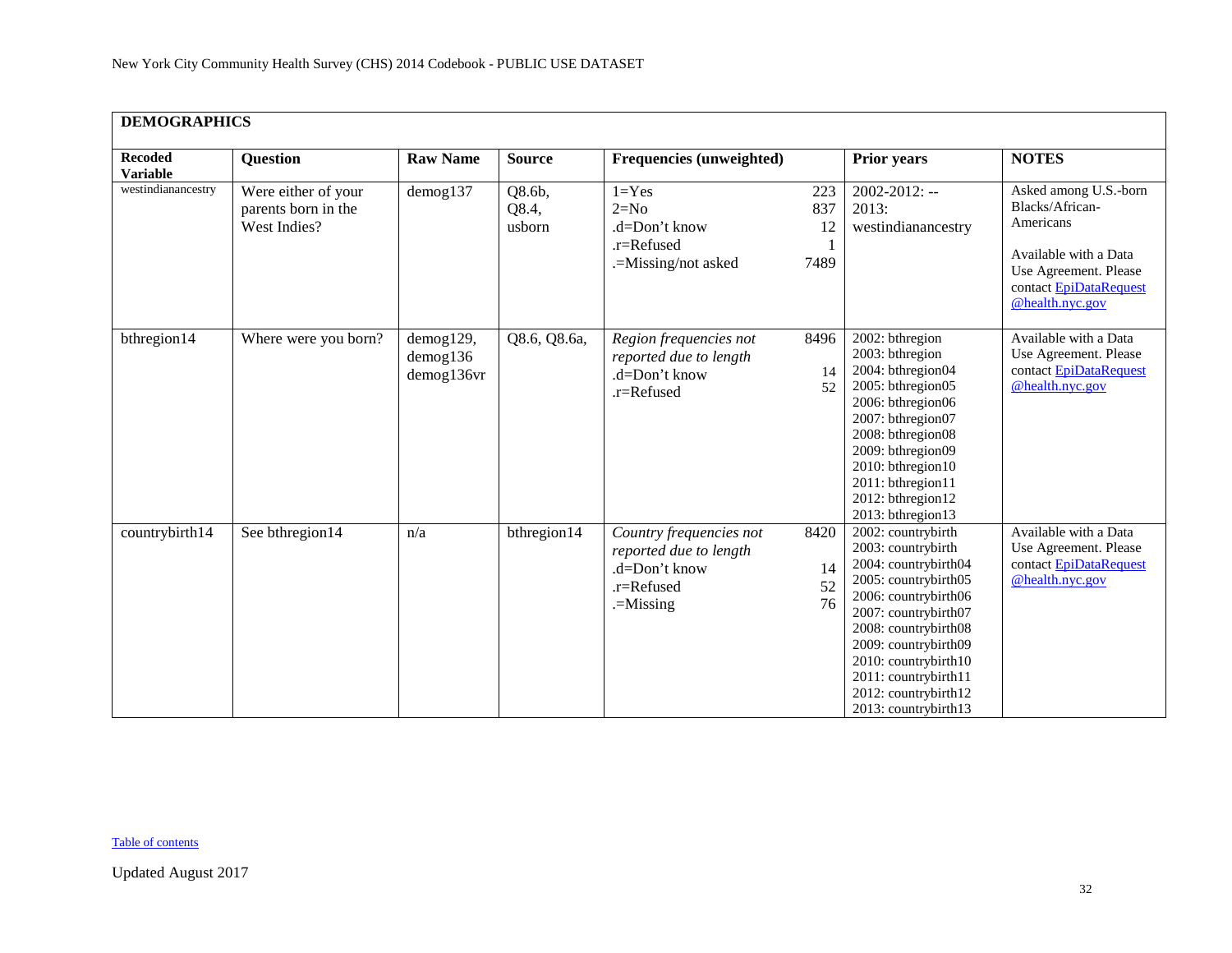| DEMOGRAPHICS | | | | | | |
|---|---|---|---|---|---|---|
| **Recoded Variable** | **Question** | **Raw Name** | **Source** | **Frequencies (unweighted)** | **Prior years** | **NOTES** |
| westindianancestry | Were either of your parents born in the West Indies? | demog137 | Q8.6b, Q8.4, usborn | 1=Yes 223<br>2=No 837<br>.d=Don't know 12<br>.r=Refused 1<br>.=Missing/not asked 7489 | 2002-2012: --<br>2013: westindianancestry | Asked among U.S.-born Blacks/African-Americans<br><br>Available with a Data Use Agreement. Please contact EpiDataRequest @health.nyc.gov |
| bthregion14 | Where were you born? | demog129, demog136 demog136vr | Q8.6, Q8.6a, | *Region frequencies not reported due to length* 8496<br>.d=Don't know 14<br>.r=Refused 52 | 2002: bthregion<br>2003: bthregion<br>2004: bthregion04<br>2005: bthregion05<br>2006: bthregion06<br>2007: bthregion07<br>2008: bthregion08<br>2009: bthregion09<br>2010: bthregion10<br>2011: bthregion11<br>2012: bthregion12<br>2013: bthregion13 | Available with a Data Use Agreement. Please contact EpiDataRequest @health.nyc.gov |
| countrybirth14 | See bthregion14 | n/a | bthregion14 | *Country frequencies not reported due to length* 8420<br>.d=Don't know 14<br>.r=Refused 52<br>.=Missing 76 | 2002: countrybirth<br>2003: countrybirth<br>2004: countrybirth04<br>2005: countrybirth05<br>2006: countrybirth06<br>2007: countrybirth07<br>2008: countrybirth08<br>2009: countrybirth09<br>2010: countrybirth10<br>2011: countrybirth11<br>2012: countrybirth12<br>2013: countrybirth13 | Available with a Data Use Agreement. Please contact EpiDataRequest @health.nyc.gov |

Table of contents

Updated August 2017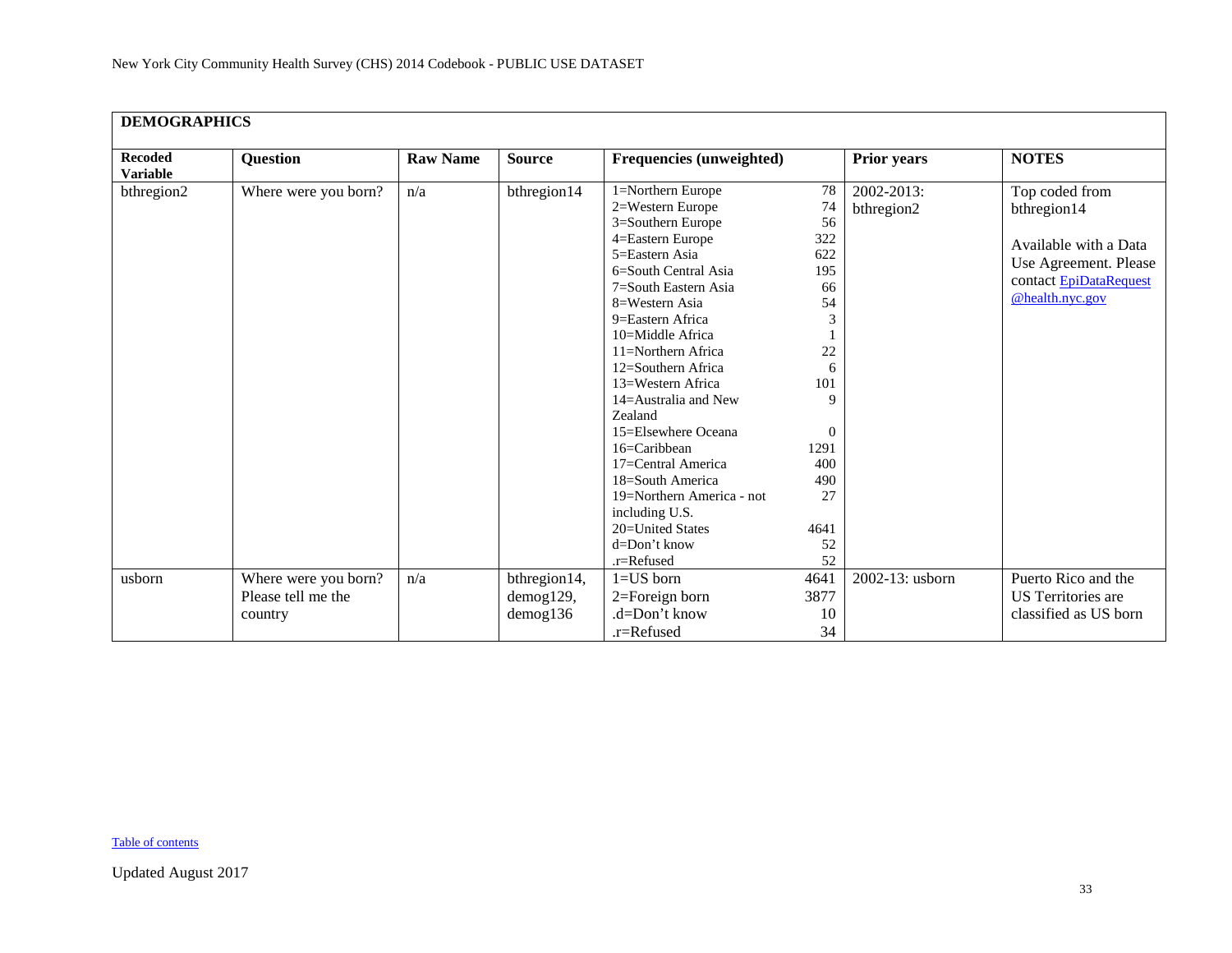| **DEMOGRAPHICS** | | | | | | |
|---|---|---|---|---|---|---|
| **Recoded Variable** | **Question** | **Raw Name** | **Source** | **Frequencies (unweighted)** | **Prior years** | **NOTES** |
| bthregion2 | Where were you born? | n/a | bthregion14 | 1=Northern Europe 78<br>2=Western Europe 74<br>3=Southern Europe 56<br>4=Eastern Europe 322<br>5=Eastern Asia 622<br>6=South Central Asia 195<br>7=South Eastern Asia 66<br>8=Western Asia 54<br>9=Eastern Africa 3<br>10=Middle Africa 1<br>11=Northern Africa 22<br>12=Southern Africa 6<br>13=Western Africa 101<br>14=Australia and New Zealand 9<br>15=Elsewhere Oceana 0<br>16=Caribbean 1291<br>17=Central America 400<br>18=South America 490<br>19=Northern America - not including U.S. 27<br>20=United States 4641<br>d=Don't know 52<br>.r=Refused 52 | 2002-2013: bthregion2 | Top coded from bthregion14<br><br>Available with a Data Use Agreement. Please contact EpiDataRequest@health.nyc.gov |
| usborn | Where were you born? Please tell me the country | n/a | bthregion14, demog129, demog136 | 1=US born 4641<br>2=Foreign born 3877<br>.d=Don't know 10<br>.r=Refused 34 | 2002-13: usborn | Puerto Rico and the US Territories are classified as US born |

Table of contents

Updated August 2017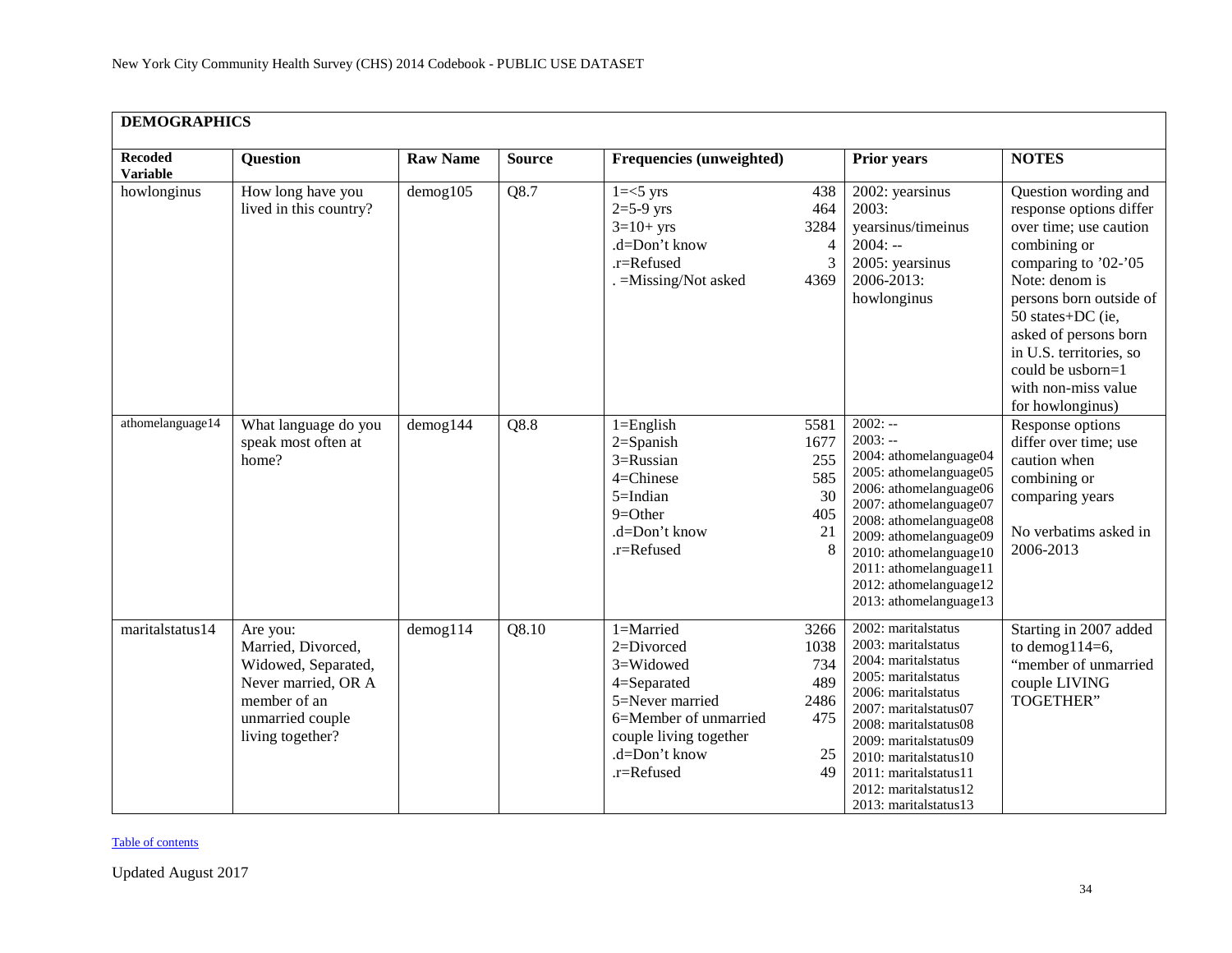## DEMOGRAPHICS

| Recoded Variable | Question | Raw Name | Source | Frequencies (unweighted) | | Prior years | NOTES |
|---|---|---|---|---|---|---|---|
| howlonginus | How long have you lived in this country? | demog105 | Q8.7 | 1=<5 yrs<br>2=5-9 yrs<br>3=10+ yrs<br>.d=Don't know<br>.r=Refused<br>. =Missing/Not asked | 438<br>464<br>3284<br>4<br>3<br>4369 | 2002: yearsinus<br>2003: yearsinus/timeinus<br>2004: --<br>2005: yearsinus<br>2006-2013: howlonginus | Question wording and response options differ over time; use caution combining or comparing to '02-'05<br>Note: denom is persons born outside of 50 states+DC (ie, asked of persons born in U.S. territories, so could be usborn=1 with non-miss value for howlonginus) |
| athomelanguage14 | What language do you speak most often at home? | demog144 | Q8.8 | 1=English<br>2=Spanish<br>3=Russian<br>4=Chinese<br>5=Indian<br>9=Other<br>.d=Don't know<br>.r=Refused | 5581<br>1677<br>255<br>585<br>30<br>405<br>21<br>8 | 2002: --<br>2003: --<br>2004: athomelanguage04<br>2005: athomelanguage05<br>2006: athomelanguage06<br>2007: athomelanguage07<br>2008: athomelanguage08<br>2009: athomelanguage09<br>2010: athomelanguage10<br>2011: athomelanguage11<br>2012: athomelanguage12<br>2013: athomelanguage13 | Response options differ over time; use caution when combining or comparing years<br><br>No verbatims asked in 2006-2013 |
| maritalstatus14 | Are you:<br>Married, Divorced, Widowed, Separated, Never married, OR A member of an unmarried couple living together? | demog114 | Q8.10 | 1=Married<br>2=Divorced<br>3=Widowed<br>4=Separated<br>5=Never married<br>6=Member of unmarried couple living together<br>.d=Don't know<br>.r=Refused | 3266<br>1038<br>734<br>489<br>2486<br>475<br><br>25<br>49 | 2002: maritalstatus<br>2003: maritalstatus<br>2004: maritalstatus<br>2005: maritalstatus<br>2006: maritalstatus<br>2007: maritalstatus07<br>2008: maritalstatus08<br>2009: maritalstatus09<br>2010: maritalstatus10<br>2011: maritalstatus11<br>2012: maritalstatus12<br>2013: maritalstatus13 | Starting in 2007 added to demog114=6, "member of unmarried couple LIVING TOGETHER" |

Table of contents

Updated August 2017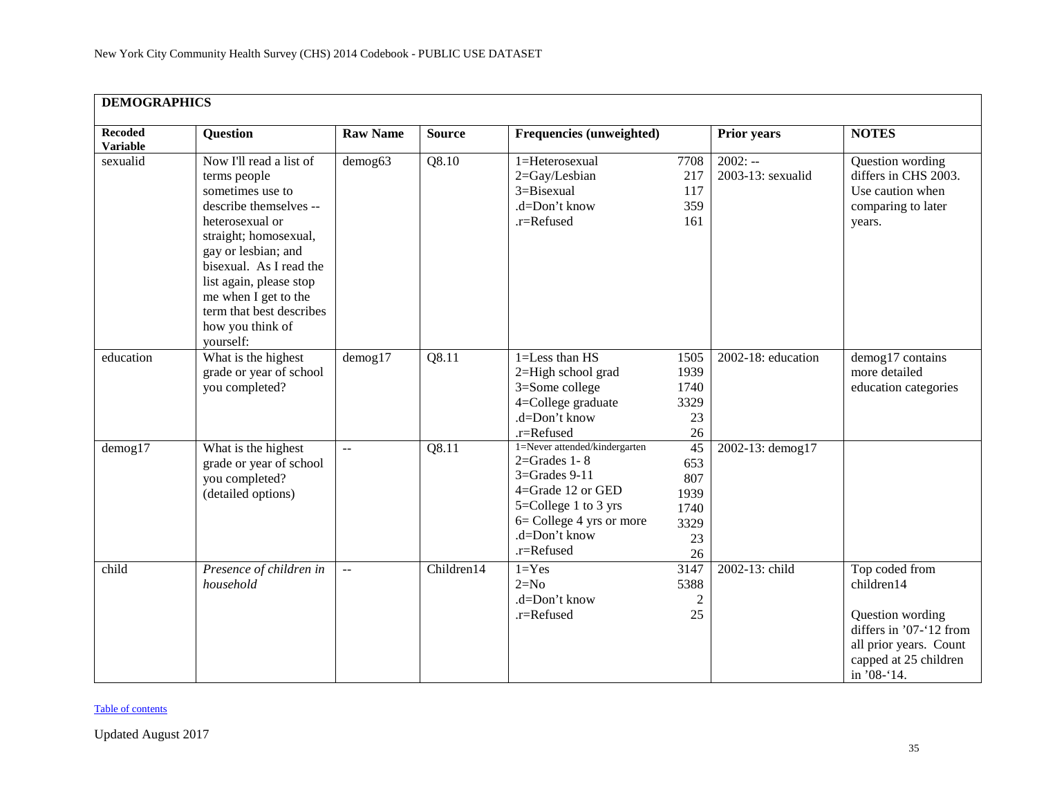## DEMOGRAPHICS

| Recoded Variable | Question | Raw Name | Source | Frequencies (unweighted) | | Prior years | NOTES |
|---|---|---|---|---|---|---|---|
| sexualid | Now I'll read a list of terms people sometimes use to describe themselves -- heterosexual or straight; homosexual, gay or lesbian; and bisexual. As I read the list again, please stop me when I get to the term that best describes how you think of yourself: | demog63 | Q8.10 | 1=Heterosexual<br>2=Gay/Lesbian<br>3=Bisexual<br>.d=Don't know<br>.r=Refused | 7708<br>217<br>117<br>359<br>161 | 2002: --<br>2003-13: sexualid | Question wording differs in CHS 2003. Use caution when comparing to later years. |
| education | What is the highest grade or year of school you completed? | demog17 | Q8.11 | 1=Less than HS<br>2=High school grad<br>3=Some college<br>4=College graduate<br>.d=Don't know<br>.r=Refused | 1505<br>1939<br>1740<br>3329<br>23<br>26 | 2002-18: education | demog17 contains more detailed education categories |
| demog17 | What is the highest grade or year of school you completed? (detailed options) | -- | Q8.11 | 1=Never attended/kindergarten<br>2=Grades 1- 8<br>3=Grades 9-11<br>4=Grade 12 or GED<br>5=College 1 to 3 yrs<br>6= College 4 yrs or more<br>.d=Don't know<br>.r=Refused | 45<br>653<br>807<br>1939<br>1740<br>3329<br>23<br>26 | 2002-13: demog17 | |
| child | *Presence of children in household* | -- | Children14 | 1=Yes<br>2=No<br>.d=Don't know<br>.r=Refused | 3147<br>5388<br>2<br>25 | 2002-13: child | Top coded from children14<br><br>Question wording differs in '07-'12 from all prior years. Count capped at 25 children in '08-'14. |

Table of contents

Updated August 2017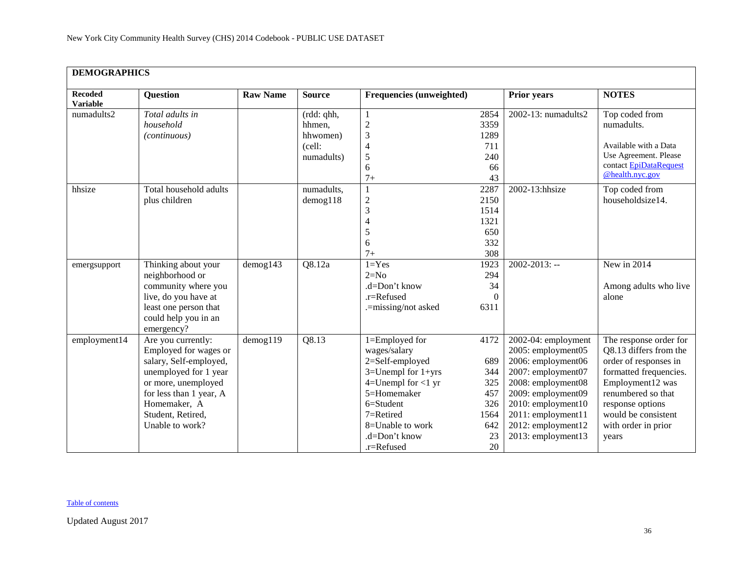| DEMOGRAPHICS | | | | | | |
|---|---|---|---|---|---|---|
| **Recoded Variable** | **Question** | **Raw Name** | **Source** | **Frequencies (unweighted)** | **Prior years** | **NOTES** |
| numadults2 | *Total adults in household (continuous)* | | (rdd: qhh, hhmen, hhwomen) (cell: numadults) | 1 2854<br>2 3359<br>3 1289<br>4 711<br>5 240<br>6 66<br>7+ 43 | 2002-13: numadults2 | Top coded from numadults.<br><br>Available with a Data Use Agreement. Please contact EpiDataRequest @health.nyc.gov |
| hhsize | Total household adults plus children | | numadults, demog118 | 1 2287<br>2 2150<br>3 1514<br>4 1321<br>5 650<br>6 332<br>7+ 308 | 2002-13:hhsize | Top coded from householdsize14. |
| emergsupport | Thinking about your neighborhood or community where you live, do you have at least one person that could help you in an emergency? | demog143 | Q8.12a | 1=Yes 1923<br>2=No 294<br>.d=Don't know 34<br>.r=Refused 0<br>.=missing/not asked 6311 | 2002-2013: -- | New in 2014<br><br>Among adults who live alone |
| employment14 | Are you currently: Employed for wages or salary, Self-employed, unemployed for 1 year or more, unemployed for less than 1 year, A Homemaker, A Student, Retired, Unable to work? | demog119 | Q8.13 | 1=Employed for wages/salary 4172<br>2=Self-employed 689<br>3=Unempl for 1+yrs 344<br>4=Unempl for <1 yr 325<br>5=Homemaker 457<br>6=Student 326<br>7=Retired 1564<br>8=Unable to work 642<br>.d=Don't know 23<br>.r=Refused 20 | 2002-04: employment<br>2005: employment05<br>2006: employment06<br>2007: employment07<br>2008: employment08<br>2009: employment09<br>2010: employment10<br>2011: employment11<br>2012: employment12<br>2013: employment13 | The response order for Q8.13 differs from the order of responses in formatted frequencies. Employment12 was renumbered so that response options would be consistent with order in prior years |

Table of contents

Updated August 2017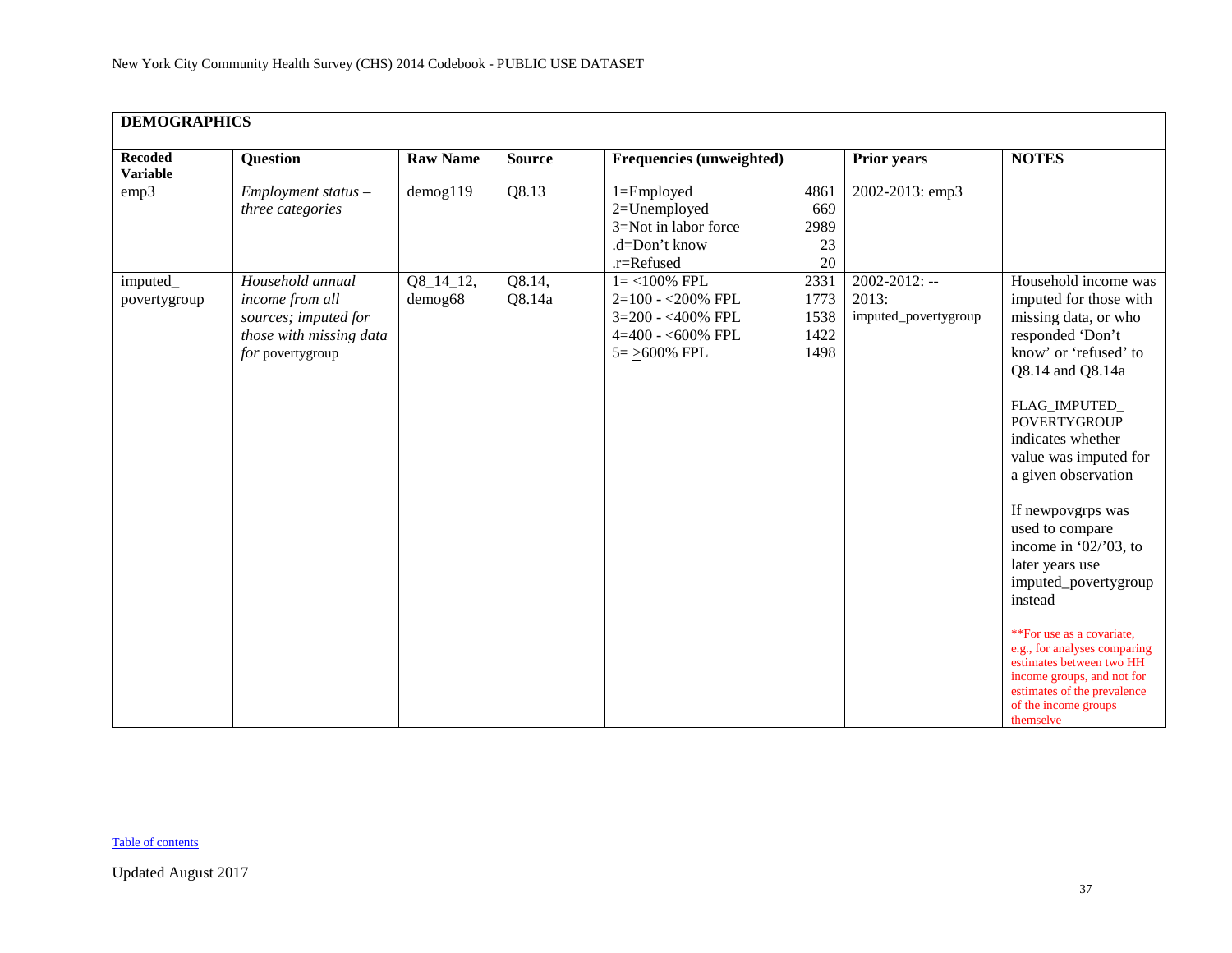| DEMOGRAPHICS | | | | | | |
|---|---|---|---|---|---|---|
| **Recoded Variable** | **Question** | **Raw Name** | **Source** | **Frequencies (unweighted)** | **Prior years** | **NOTES** |
| emp3 | *Employment status – three categories* | demog119 | Q8.13 | 1=Employed 4861<br>2=Unemployed 669<br>3=Not in labor force 2989<br>.d=Don't know 23<br>.r=Refused 20 | 2002-2013: emp3 | |
| imputed_ povertygroup | *Household annual income from all sources; imputed for those with missing data for* povertygroup | Q8_14_12, demog68 | Q8.14, Q8.14a | 1= <100% FPL 2331<br>2=100 - <200% FPL 1773<br>3=200 - <400% FPL 1538<br>4=400 - <600% FPL 1422<br>5= ≥600% FPL 1498 | 2002-2012: --<br>2013: imputed_povertygroup | Household income was imputed for those with missing data, or who responded 'Don't know' or 'refused' to Q8.14 and Q8.14a<br><br>FLAG_IMPUTED_ POVERTYGROUP indicates whether value was imputed for a given observation<br><br>If newpovgrps was used to compare income in '02/'03, to later years use imputed_povertygroup instead<br><br>**For use as a covariate, e.g., for analyses comparing estimates between two HH income groups, and not for estimates of the prevalence of the income groups themselve |

Table of contents

Updated August 2017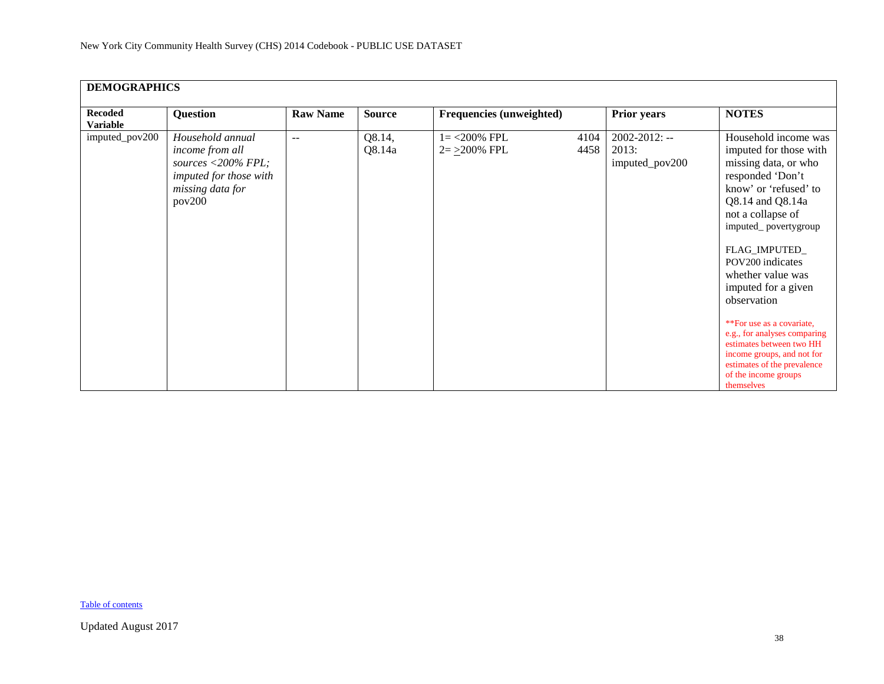## DEMOGRAPHICS

| Recoded Variable | Question | Raw Name | Source | Frequencies (unweighted) | | Prior years | NOTES |
|---|---|---|---|---|---|---|---|
| imputed_pov200 | *Household annual income from all sources <200% FPL; imputed for those with missing data for* pov200 | -- | Q8.14, Q8.14a | 1= <200% FPL<br>2= ≥200% FPL | 4104<br>4458 | 2002-2012: --<br>2013: imputed_pov200 | Household income was imputed for those with missing data, or who responded 'Don't know' or 'refused' to Q8.14 and Q8.14a not a collapse of imputed_ povertygroup<br><br>FLAG_IMPUTED_ POV200 indicates whether value was imputed for a given observation<br><br>**For use as a covariate, e.g., for analyses comparing estimates between two HH income groups, and not for estimates of the prevalence of the income groups themselves |

Table of contents

Updated August 2017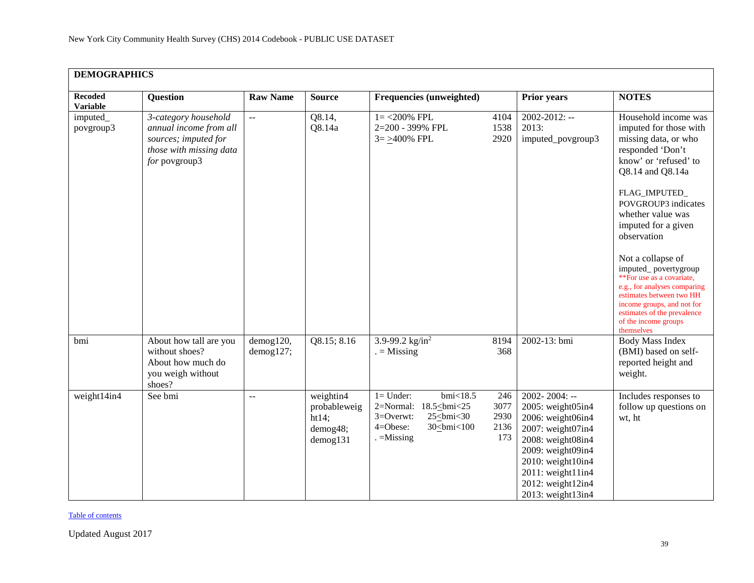**DEMOGRAPHICS**

| Recoded Variable | Question | Raw Name | Source | Frequencies (unweighted) | | Prior years | NOTES |
|---|---|---|---|---|---|---|---|
| imputed_ povgroup3 | *3-category household annual income from all sources; imputed for those with missing data for* povgroup3 | -- | Q8.14, Q8.14a | 1= <200% FPL<br>2=200 - 399% FPL<br>3= ≥400% FPL | 4104<br>1538<br>2920 | 2002-2012: --<br>2013: imputed_povgroup3 | Household income was imputed for those with missing data, or who responded 'Don't know' or 'refused' to Q8.14 and Q8.14a<br><br>FLAG_IMPUTED_ POVGROUP3 indicates whether value was imputed for a given observation<br><br>Not a collapse of imputed_ povertygroup<br>**For use as a covariate, e.g., for analyses comparing estimates between two HH income groups, and not for estimates of the prevalence of the income groups themselves |
| bmi | About how tall are you without shoes?<br>About how much do you weigh without shoes? | demog120, demog127; | Q8.15; 8.16 | 3.9-99.2 kg/in$^2$<br>. = Missing | 8194<br>368 | 2002-13: bmi | Body Mass Index (BMI) based on self-reported height and weight. |
| weight14in4 | See bmi | -- | weightin4 probableweight14; demog48; demog131 | 1= Under: bmi<18.5<br>2=Normal: 18.5≤bmi<25<br>3=Overwt: 25≤bmi<30<br>4=Obese: 30≤bmi<100<br>. =Missing | 246<br>3077<br>2930<br>2136<br>173 | 2002- 2004: --<br>2005: weight05in4<br>2006: weight06in4<br>2007: weight07in4<br>2008: weight08in4<br>2009: weight09in4<br>2010: weight10in4<br>2011: weight11in4<br>2012: weight12in4<br>2013: weight13in4 | Includes responses to follow up questions on wt, ht |

Table of contents

Updated August 2017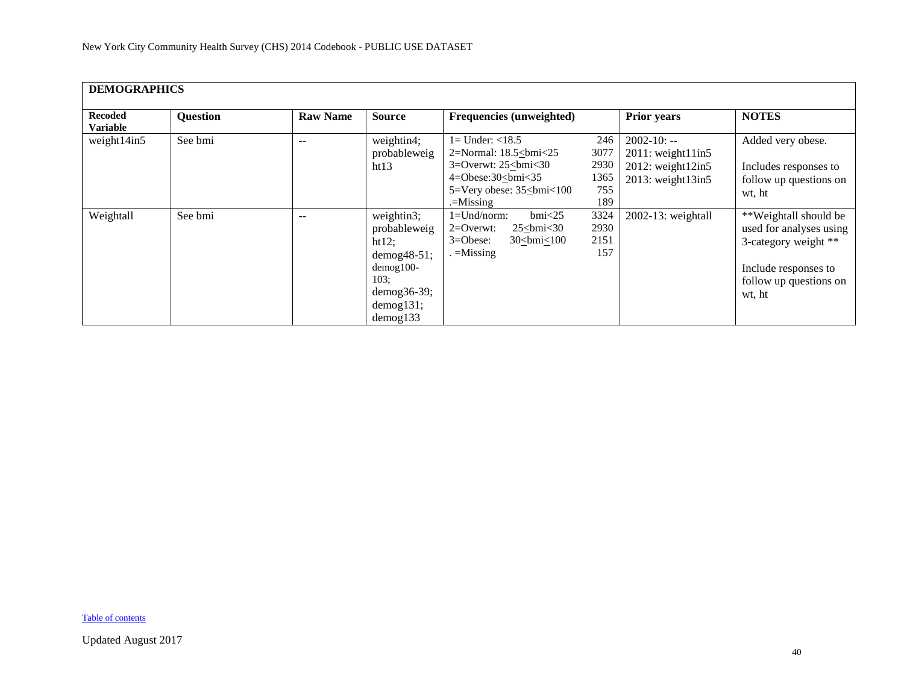| DEMOGRAPHICS | | | | | | |
|---|---|---|---|---|---|---|
| **Recoded Variable** | **Question** | **Raw Name** | **Source** | **Frequencies (unweighted)** | **Prior years** | **NOTES** |
| weight14in5 | See bmi | -- | weightin4; probableweight13 | 1= Under: <18.5 246<br>2=Normal: 18.5≤bmi<25 3077<br>3=Overwt: 25≤bmi<30 2930<br>4=Obese:30≤bmi<35 1365<br>5=Very obese: 35≤bmi<100 755<br>.=Missing 189 | 2002-10: --<br>2011: weight11in5<br>2012: weight12in5<br>2013: weight13in5 | Added very obese.<br><br>Includes responses to follow up questions on wt, ht |
| Weightall | See bmi | -- | weightin3; probableweight12; demog48-51; demog100-103; demog36-39; demog131; demog133 | 1=Und/norm: bmi<25 3324<br>2=Overwt: 25≤bmi<30 2930<br>3=Obese: 30≤bmi≤100 2151<br>. =Missing 157 | 2002-13: weightall | **Weightall should be used for analyses using 3-category weight **<br><br>Include responses to follow up questions on wt, ht |

Table of contents

Updated August 2017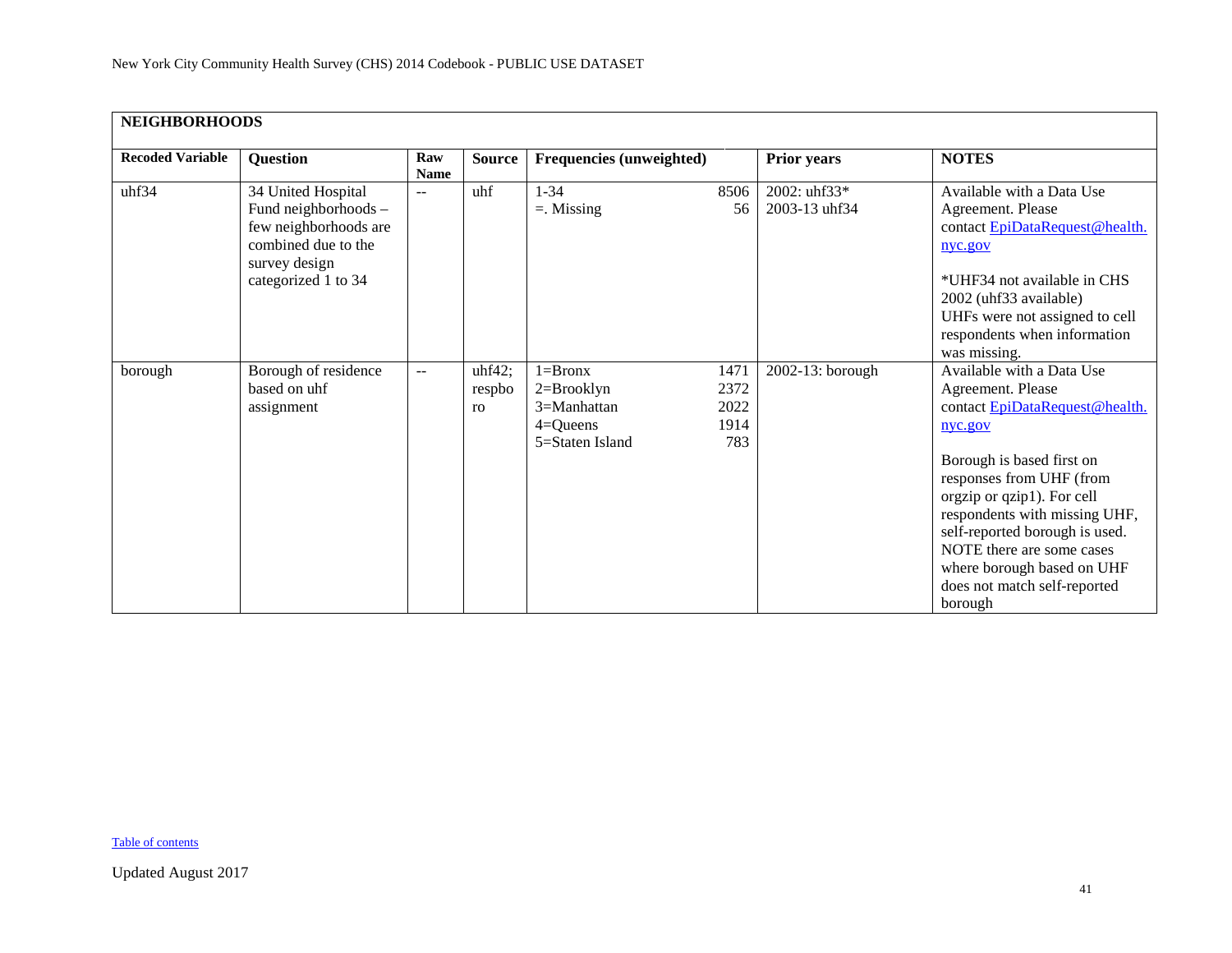**NEIGHBORHOODS**

| Recoded Variable | Question | Raw Name | Source | Frequencies (unweighted) | | Prior years | NOTES |
|---|---|---|---|---|---|---|---|
| uhf34 | 34 United Hospital Fund neighborhoods – few neighborhoods are combined due to the survey design categorized 1 to 34 | -- | uhf | 1-34<br>=. Missing | 8506<br>56 | 2002: uhf33*<br>2003-13 uhf34 | Available with a Data Use Agreement. Please contact EpiDataRequest@health.nyc.gov<br><br>*UHF34 not available in CHS 2002 (uhf33 available)<br>UHFs were not assigned to cell respondents when information was missing. |
| borough | Borough of residence based on uhf assignment | -- | uhf42; respboro | 1=Bronx<br>2=Brooklyn<br>3=Manhattan<br>4=Queens<br>5=Staten Island | 1471<br>2372<br>2022<br>1914<br>783 | 2002-13: borough | Available with a Data Use Agreement. Please contact EpiDataRequest@health.nyc.gov<br><br>Borough is based first on responses from UHF (from orgzip or qzip1). For cell respondents with missing UHF, self-reported borough is used. NOTE there are some cases where borough based on UHF does not match self-reported borough |

Table of contents

Updated August 2017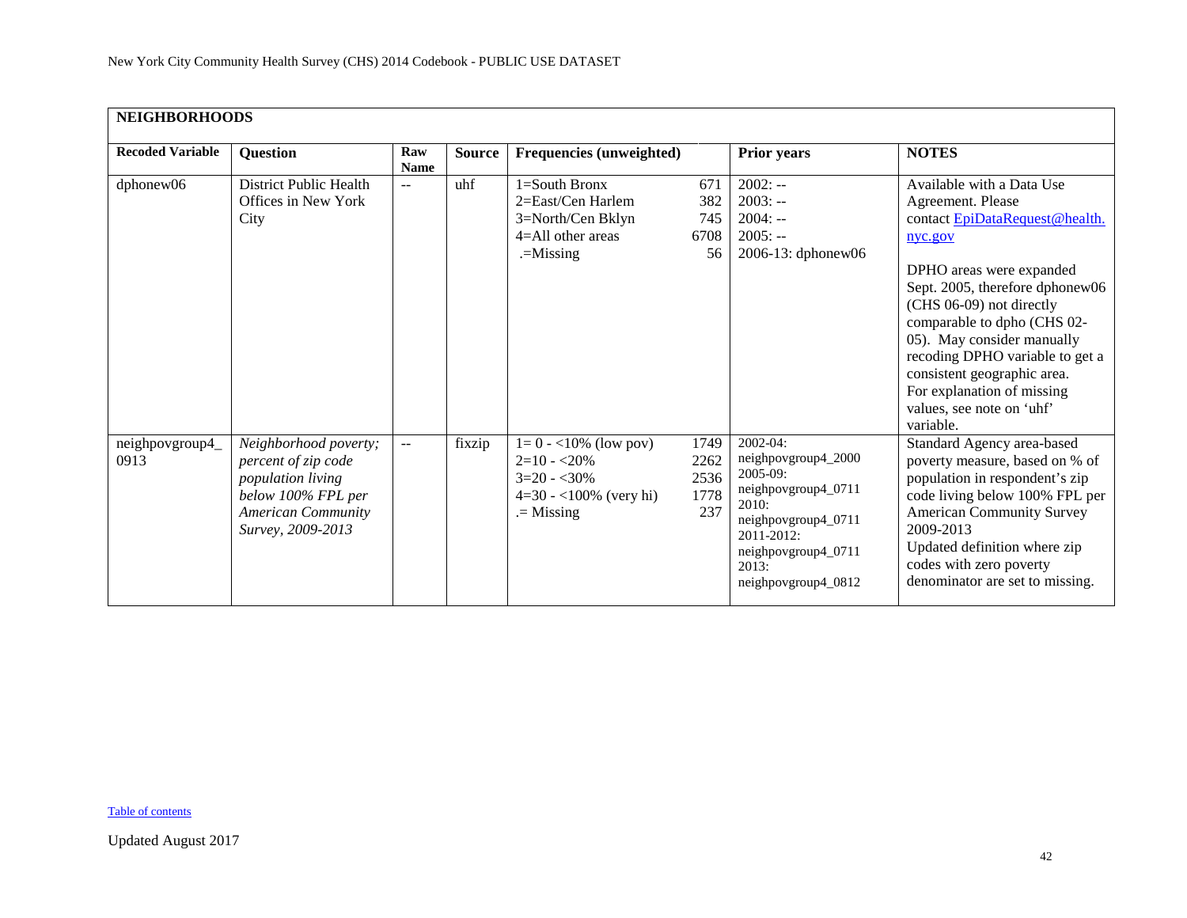## NEIGHBORHOODS

| Recoded Variable | Question | Raw Name | Source | Frequencies (unweighted) | | Prior years | NOTES |
|---|---|---|---|---|---|---|---|
| dphonew06 | District Public Health Offices in New York City | -- | uhf | 1=South Bronx<br>2=East/Cen Harlem<br>3=North/Cen Bklyn<br>4=All other areas<br>.=Missing | 671<br>382<br>745<br>6708<br>56 | 2002: --<br>2003: --<br>2004: --<br>2005: --<br>2006-13: dphonew06 | Available with a Data Use Agreement. Please contact EpiDataRequest@health.nyc.gov<br><br>DPHO areas were expanded Sept. 2005, therefore dphonew06 (CHS 06-09) not directly comparable to dpho (CHS 02-05). May consider manually recoding DPHO variable to get a consistent geographic area. For explanation of missing values, see note on 'uhf' variable. |
| neighpovgroup4_0913 | *Neighborhood poverty; percent of zip code population living below 100% FPL per American Community Survey, 2009-2013* | -- | fixzip | 1= 0 - <10% (low pov)<br>2=10 - <20%<br>3=20 - <30%<br>4=30 - <100% (very hi)<br>.= Missing | 1749<br>2262<br>2536<br>1778<br>237 | 2002-04: neighpovgroup4_2000<br>2005-09: neighpovgroup4_0711<br>2010: neighpovgroup4_0711<br>2011-2012: neighpovgroup4_0711<br>2013: neighpovgroup4_0812 | Standard Agency area-based poverty measure, based on % of population in respondent's zip code living below 100% FPL per American Community Survey 2009-2013<br>Updated definition where zip codes with zero poverty denominator are set to missing. |

Table of contents

Updated August 2017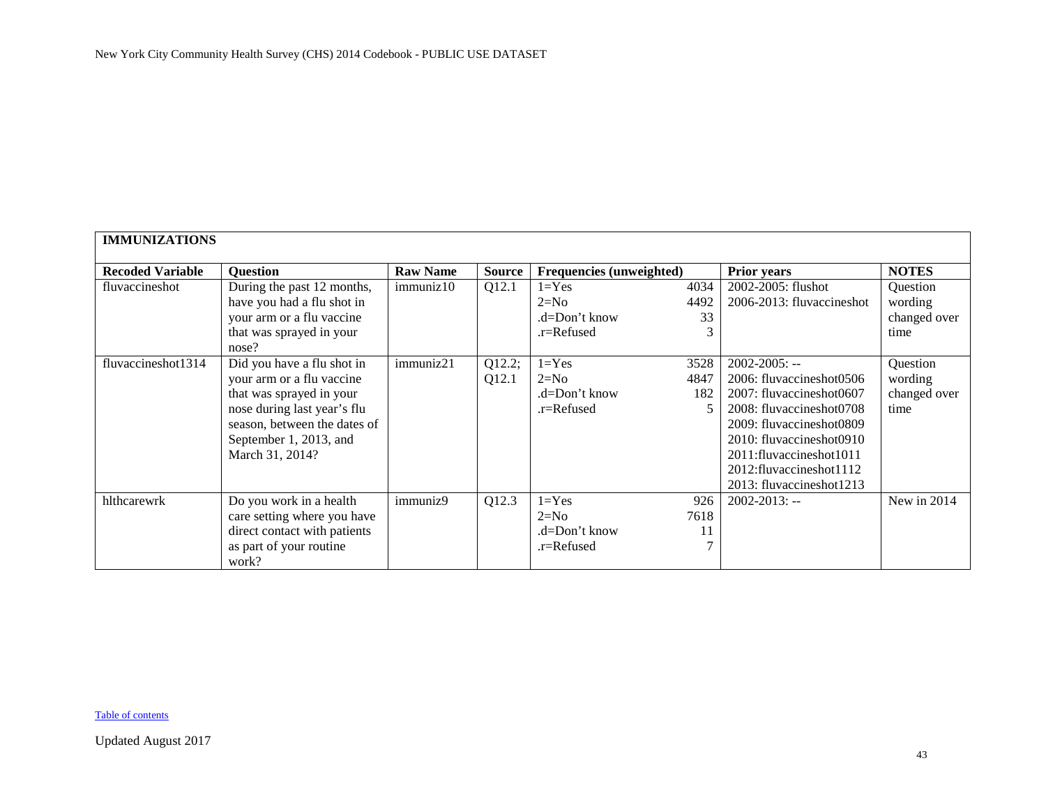| IMMUNIZATIONS | | | | | | |
|---|---|---|---|---|---|---|
| **Recoded Variable** | **Question** | **Raw Name** | **Source** | **Frequencies (unweighted)** | **Prior years** | **NOTES** |
| fluvaccineshot | During the past 12 months, have you had a flu shot in your arm or a flu vaccine that was sprayed in your nose? | immuniz10 | Q12.1 | 1=Yes 4034<br>2=No 4492<br>.d=Don't know 33<br>.r=Refused 3 | 2002-2005: flushot<br>2006-2013: fluvaccineshot | Question wording changed over time |
| fluvaccineshot1314 | Did you have a flu shot in your arm or a flu vaccine that was sprayed in your nose during last year's flu season, between the dates of September 1, 2013, and March 31, 2014? | immuniz21 | Q12.2; Q12.1 | 1=Yes 3528<br>2=No 4847<br>.d=Don't know 182<br>.r=Refused 5 | 2002-2005: --<br>2006: fluvaccineshot0506<br>2007: fluvaccineshot0607<br>2008: fluvaccineshot0708<br>2009: fluvaccineshot0809<br>2010: fluvaccineshot0910<br>2011:fluvaccineshot1011<br>2012:fluvaccineshot1112<br>2013: fluvaccineshot1213 | Question wording changed over time |
| hlthcarewrk | Do you work in a health care setting where you have direct contact with patients as part of your routine work? | immuniz9 | Q12.3 | 1=Yes 926<br>2=No 7618<br>.d=Don't know 11<br>.r=Refused 7 | 2002-2013: -- | New in 2014 |

Table of contents

Updated August 2017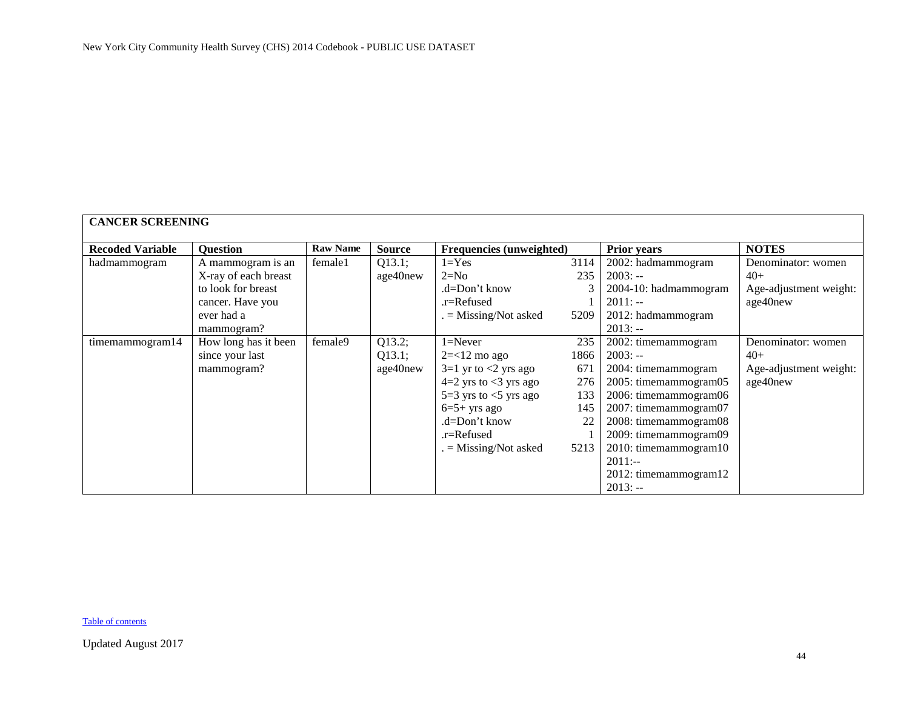**CANCER SCREENING**

| Recoded Variable | Question | Raw Name | Source | Frequencies (unweighted) | | Prior years | NOTES |
|---|---|---|---|---|---|---|---|
| hadmammogram | A mammogram is an X-ray of each breast to look for breast cancer. Have you ever had a mammogram? | female1 | Q13.1; age40new | 1=Yes<br>2=No<br>.d=Don't know<br>.r=Refused<br>. = Missing/Not asked | 3114<br>235<br>3<br>1<br>5209 | 2002: hadmammogram<br>2003: --<br>2004-10: hadmammogram<br>2011: --<br>2012: hadmammogram<br>2013: -- | Denominator: women 40+<br>Age-adjustment weight: age40new |
| timemammogram14 | How long has it been since your last mammogram? | female9 | Q13.2; Q13.1; age40new | 1=Never<br>2=<12 mo ago<br>3=1 yr to <2 yrs ago<br>4=2 yrs to <3 yrs ago<br>5=3 yrs to <5 yrs ago<br>6=5+ yrs ago<br>.d=Don't know<br>.r=Refused<br>. = Missing/Not asked | 235<br>1866<br>671<br>276<br>133<br>145<br>22<br>1<br>5213 | 2002: timemammogram<br>2003: --<br>2004: timemammogram<br>2005: timemammogram05<br>2006: timemammogram06<br>2007: timemammogram07<br>2008: timemammogram08<br>2009: timemammogram09<br>2010: timemammogram10<br>2011:--<br>2012: timemammogram12<br>2013: -- | Denominator: women 40+<br>Age-adjustment weight: age40new |

Table of contents

Updated August 2017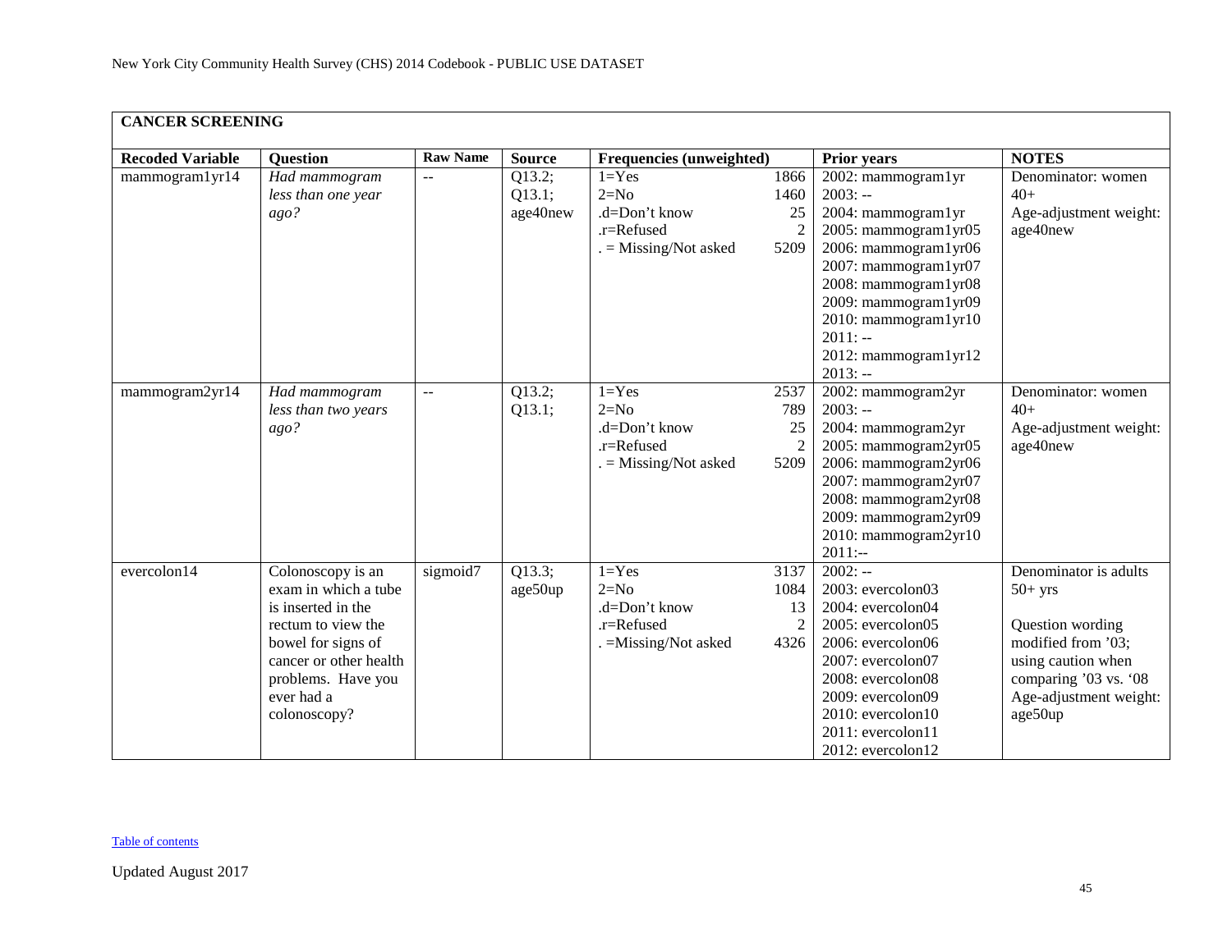## CANCER SCREENING

| Recoded Variable | Question | Raw Name | Source | Frequencies (unweighted) | | Prior years | NOTES |
|---|---|---|---|---|---|---|---|
| mammogram1yr14 | *Had mammogram less than one year ago?* | -- | Q13.2; Q13.1; age40new | 1=Yes<br>2=No<br>.d=Don't know<br>.r=Refused<br>. = Missing/Not asked | 1866<br>1460<br>25<br>2<br>5209 | 2002: mammogram1yr<br>2003: --<br>2004: mammogram1yr<br>2005: mammogram1yr05<br>2006: mammogram1yr06<br>2007: mammogram1yr07<br>2008: mammogram1yr08<br>2009: mammogram1yr09<br>2010: mammogram1yr10<br>2011: --<br>2012: mammogram1yr12<br>2013: -- | Denominator: women 40+<br>Age-adjustment weight: age40new |
| mammogram2yr14 | *Had mammogram less than two years ago?* | -- | Q13.2; Q13.1; | 1=Yes<br>2=No<br>.d=Don't know<br>.r=Refused<br>. = Missing/Not asked | 2537<br>789<br>25<br>2<br>5209 | 2002: mammogram2yr<br>2003: --<br>2004: mammogram2yr<br>2005: mammogram2yr05<br>2006: mammogram2yr06<br>2007: mammogram2yr07<br>2008: mammogram2yr08<br>2009: mammogram2yr09<br>2010: mammogram2yr10<br>2011:-- | Denominator: women 40+<br>Age-adjustment weight: age40new |
| evercolon14 | Colonoscopy is an exam in which a tube is inserted in the rectum to view the bowel for signs of cancer or other health problems. Have you ever had a colonoscopy? | sigmoid7 | Q13.3; age50up | 1=Yes<br>2=No<br>.d=Don't know<br>.r=Refused<br>. =Missing/Not asked | 3137<br>1084<br>13<br>2<br>4326 | 2002: --<br>2003: evercolon03<br>2004: evercolon04<br>2005: evercolon05<br>2006: evercolon06<br>2007: evercolon07<br>2008: evercolon08<br>2009: evercolon09<br>2010: evercolon10<br>2011: evercolon11<br>2012: evercolon12 | Denominator is adults 50+ yrs<br><br>Question wording modified from '03; using caution when comparing '03 vs. '08<br>Age-adjustment weight: age50up |

Table of contents

Updated August 2017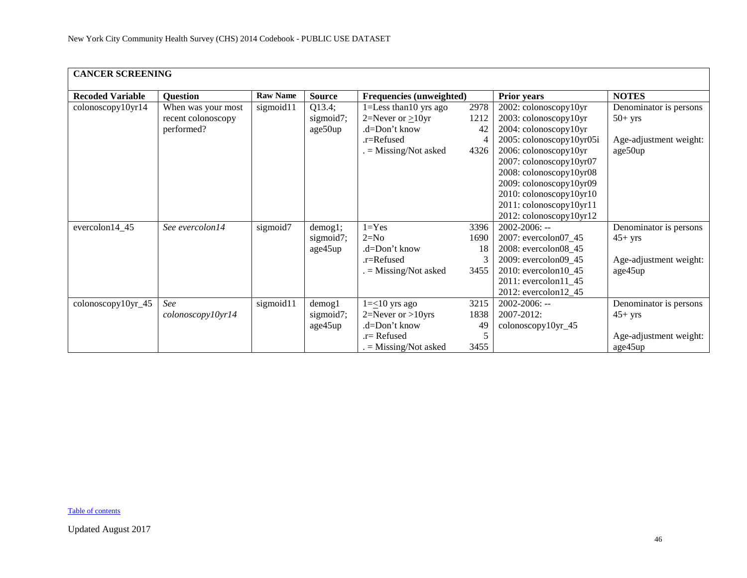New York City Community Health Survey (CHS) 2014 Codebook - PUBLIC USE DATASET

## CANCER SCREENING

| Recoded Variable | Question | Raw Name | Source | Frequencies (unweighted) | | Prior years | NOTES |
|---|---|---|---|---|---|---|---|
| colonoscopy10yr14 | When was your most recent colonoscopy performed? | sigmoid11 | Q13.4; sigmoid7; age50up | 1=Less than10 yrs ago<br>2=Never or ≥10yr<br>.d=Don't know<br>.r=Refused<br>. = Missing/Not asked | 2978<br>1212<br>42<br>4<br>4326 | 2002: colonoscopy10yr<br>2003: colonoscopy10yr<br>2004: colonoscopy10yr<br>2005: colonoscopy10yr05i<br>2006: colonoscopy10yr<br>2007: colonoscopy10yr07<br>2008: colonoscopy10yr08<br>2009: colonoscopy10yr09<br>2010: colonoscopy10yr10<br>2011: colonoscopy10yr11<br>2012: colonoscopy10yr12 | Denominator is persons 50+ yrs<br><br>Age-adjustment weight: age50up |
| evercolon14_45 | *See evercolon14* | sigmoid7 | demog1; sigmoid7; age45up | 1=Yes<br>2=No<br>.d=Don't know<br>.r=Refused<br>. = Missing/Not asked | 3396<br>1690<br>18<br>3<br>3455 | 2002-2006: --<br>2007: evercolon07_45<br>2008: evercolon08_45<br>2009: evercolon09_45<br>2010: evercolon10_45<br>2011: evercolon11_45<br>2012: evercolon12_45 | Denominator is persons 45+ yrs<br><br>Age-adjustment weight: age45up |
| colonoscopy10yr_45 | *See colonoscopy10yr14* | sigmoid11 | demog1 sigmoid7; age45up | 1=≤10 yrs ago<br>2=Never or >10yrs<br>.d=Don't know<br>.r= Refused<br>. = Missing/Not asked | 3215<br>1838<br>49<br>5<br>3455 | 2002-2006: --<br>2007-2012: colonoscopy10yr_45 | Denominator is persons 45+ yrs<br><br>Age-adjustment weight: age45up |

Table of contents

Updated August 2017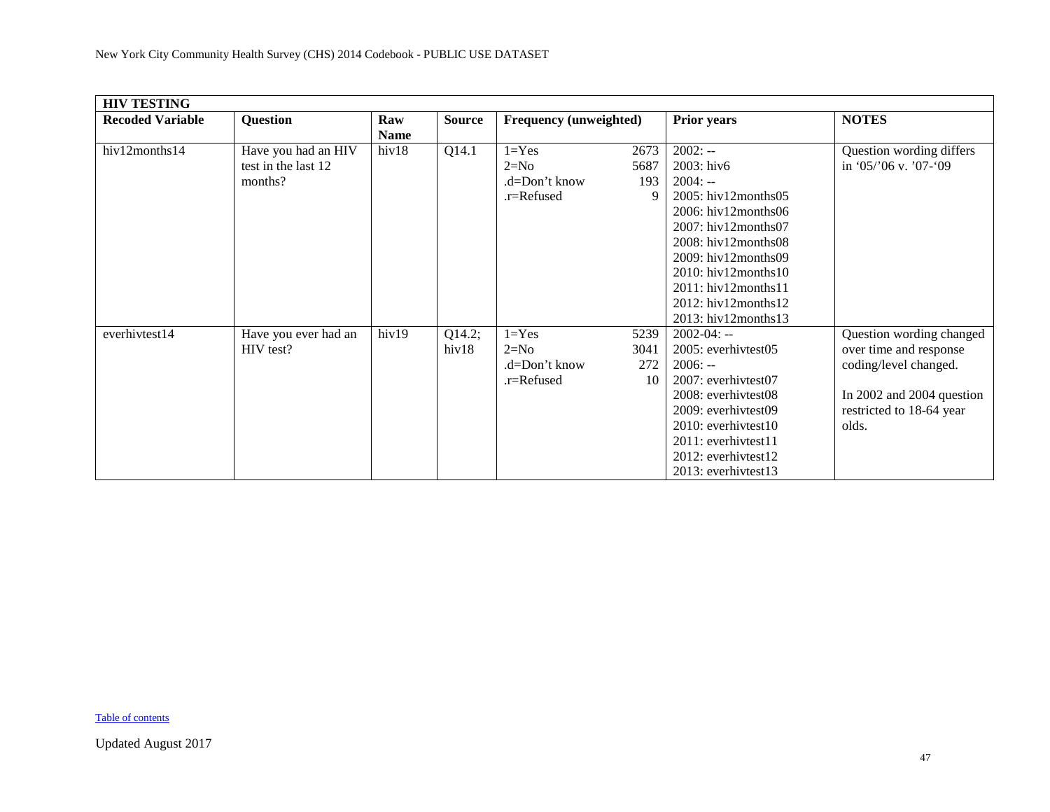| HIV TESTING | | | | | | |
|---|---|---|---|---|---|---|
| **Recoded Variable** | **Question** | **Raw Name** | **Source** | **Frequency (unweighted)** | **Prior years** | **NOTES** |
| hiv12months14 | Have you had an HIV test in the last 12 months? | hiv18 | Q14.1 | 1=Yes 2673<br>2=No 5687<br>.d=Don't know 193<br>.r=Refused 9 | 2002: --<br>2003: hiv6<br>2004: --<br>2005: hiv12months05<br>2006: hiv12months06<br>2007: hiv12months07<br>2008: hiv12months08<br>2009: hiv12months09<br>2010: hiv12months10<br>2011: hiv12months11<br>2012: hiv12months12<br>2013: hiv12months13 | Question wording differs in '05/'06 v. '07-'09 |
| everhivtest14 | Have you ever had an HIV test? | hiv19 | Q14.2; hiv18 | 1=Yes 5239<br>2=No 3041<br>.d=Don't know 272<br>.r=Refused 10 | 2002-04: --<br>2005: everhivtest05<br>2006: --<br>2007: everhivtest07<br>2008: everhivtest08<br>2009: everhivtest09<br>2010: everhivtest10<br>2011: everhivtest11<br>2012: everhivtest12<br>2013: everhivtest13 | Question wording changed over time and response coding/level changed.<br><br>In 2002 and 2004 question restricted to 18-64 year olds. |

Table of contents

Updated August 2017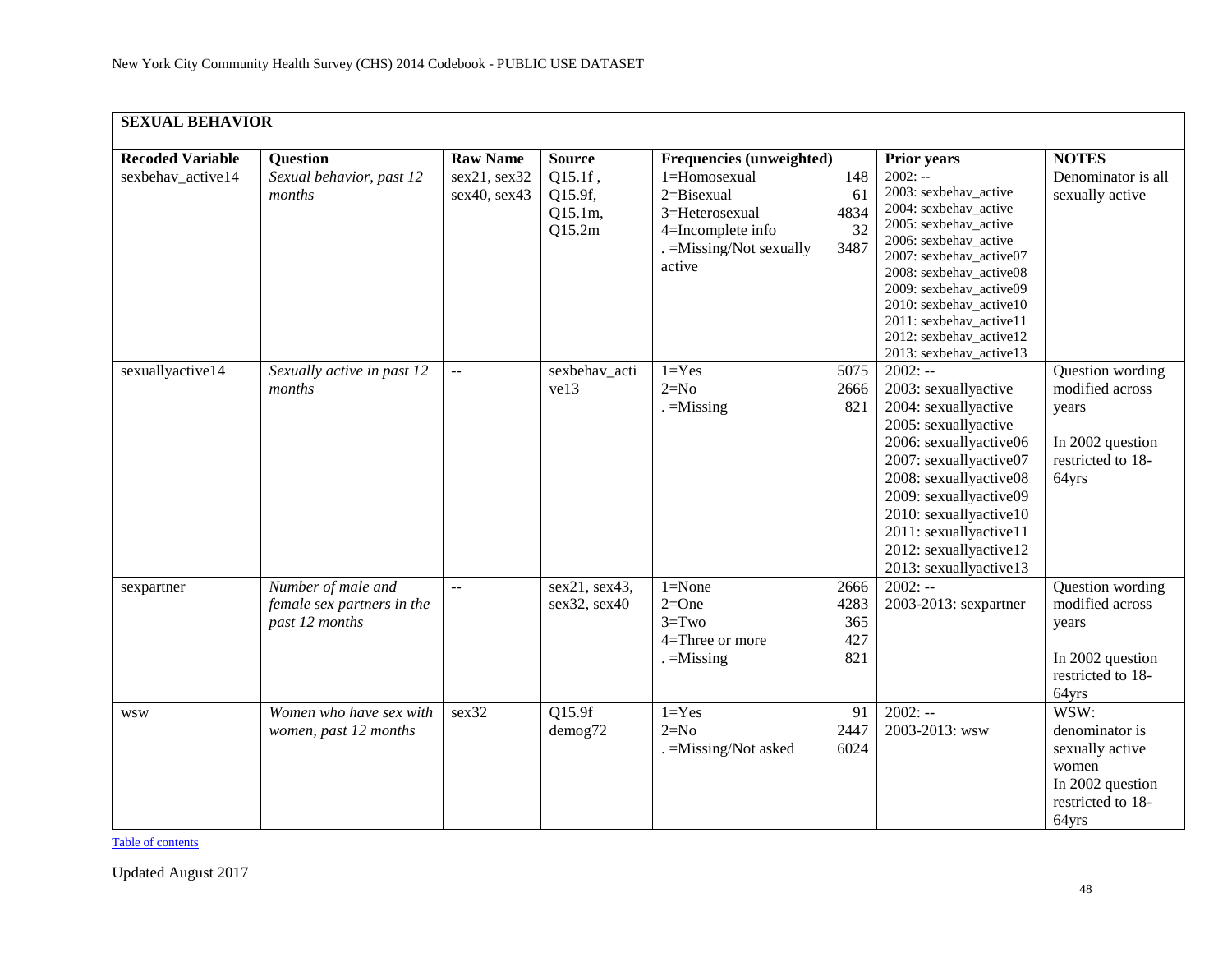**SEXUAL BEHAVIOR**

| Recoded Variable | Question | Raw Name | Source | Frequencies (unweighted) | | Prior years | NOTES |
|---|---|---|---|---|---|---|---|
| sexbehav_active14 | *Sexual behavior, past 12 months* | sex21, sex32 sex40, sex43 | Q15.1f , Q15.9f, Q15.1m, Q15.2m | 1=Homosexual<br>2=Bisexual<br>3=Heterosexual<br>4=Incomplete info<br>. =Missing/Not sexually active | 148<br>61<br>4834<br>32<br>3487 | 2002: --<br>2003: sexbehav_active<br>2004: sexbehav_active<br>2005: sexbehav_active<br>2006: sexbehav_active<br>2007: sexbehav_active07<br>2008: sexbehav_active08<br>2009: sexbehav_active09<br>2010: sexbehav_active10<br>2011: sexbehav_active11<br>2012: sexbehav_active12<br>2013: sexbehav_active13 | Denominator is all sexually active |
| sexuallyactive14 | *Sexually active in past 12 months* | -- | sexbehav_active13 | 1=Yes<br>2=No<br>. =Missing | 5075<br>2666<br>821 | 2002: --<br>2003: sexuallyactive<br>2004: sexuallyactive<br>2005: sexuallyactive<br>2006: sexuallyactive06<br>2007: sexuallyactive07<br>2008: sexuallyactive08<br>2009: sexuallyactive09<br>2010: sexuallyactive10<br>2011: sexuallyactive11<br>2012: sexuallyactive12<br>2013: sexuallyactive13 | Question wording modified across years<br><br>In 2002 question restricted to 18-64yrs |
| sexpartner | *Number of male and female sex partners in the past 12 months* | -- | sex21, sex43, sex32, sex40 | 1=None<br>2=One<br>3=Two<br>4=Three or more<br>. =Missing | 2666<br>4283<br>365<br>427<br>821 | 2002: --<br>2003-2013: sexpartner | Question wording modified across years<br><br>In 2002 question restricted to 18-64yrs |
| wsw | *Women who have sex with women, past 12 months* | sex32 | Q15.9f demog72 | 1=Yes<br>2=No<br>. =Missing/Not asked | 91<br>2447<br>6024 | 2002: --<br>2003-2013: wsw | WSW: denominator is sexually active women<br>In 2002 question restricted to 18-64yrs |

Table of contents

Updated August 2017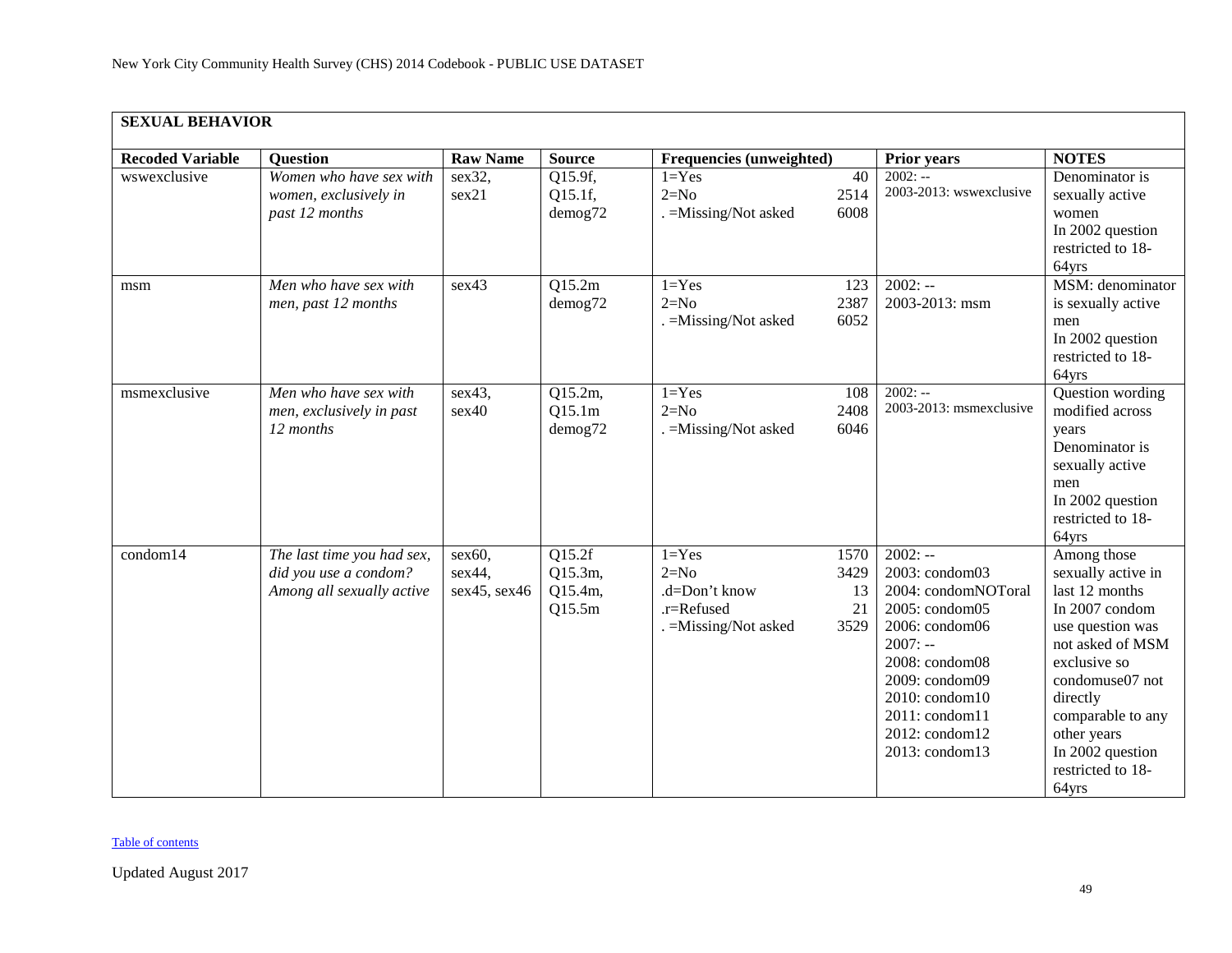| SEXUAL BEHAVIOR | | | | | | |
|---|---|---|---|---|---|---|
| **Recoded Variable** | **Question** | **Raw Name** | **Source** | **Frequencies (unweighted)** | **Prior years** | **NOTES** |
| wswexclusive | *Women who have sex with women, exclusively in past 12 months* | sex32, sex21 | Q15.9f, Q15.1f, demog72 | 1=Yes 40<br>2=No 2514<br>. =Missing/Not asked 6008 | 2002: --<br>2003-2013: wswexclusive | Denominator is sexually active women<br>In 2002 question restricted to 18-64yrs |
| msm | *Men who have sex with men, past 12 months* | sex43 | Q15.2m demog72 | 1=Yes 123<br>2=No 2387<br>. =Missing/Not asked 6052 | 2002: --<br>2003-2013: msm | MSM: denominator is sexually active men<br>In 2002 question restricted to 18-64yrs |
| msmexclusive | *Men who have sex with men, exclusively in past 12 months* | sex43, sex40 | Q15.2m, Q15.1m demog72 | 1=Yes 108<br>2=No 2408<br>. =Missing/Not asked 6046 | 2002: --<br>2003-2013: msmexclusive | Question wording modified across years<br>Denominator is sexually active men<br>In 2002 question restricted to 18-64yrs |
| condom14 | *The last time you had sex, did you use a condom? Among all sexually active* | sex60, sex44, sex45, sex46 | Q15.2f Q15.3m, Q15.4m, Q15.5m | 1=Yes 1570<br>2=No 3429<br>.d=Don't know 13<br>.r=Refused 21<br>. =Missing/Not asked 3529 | 2002: --<br>2003: condom03<br>2004: condomNOToral<br>2005: condom05<br>2006: condom06<br>2007: --<br>2008: condom08<br>2009: condom09<br>2010: condom10<br>2011: condom11<br>2012: condom12<br>2013: condom13 | Among those sexually active in last 12 months<br>In 2007 condom use question was not asked of MSM exclusive so condomuse07 not directly comparable to any other years<br>In 2002 question restricted to 18-64yrs |

Table of contents

Updated August 2017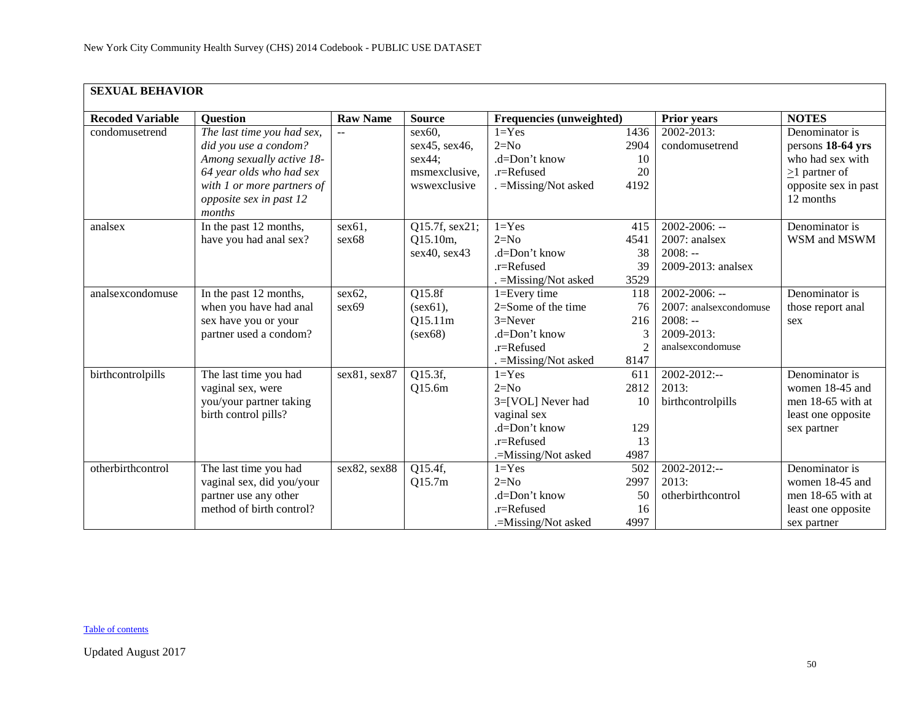| SEXUAL BEHAVIOR | | | | | | | |
|---|---|---|---|---|---|---|---|
| **Recoded Variable** | **Question** | **Raw Name** | **Source** | **Frequencies (unweighted)** | | **Prior years** | **NOTES** |
| condomusetrend | *The last time you had sex, did you use a condom? Among sexually active 18-64 year olds who had sex with 1 or more partners of opposite sex in past 12 months* | -- | sex60, sex45, sex46, sex44; msmexclusive, wswexclusive | 1=Yes<br>2=No<br>.d=Don't know<br>.r=Refused<br>. =Missing/Not asked | 1436<br>2904<br>10<br>20<br>4192 | 2002-2013: condomusetrend | Denominator is persons **18-64 yrs** who had sex with $\geq$1 partner of opposite sex in past 12 months |
| analsex | In the past 12 months, have you had anal sex? | sex61, sex68 | Q15.7f, sex21; Q15.10m, sex40, sex43 | 1=Yes<br>2=No<br>.d=Don't know<br>.r=Refused<br>. =Missing/Not asked | 415<br>4541<br>38<br>39<br>3529 | 2002-2006: --<br>2007: analsex<br>2008: --<br>2009-2013: analsex | Denominator is WSM and MSWM |
| analsexcondomuse | In the past 12 months, when you have had anal sex have you or your partner used a condom? | sex62, sex69 | Q15.8f (sex61), Q15.11m (sex68) | 1=Every time<br>2=Some of the time<br>3=Never<br>.d=Don't know<br>.r=Refused<br>. =Missing/Not asked | 118<br>76<br>216<br>3<br>2<br>8147 | 2002-2006: --<br>2007: analsexcondomuse<br>2008: --<br>2009-2013: analsexcondomuse | Denominator is those report anal sex |
| birthcontrolpills | The last time you had vaginal sex, were you/your partner taking birth control pills? | sex81, sex87 | Q15.3f, Q15.6m | 1=Yes<br>2=No<br>3=[VOL] Never had vaginal sex<br>.d=Don't know<br>.r=Refused<br>.=Missing/Not asked | 611<br>2812<br>10<br>129<br>13<br>4987 | 2002-2012:--<br>2013: birthcontrolpills | Denominator is women 18-45 and men 18-65 with at least one opposite sex partner |
| otherbirthcontrol | The last time you had vaginal sex, did you/your partner use any other method of birth control? | sex82, sex88 | Q15.4f, Q15.7m | 1=Yes<br>2=No<br>.d=Don't know<br>.r=Refused<br>.=Missing/Not asked | 502<br>2997<br>50<br>16<br>4997 | 2002-2012:--<br>2013: otherbirthcontrol | Denominator is women 18-45 and men 18-65 with at least one opposite sex partner |

Table of contents

Updated August 2017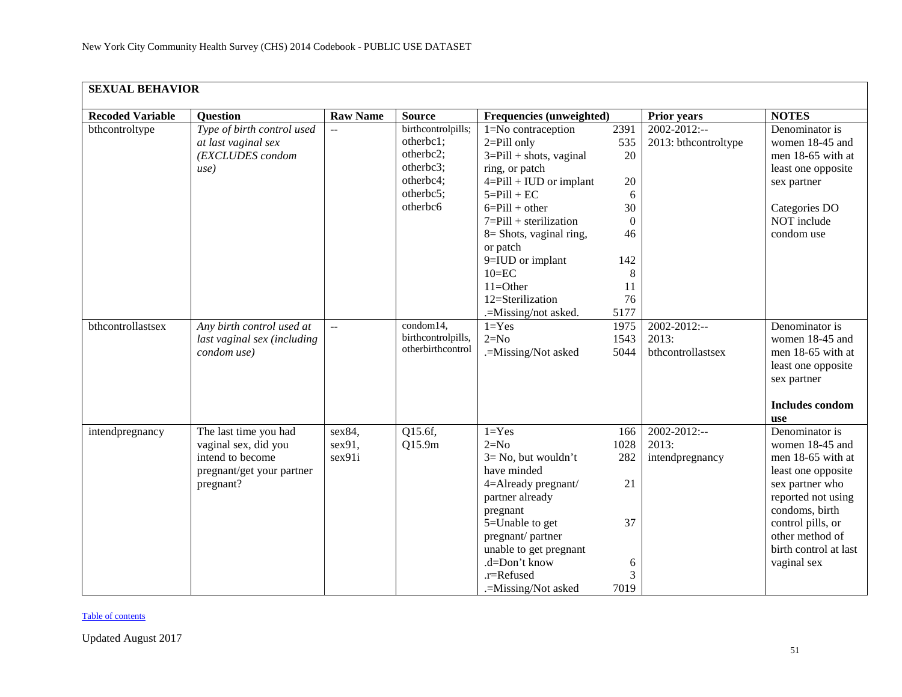## SEXUAL BEHAVIOR

| Recoded Variable | Question | Raw Name | Source | Frequencies (unweighted) | | Prior years | NOTES |
|---|---|---|---|---|---|---|---|
| bthcontroltype | *Type of birth control used at last vaginal sex (EXCLUDES condom use)* | -- | birthcontrolpills; otherbc1; otherbc2; otherbc3; otherbc4; otherbc5; otherbc6 | 1=No contraception<br>2=Pill only<br>3=Pill + shots, vaginal ring, or patch<br>4=Pill + IUD or implant<br>5=Pill + EC<br>6=Pill + other<br>7=Pill + sterilization<br>8= Shots, vaginal ring, or patch<br>9=IUD or implant<br>10=EC<br>11=Other<br>12=Sterilization<br>.=Missing/not asked. | 2391<br>535<br>20<br><br>20<br>6<br>30<br>0<br>46<br><br>142<br>8<br>11<br>76<br>5177 | 2002-2012:--<br>2013: bthcontroltype | Denominator is women 18-45 and men 18-65 with at least one opposite sex partner<br><br>Categories DO NOT include condom use |
| bthcontrollastsex | *Any birth control used at last vaginal sex (including condom use)* | -- | condom14, birthcontrolpills, otherbirthcontrol | 1=Yes<br>2=No<br>.=Missing/Not asked | 1975<br>1543<br>5044 | 2002-2012:--<br>2013: bthcontrollastsex | Denominator is women 18-45 and men 18-65 with at least one opposite sex partner<br><br>**Includes condom use** |
| intendpregnancy | The last time you had vaginal sex, did you intend to become pregnant/get your partner pregnant? | sex84, sex91, sex91i | Q15.6f, Q15.9m | 1=Yes<br>2=No<br>3= No, but wouldn't have minded<br>4=Already pregnant/ partner already pregnant<br>5=Unable to get pregnant/ partner unable to get pregnant<br>.d=Don't know<br>.r=Refused<br>.=Missing/Not asked | 166<br>1028<br>282<br><br>21<br><br><br>37<br><br><br>6<br>3<br>7019 | 2002-2012:--<br>2013: intendpregnancy | Denominator is women 18-45 and men 18-65 with at least one opposite sex partner who reported not using condoms, birth control pills, or other method of birth control at last vaginal sex |

Table of contents

Updated August 2017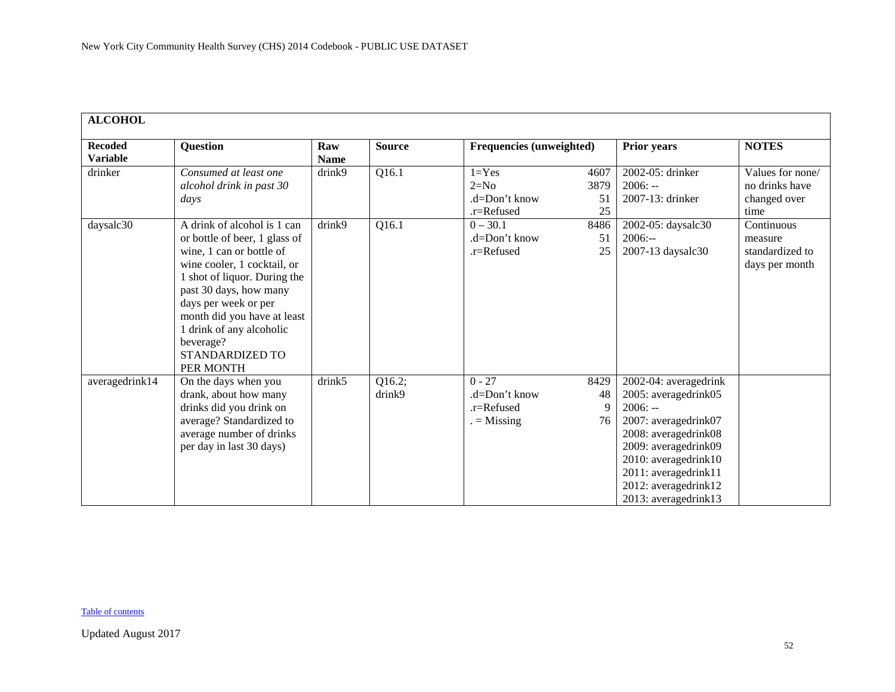| ALCOHOL | | | | | | |
|---|---|---|---|---|---|---|
| **Recoded Variable** | **Question** | **Raw Name** | **Source** | **Frequencies (unweighted)** | **Prior years** | **NOTES** |
| drinker | *Consumed at least one alcohol drink in past 30 days* | drink9 | Q16.1 | 1=Yes 4607<br>2=No 3879<br>.d=Don't know 51<br>.r=Refused 25 | 2002-05: drinker<br>2006: --<br>2007-13: drinker | Values for none/ no drinks have changed over time |
| daysalc30 | A drink of alcohol is 1 can or bottle of beer, 1 glass of wine, 1 can or bottle of wine cooler, 1 cocktail, or 1 shot of liquor. During the past 30 days, how many days per week or per month did you have at least 1 drink of any alcoholic beverage? STANDARDIZED TO PER MONTH | drink9 | Q16.1 | 0 – 30.1 8486<br>.d=Don't know 51<br>.r=Refused 25 | 2002-05: daysalc30<br>2006:--<br>2007-13 daysalc30 | Continuous measure standardized to days per month |
| averagedrink14 | On the days when you drank, about how many drinks did you drink on average? Standardized to average number of drinks per day in last 30 days) | drink5 | Q16.2; drink9 | 0 - 27 8429<br>.d=Don't know 48<br>.r=Refused 9<br>. = Missing 76 | 2002-04: averagedrink<br>2005: averagedrink05<br>2006: --<br>2007: averagedrink07<br>2008: averagedrink08<br>2009: averagedrink09<br>2010: averagedrink10<br>2011: averagedrink11<br>2012: averagedrink12<br>2013: averagedrink13 | |

Table of contents

Updated August 2017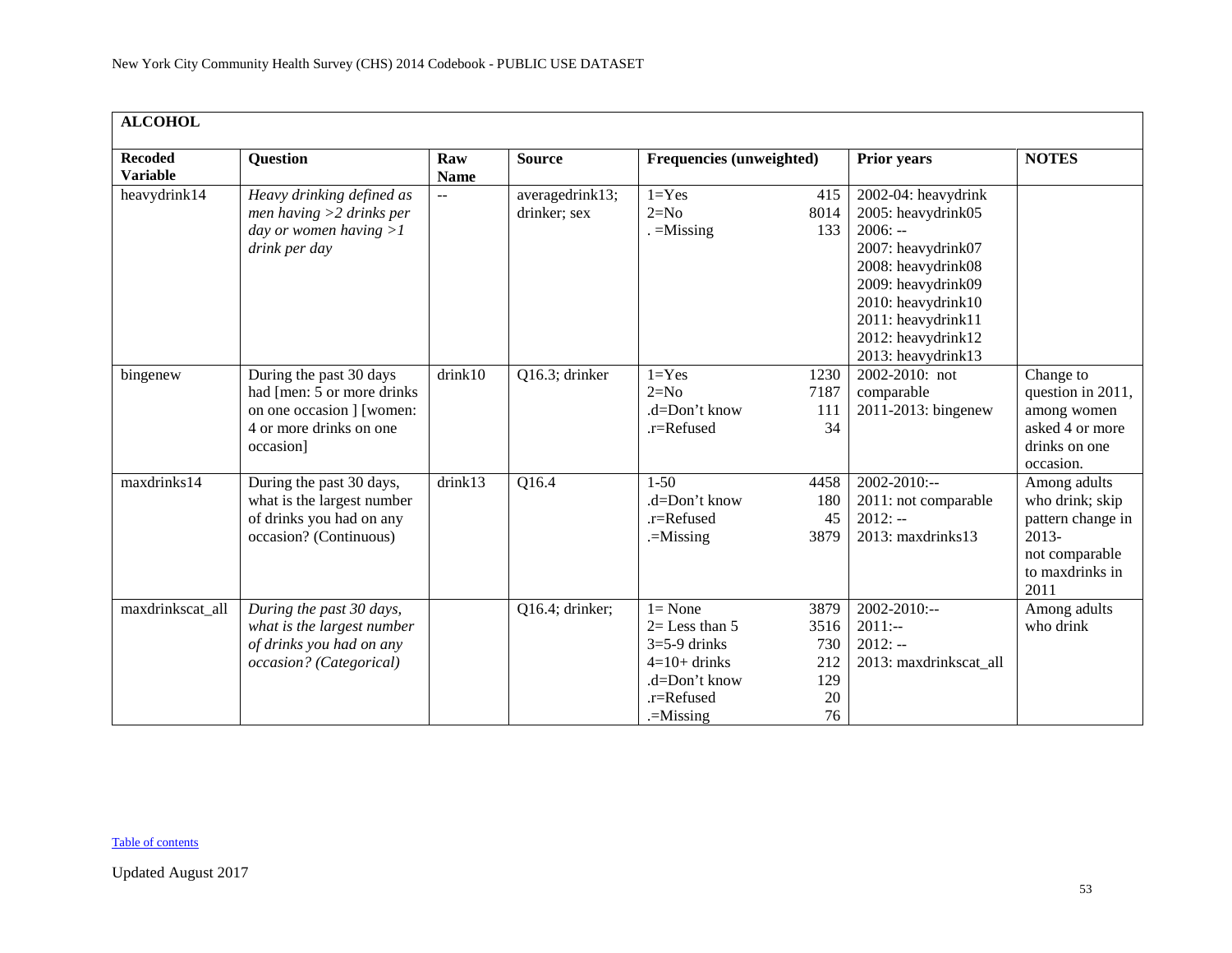| **ALCOHOL** | | | | | | |
|---|---|---|---|---|---|---|
| **Recoded Variable** | **Question** | **Raw Name** | **Source** | **Frequencies (unweighted)** | **Prior years** | **NOTES** |
| heavydrink14 | *Heavy drinking defined as men having >2 drinks per day or women having >1 drink per day* | -- | averagedrink13; drinker; sex | 1=Yes 415<br>2=No 8014<br>. =Missing 133 | 2002-04: heavydrink<br>2005: heavydrink05<br>2006: --<br>2007: heavydrink07<br>2008: heavydrink08<br>2009: heavydrink09<br>2010: heavydrink10<br>2011: heavydrink11<br>2012: heavydrink12<br>2013: heavydrink13 | |
| bingenew | During the past 30 days had [men: 5 or more drinks on one occasion ] [women: 4 or more drinks on one occasion] | drink10 | Q16.3; drinker | 1=Yes 1230<br>2=No 7187<br>.d=Don't know 111<br>.r=Refused 34 | 2002-2010: not comparable<br>2011-2013: bingenew | Change to question in 2011, among women asked 4 or more drinks on one occasion. |
| maxdrinks14 | During the past 30 days, what is the largest number of drinks you had on any occasion? (Continuous) | drink13 | Q16.4 | 1-50 4458<br>.d=Don't know 180<br>.r=Refused 45<br>.=Missing 3879 | 2002-2010:--<br>2011: not comparable<br>2012: --<br>2013: maxdrinks13 | Among adults who drink; skip pattern change in 2013- not comparable to maxdrinks in 2011 |
| maxdrinkscat_all | *During the past 30 days, what is the largest number of drinks you had on any occasion? (Categorical)* | | Q16.4; drinker; | 1= None 3879<br>2= Less than 5 3516<br>3=5-9 drinks 730<br>4=10+ drinks 212<br>.d=Don't know 129<br>.r=Refused 20<br>.=Missing 76 | 2002-2010:--<br>2011:--<br>2012: --<br>2013: maxdrinkscat_all | Among adults who drink |

Table of contents

Updated August 2017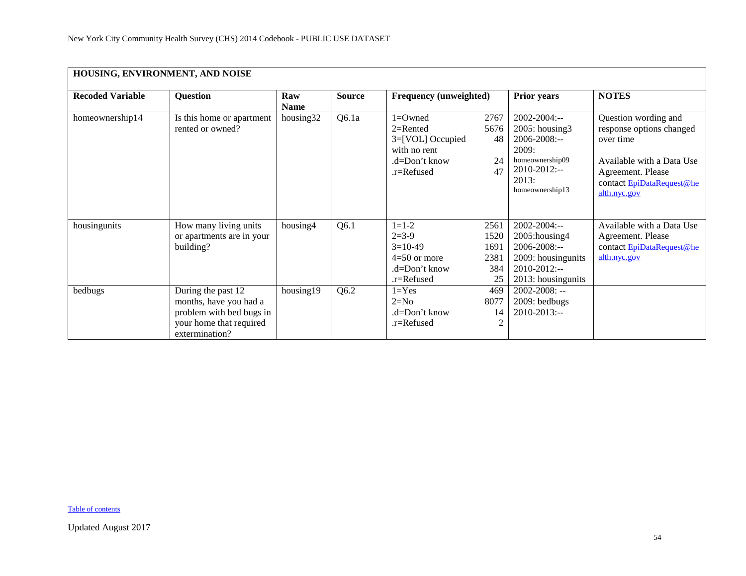## HOUSING, ENVIRONMENT, AND NOISE

| Recoded Variable | Question | Raw Name | Source | Frequency (unweighted) | Prior years | NOTES |
|---|---|---|---|---|---|---|
| homeownership14 | Is this home or apartment rented or owned? | housing32 | Q6.1a | 1=Owned 2767<br>2=Rented 5676<br>3=[VOL] Occupied with no rent 48<br>.d=Don't know 24<br>.r=Refused 47 | 2002-2004:--<br>2005: housing3<br>2006-2008:--<br>2009: homeownership09<br>2010-2012:--<br>2013: homeownership13 | Question wording and response options changed over time<br><br>Available with a Data Use Agreement. Please contact EpiDataRequest@health.nyc.gov |
| housingunits | How many living units or apartments are in your building? | housing4 | Q6.1 | 1=1-2 2561<br>2=3-9 1520<br>3=10-49 1691<br>4=50 or more 2381<br>.d=Don't know 384<br>.r=Refused 25 | 2002-2004:--<br>2005:housing4<br>2006-2008:--<br>2009: housingunits<br>2010-2012:--<br>2013: housingunits | Available with a Data Use Agreement. Please contact EpiDataRequest@health.nyc.gov |
| bedbugs | During the past 12 months, have you had a problem with bed bugs in your home that required extermination? | housing19 | Q6.2 | 1=Yes 469<br>2=No 8077<br>.d=Don't know 14<br>.r=Refused 2 | 2002-2008: --<br>2009: bedbugs<br>2010-2013:-- | |

Table of contents

Updated August 2017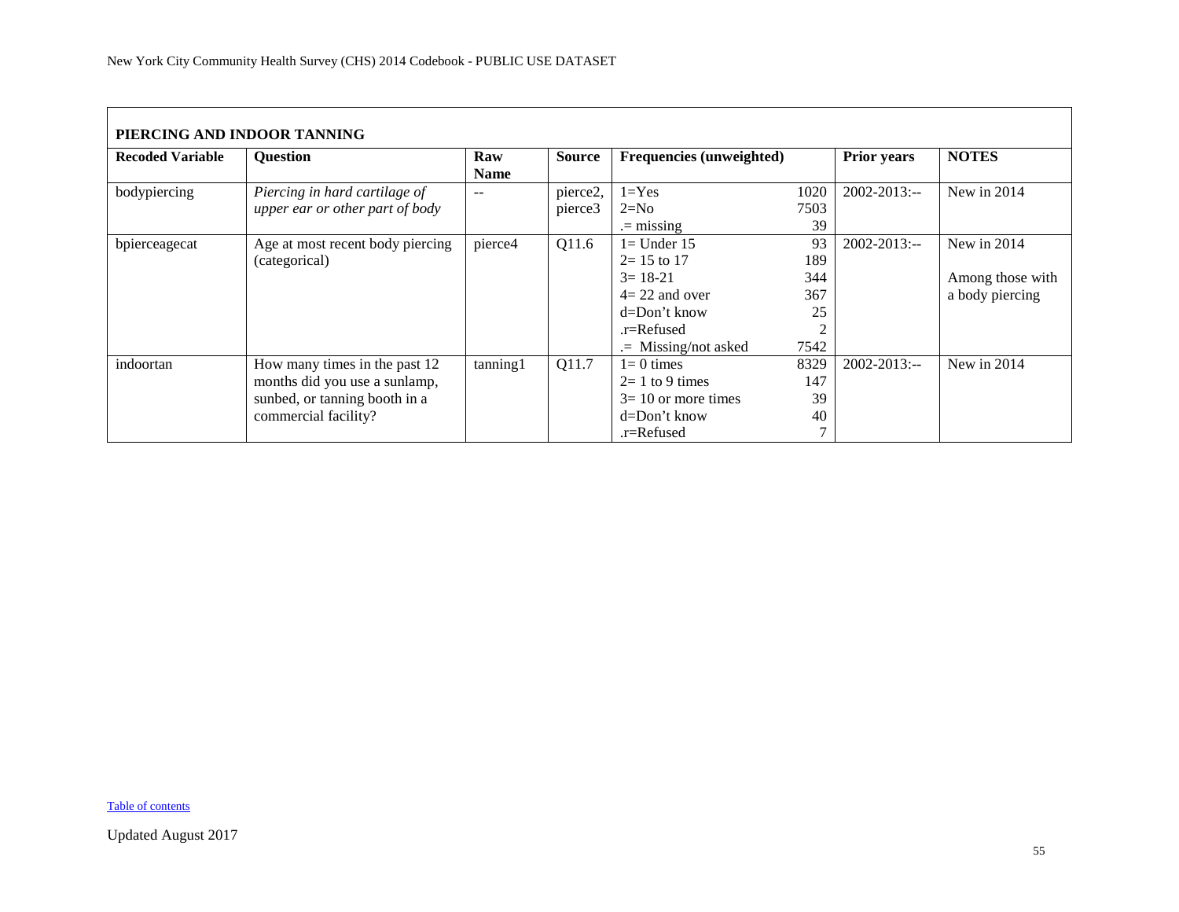## PIERCING AND INDOOR TANNING

| Recoded Variable | Question | Raw Name | Source | Frequencies (unweighted) | | Prior years | NOTES |
|---|---|---|---|---|---|---|---|
| bodypiercing | *Piercing in hard cartilage of upper ear or other part of body* | -- | pierce2, pierce3 | 1=Yes<br>2=No<br>.= missing | 1020<br>7503<br>39 | 2002-2013:-- | New in 2014 |
| bpierceagecat | Age at most recent body piercing (categorical) | pierce4 | Q11.6 | 1= Under 15<br>2= 15 to 17<br>3= 18-21<br>4= 22 and over<br>d=Don't know<br>.r=Refused<br>.= Missing/not asked | 93<br>189<br>344<br>367<br>25<br>2<br>7542 | 2002-2013:-- | New in 2014<br><br>Among those with a body piercing |
| indoortan | How many times in the past 12 months did you use a sunlamp, sunbed, or tanning booth in a commercial facility? | tanning1 | Q11.7 | 1= 0 times<br>2= 1 to 9 times<br>3= 10 or more times<br>d=Don't know<br>.r=Refused | 8329<br>147<br>39<br>40<br>7 | 2002-2013:-- | New in 2014 |

Table of contents

Updated August 2017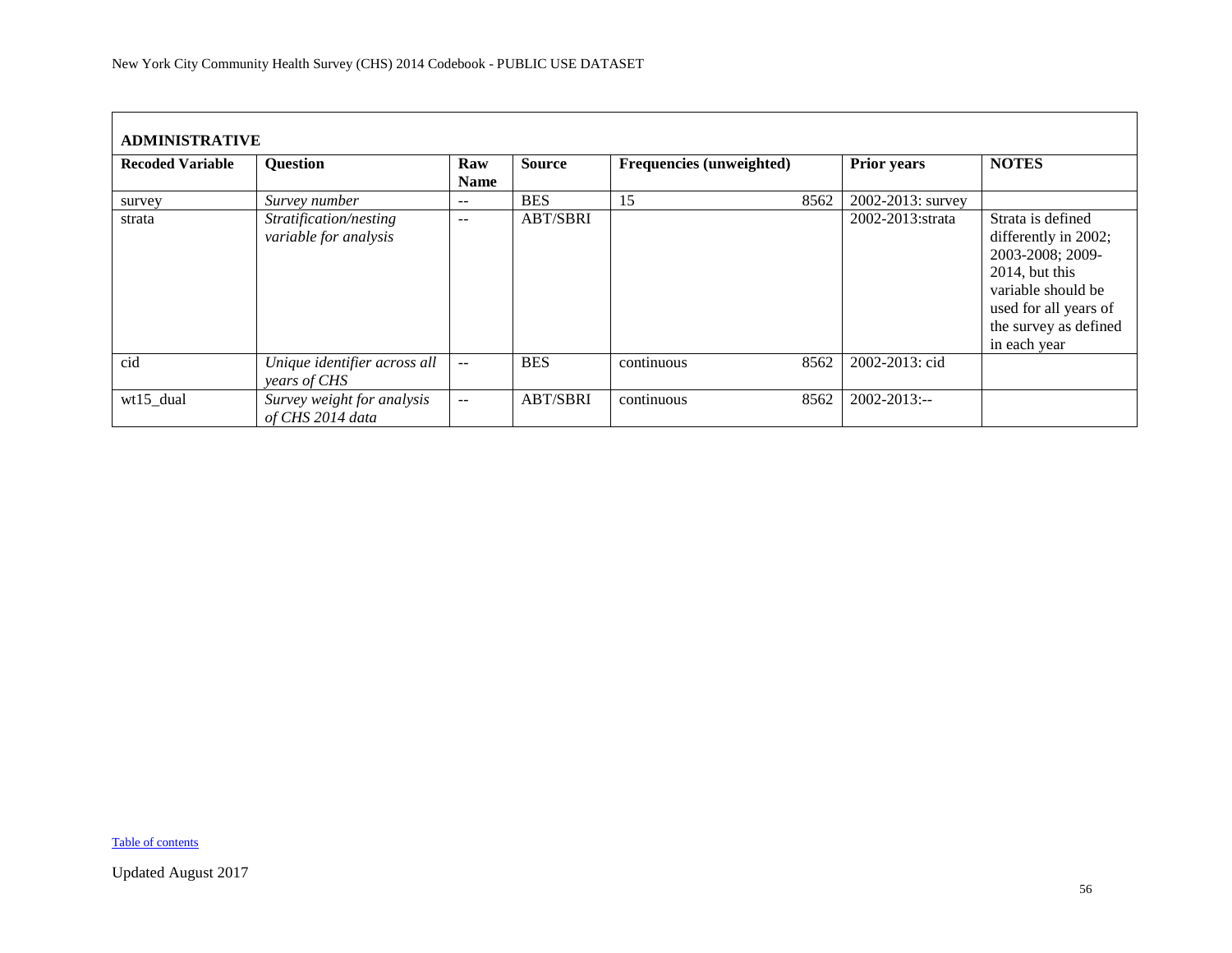| ADMINISTRATIVE | | | | | | | |
|---|---|---|---|---|---|---|---|
| **Recoded Variable** | **Question** | **Raw Name** | **Source** | **Frequencies (unweighted)** | | **Prior years** | **NOTES** |
| survey | *Survey number* | -- | BES | 15 | 8562 | 2002-2013: survey | |
| strata | *Stratification/nesting variable for analysis* | -- | ABT/SBRI | | | 2002-2013:strata | Strata is defined differently in 2002; 2003-2008; 2009-2014, but this variable should be used for all years of the survey as defined in each year |
| cid | *Unique identifier across all years of CHS* | -- | BES | continuous | 8562 | 2002-2013: cid | |
| wt15_dual | *Survey weight for analysis of CHS 2014 data* | -- | ABT/SBRI | continuous | 8562 | 2002-2013:-- | |

Table of contents

Updated August 2017